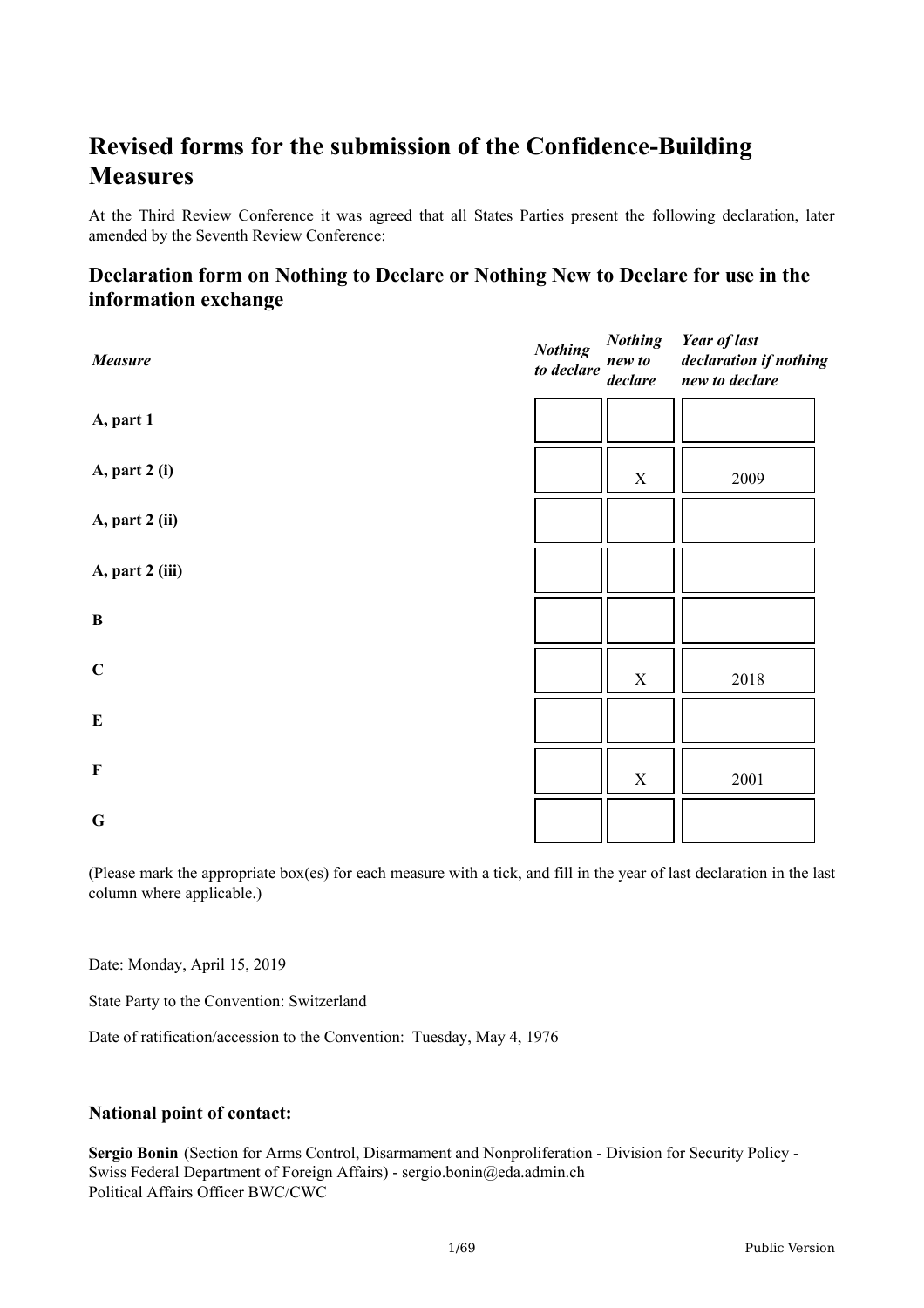# Revised forms for the submission of the Confidence-Building Measures

At the Third Review Conference it was agreed that all States Parties present the following declaration, later amended by the Seventh Review Conference:

## Declaration form on Nothing to Declare or Nothing New to Declare for use in the information exchange

| *Measure* | *Nothing to declare* | *Nothing new to declare* | *Year of last declaration if nothing new to declare* |
|---|---|---|---|
| **A, part 1** | | | |
| **A, part 2 (i)** | | X | 2009 |
| **A, part 2 (ii)** | | | |
| **A, part 2 (iii)** | | | |
| **B** | | | |
| **C** | | X | 2018 |
| **E** | | | |
| **F** | | X | 2001 |
| **G** | | | |

(Please mark the appropriate box(es) for each measure with a tick, and fill in the year of last declaration in the last column where applicable.)

Date: Monday, April 15, 2019

State Party to the Convention: Switzerland

Date of ratification/accession to the Convention: Tuesday, May 4, 1976

### National point of contact:

**Sergio Bonin** (Section for Arms Control, Disarmament and Nonproliferation - Division for Security Policy - Swiss Federal Department of Foreign Affairs) - sergio.bonin@eda.admin.ch
Political Affairs Officer BWC/CWC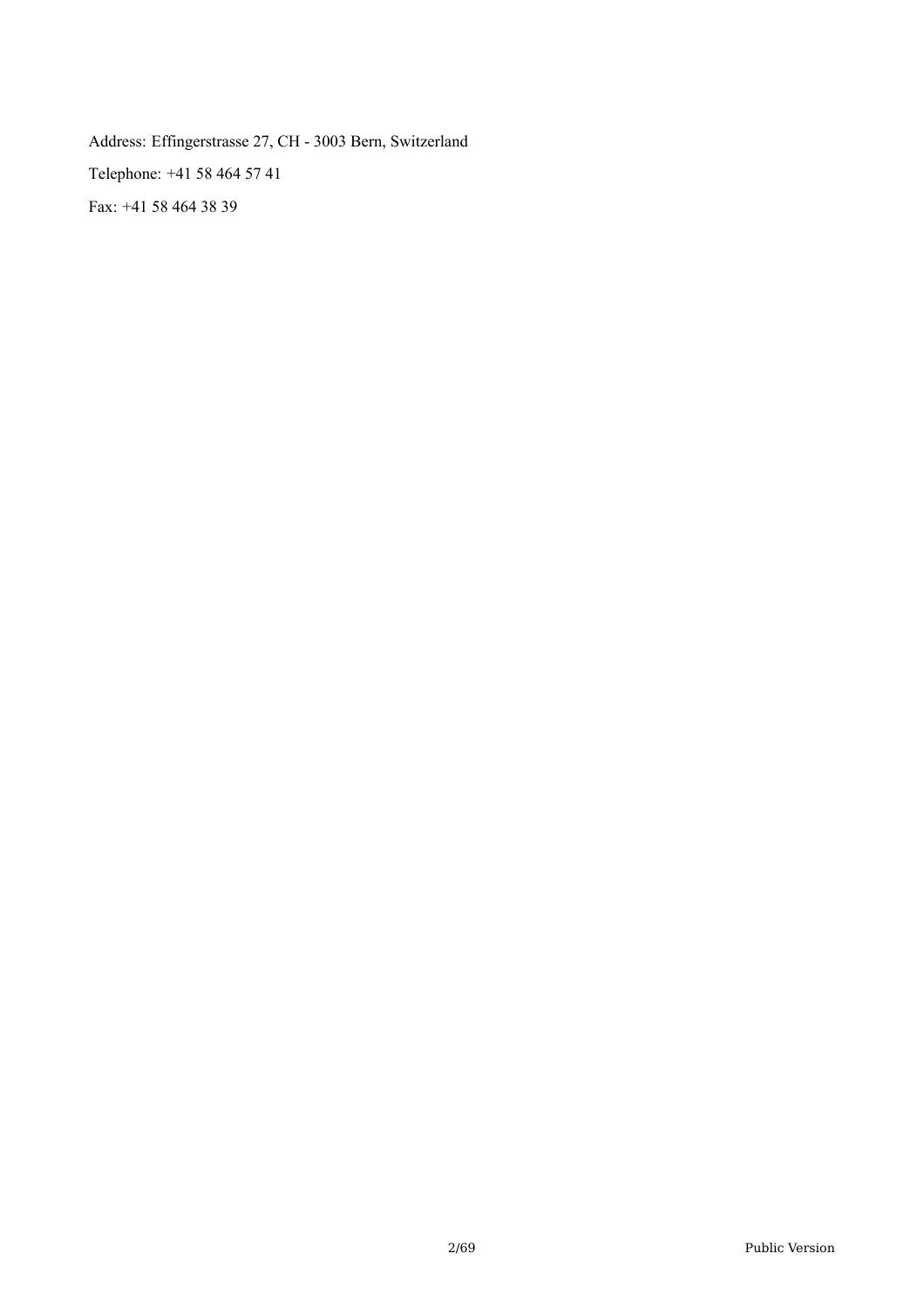Address: Effingerstrasse 27, CH - 3003 Bern, Switzerland

Telephone: +41 58 464 57 41

Fax: +41 58 464 38 39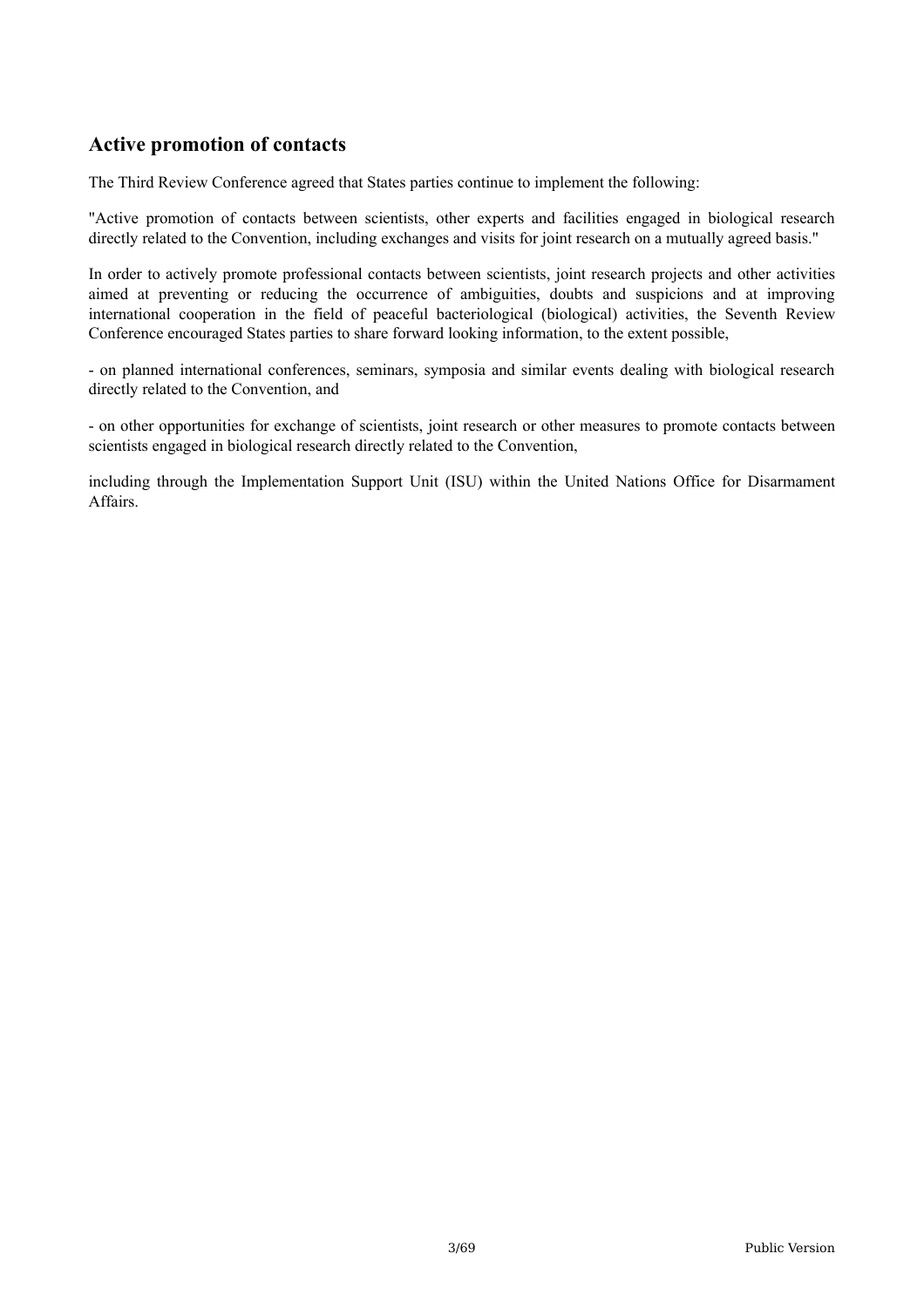## Active promotion of contacts

The Third Review Conference agreed that States parties continue to implement the following:

"Active promotion of contacts between scientists, other experts and facilities engaged in biological research directly related to the Convention, including exchanges and visits for joint research on a mutually agreed basis."

In order to actively promote professional contacts between scientists, joint research projects and other activities aimed at preventing or reducing the occurrence of ambiguities, doubts and suspicions and at improving international cooperation in the field of peaceful bacteriological (biological) activities, the Seventh Review Conference encouraged States parties to share forward looking information, to the extent possible,

- on planned international conferences, seminars, symposia and similar events dealing with biological research directly related to the Convention, and

- on other opportunities for exchange of scientists, joint research or other measures to promote contacts between scientists engaged in biological research directly related to the Convention,

including through the Implementation Support Unit (ISU) within the United Nations Office for Disarmament Affairs.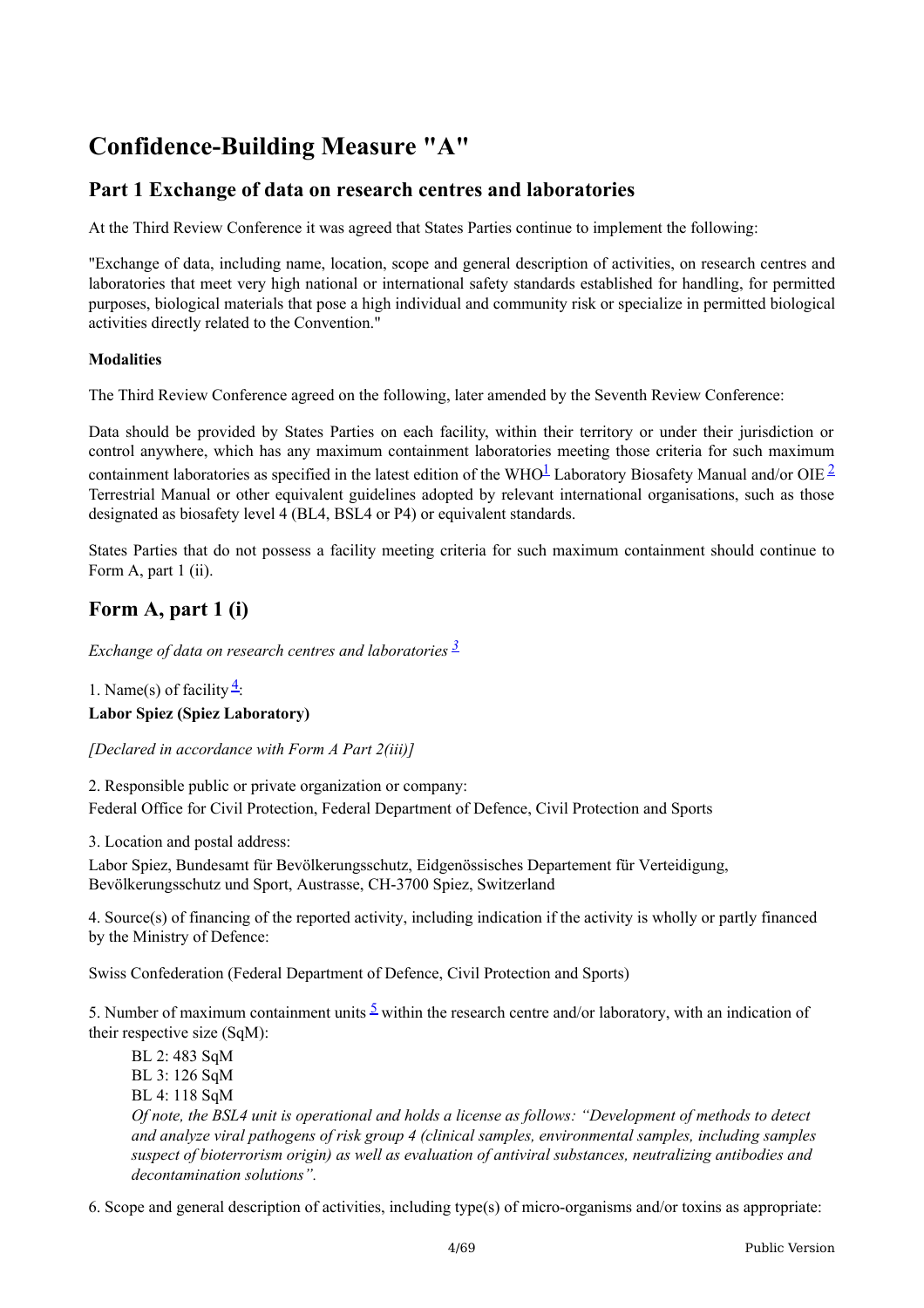# Confidence-Building Measure "A"

## Part 1 Exchange of data on research centres and laboratories

At the Third Review Conference it was agreed that States Parties continue to implement the following:

"Exchange of data, including name, location, scope and general description of activities, on research centres and laboratories that meet very high national or international safety standards established for handling, for permitted purposes, biological materials that pose a high individual and community risk or specialize in permitted biological activities directly related to the Convention."

**Modalities**

The Third Review Conference agreed on the following, later amended by the Seventh Review Conference:

Data should be provided by States Parties on each facility, within their territory or under their jurisdiction or control anywhere, which has any maximum containment laboratories meeting those criteria for such maximum containment laboratories as specified in the latest edition of the WHO[1] Laboratory Biosafety Manual and/or OIE [2] Terrestrial Manual or other equivalent guidelines adopted by relevant international organisations, such as those designated as biosafety level 4 (BL4, BSL4 or P4) or equivalent standards.

States Parties that do not possess a facility meeting criteria for such maximum containment should continue to Form A, part 1 (ii).

## Form A, part 1 (i)

*Exchange of data on research centres and laboratories* [3]

1. Name(s) of facility[4]:

**Labor Spiez (Spiez Laboratory)**

*[Declared in accordance with Form A Part 2(iii)]*

2. Responsible public or private organization or company:

Federal Office for Civil Protection, Federal Department of Defence, Civil Protection and Sports

3. Location and postal address:

Labor Spiez, Bundesamt für Bevölkerungsschutz, Eidgenössisches Departement für Verteidigung, Bevölkerungsschutz und Sport, Austrasse, CH-3700 Spiez, Switzerland

4. Source(s) of financing of the reported activity, including indication if the activity is wholly or partly financed by the Ministry of Defence:

Swiss Confederation (Federal Department of Defence, Civil Protection and Sports)

5. Number of maximum containment units [5] within the research centre and/or laboratory, with an indication of their respective size (SqM):

BL 2: 483 SqM
BL 3: 126 SqM
BL 4: 118 SqM
*Of note, the BSL4 unit is operational and holds a license as follows: "Development of methods to detect and analyze viral pathogens of risk group 4 (clinical samples, environmental samples, including samples suspect of bioterrorism origin) as well as evaluation of antiviral substances, neutralizing antibodies and decontamination solutions".*

6. Scope and general description of activities, including type(s) of micro-organisms and/or toxins as appropriate: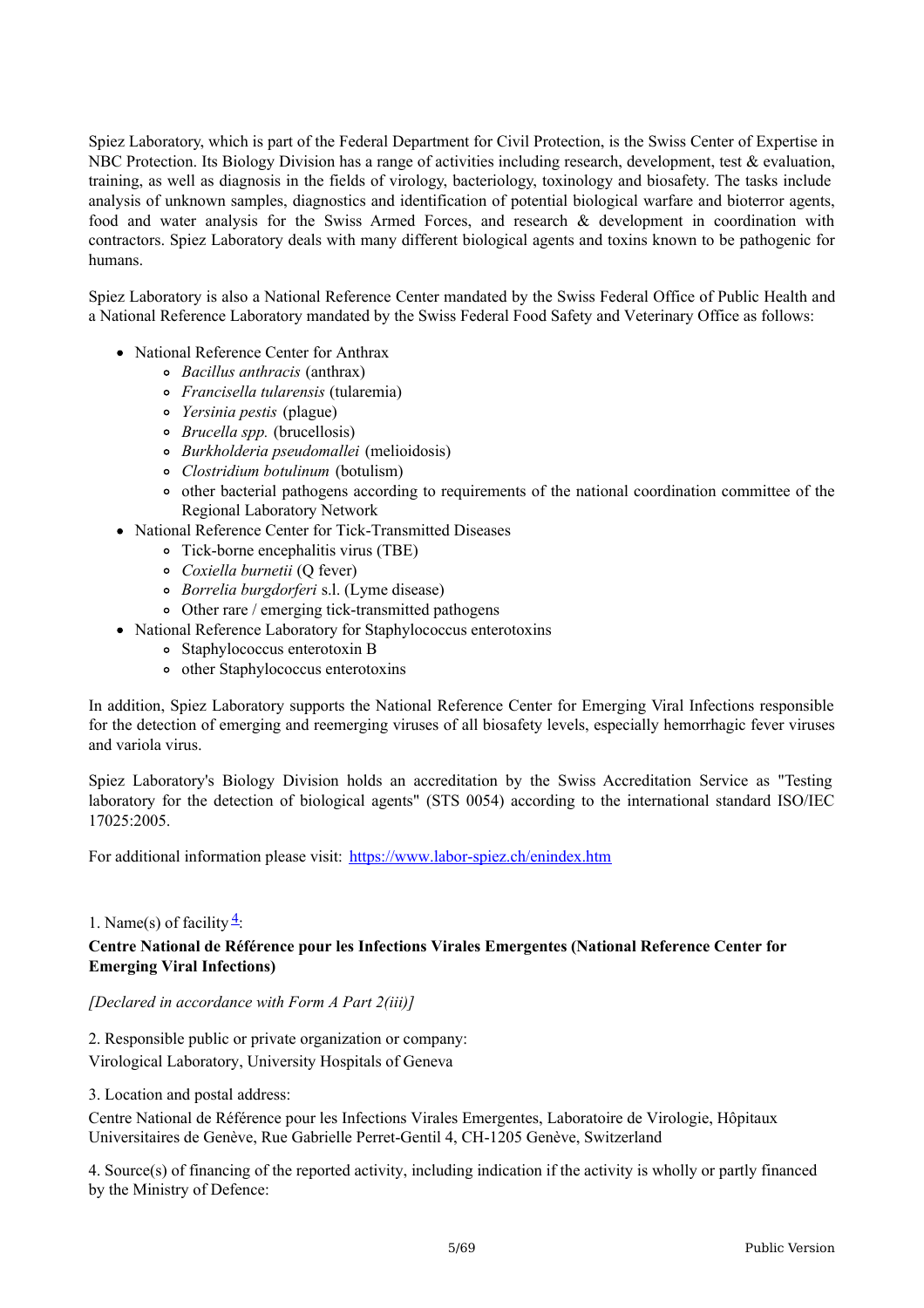Spiez Laboratory, which is part of the Federal Department for Civil Protection, is the Swiss Center of Expertise in NBC Protection. Its Biology Division has a range of activities including research, development, test & evaluation, training, as well as diagnosis in the fields of virology, bacteriology, toxinology and biosafety. The tasks include analysis of unknown samples, diagnostics and identification of potential biological warfare and bioterror agents, food and water analysis for the Swiss Armed Forces, and research & development in coordination with contractors. Spiez Laboratory deals with many different biological agents and toxins known to be pathogenic for humans.

Spiez Laboratory is also a National Reference Center mandated by the Swiss Federal Office of Public Health and a National Reference Laboratory mandated by the Swiss Federal Food Safety and Veterinary Office as follows:

- National Reference Center for Anthrax
  - *Bacillus anthracis* (anthrax)
  - *Francisella tularensis* (tularemia)
  - *Yersinia pestis* (plague)
  - *Brucella spp.* (brucellosis)
  - *Burkholderia pseudomallei* (melioidosis)
  - *Clostridium botulinum* (botulism)
  - other bacterial pathogens according to requirements of the national coordination committee of the Regional Laboratory Network
- National Reference Center for Tick-Transmitted Diseases
  - Tick-borne encephalitis virus (TBE)
  - *Coxiella burnetii* (Q fever)
  - *Borrelia burgdorferi* s.l. (Lyme disease)
  - Other rare / emerging tick-transmitted pathogens
- National Reference Laboratory for Staphylococcus enterotoxins
  - Staphylococcus enterotoxin B
  - other Staphylococcus enterotoxins

In addition, Spiez Laboratory supports the National Reference Center for Emerging Viral Infections responsible for the detection of emerging and reemerging viruses of all biosafety levels, especially hemorrhagic fever viruses and variola virus.

Spiez Laboratory's Biology Division holds an accreditation by the Swiss Accreditation Service as "Testing laboratory for the detection of biological agents" (STS 0054) according to the international standard ISO/IEC 17025:2005.

For additional information please visit: https://www.labor-spiez.ch/enindex.htm

1. Name(s) of facility[4]:

**Centre National de Référence pour les Infections Virales Emergentes (National Reference Center for Emerging Viral Infections)**

*[Declared in accordance with Form A Part 2(iii)]*

2. Responsible public or private organization or company:
Virological Laboratory, University Hospitals of Geneva

3. Location and postal address:
Centre National de Référence pour les Infections Virales Emergentes, Laboratoire de Virologie, Hôpitaux Universitaires de Genève, Rue Gabrielle Perret-Gentil 4, CH-1205 Genève, Switzerland

4. Source(s) of financing of the reported activity, including indication if the activity is wholly or partly financed by the Ministry of Defence: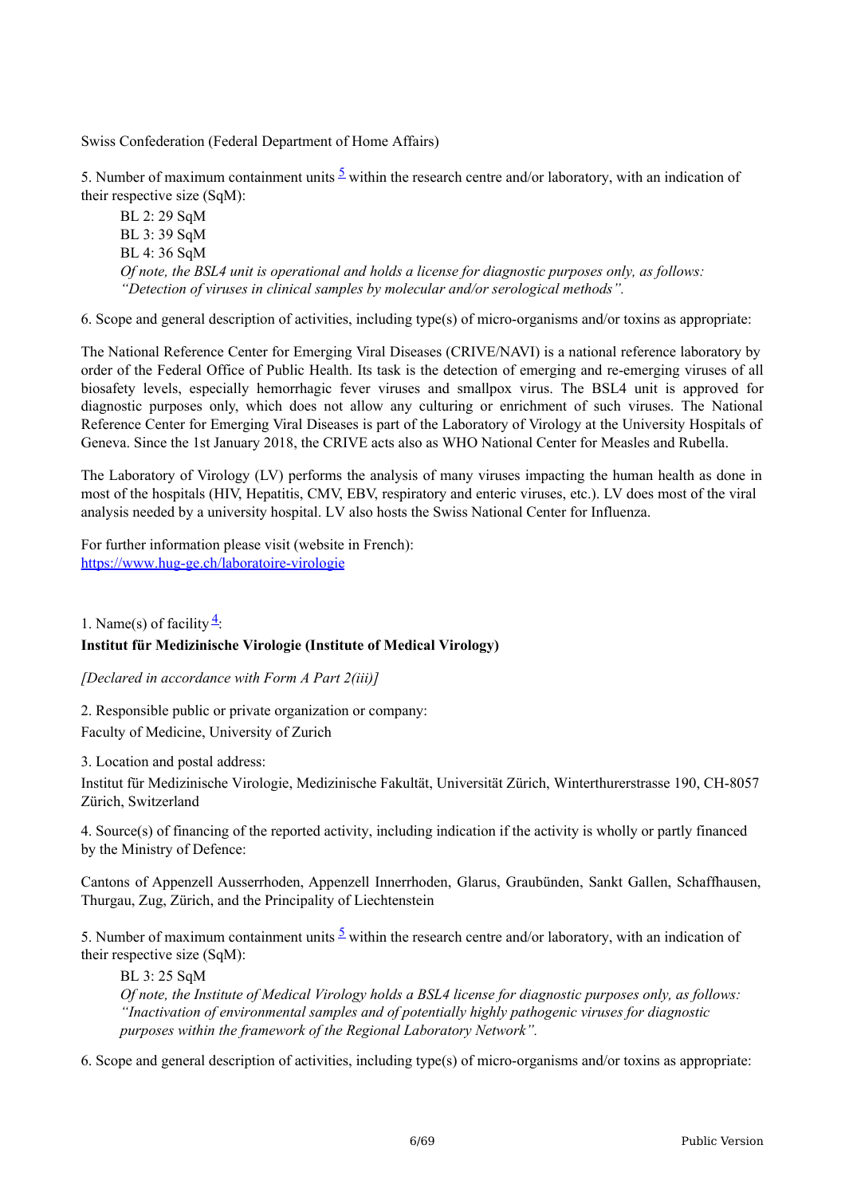Swiss Confederation (Federal Department of Home Affairs)

5. Number of maximum containment units [5] within the research centre and/or laboratory, with an indication of their respective size (SqM):

> BL 2: 29 SqM
> BL 3: 39 SqM
> BL 4: 36 SqM
> *Of note, the BSL4 unit is operational and holds a license for diagnostic purposes only, as follows: "Detection of viruses in clinical samples by molecular and/or serological methods".*

6. Scope and general description of activities, including type(s) of micro-organisms and/or toxins as appropriate:

The National Reference Center for Emerging Viral Diseases (CRIVE/NAVI) is a national reference laboratory by order of the Federal Office of Public Health. Its task is the detection of emerging and re-emerging viruses of all biosafety levels, especially hemorrhagic fever viruses and smallpox virus. The BSL4 unit is approved for diagnostic purposes only, which does not allow any culturing or enrichment of such viruses. The National Reference Center for Emerging Viral Diseases is part of the Laboratory of Virology at the University Hospitals of Geneva. Since the 1st January 2018, the CRIVE acts also as WHO National Center for Measles and Rubella.

The Laboratory of Virology (LV) performs the analysis of many viruses impacting the human health as done in most of the hospitals (HIV, Hepatitis, CMV, EBV, respiratory and enteric viruses, etc.). LV does most of the viral analysis needed by a university hospital. LV also hosts the Swiss National Center for Influenza.

For further information please visit (website in French):
https://www.hug-ge.ch/laboratoire-virologie

1. Name(s) of facility [4]:

**Institut für Medizinische Virologie (Institute of Medical Virology)**

*[Declared in accordance with Form A Part 2(iii)]*

2. Responsible public or private organization or company:

Faculty of Medicine, University of Zurich

3. Location and postal address:

Institut für Medizinische Virologie, Medizinische Fakultät, Universität Zürich, Winterthurerstrasse 190, CH-8057 Zürich, Switzerland

4. Source(s) of financing of the reported activity, including indication if the activity is wholly or partly financed by the Ministry of Defence:

Cantons of Appenzell Ausserrhoden, Appenzell Innerrhoden, Glarus, Graubünden, Sankt Gallen, Schaffhausen, Thurgau, Zug, Zürich, and the Principality of Liechtenstein

5. Number of maximum containment units [5] within the research centre and/or laboratory, with an indication of their respective size (SqM):

> BL 3: 25 SqM
> *Of note, the Institute of Medical Virology holds a BSL4 license for diagnostic purposes only, as follows: "Inactivation of environmental samples and of potentially highly pathogenic viruses for diagnostic purposes within the framework of the Regional Laboratory Network".*

6. Scope and general description of activities, including type(s) of micro-organisms and/or toxins as appropriate: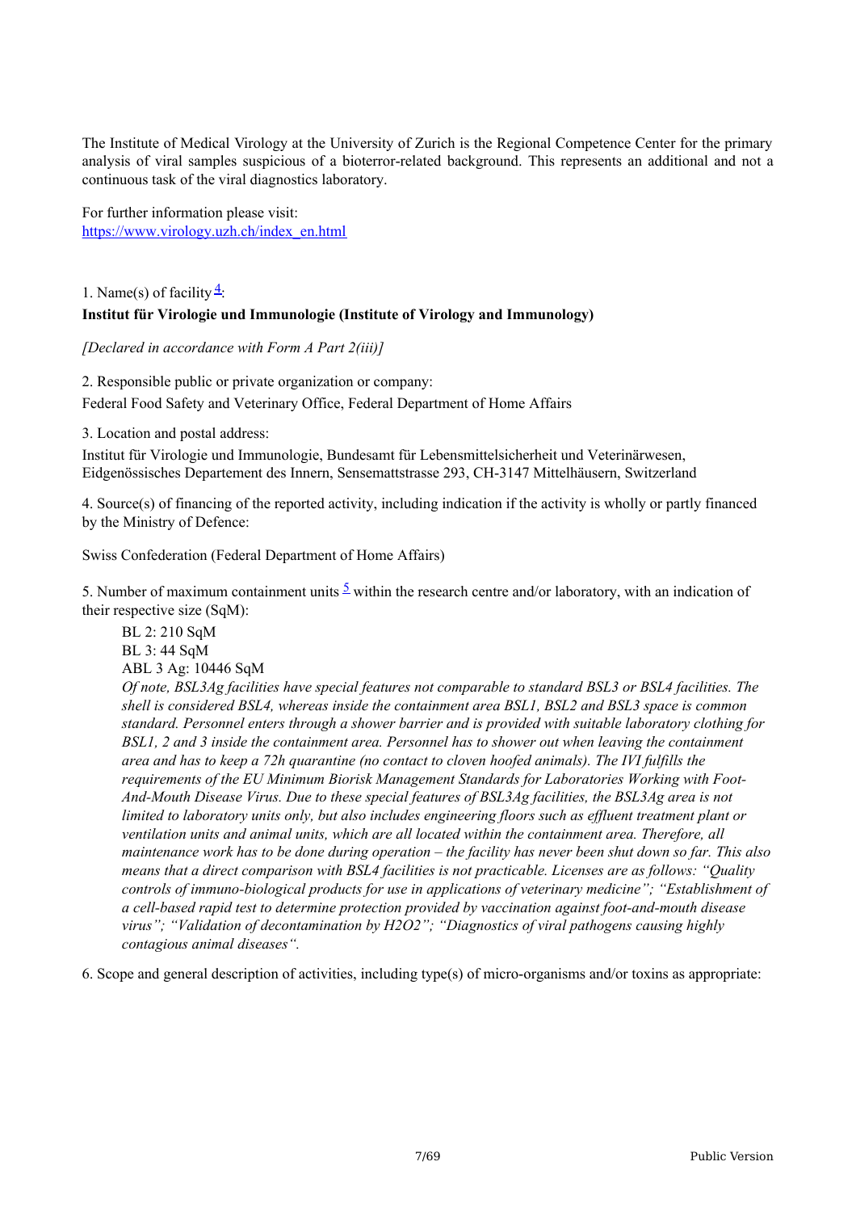The Institute of Medical Virology at the University of Zurich is the Regional Competence Center for the primary analysis of viral samples suspicious of a bioterror-related background. This represents an additional and not a continuous task of the viral diagnostics laboratory.

For further information please visit:
[https://www.virology.uzh.ch/index_en.html](https://www.virology.uzh.ch/index_en.html)

1. Name(s) of facility[4]:

**Institut für Virologie und Immunologie (Institute of Virology and Immunology)**

*[Declared in accordance with Form A Part 2(iii)]*

2. Responsible public or private organization or company:

Federal Food Safety and Veterinary Office, Federal Department of Home Affairs

3. Location and postal address:

Institut für Virologie und Immunologie, Bundesamt für Lebensmittelsicherheit und Veterinärwesen, Eidgenössisches Departement des Innern, Sensemattstrasse 293, CH-3147 Mittelhäusern, Switzerland

4. Source(s) of financing of the reported activity, including indication if the activity is wholly or partly financed by the Ministry of Defence:

Swiss Confederation (Federal Department of Home Affairs)

5. Number of maximum containment units [5] within the research centre and/or laboratory, with an indication of their respective size (SqM):

BL 2: 210 SqM
BL 3: 44 SqM
ABL 3 Ag: 10446 SqM

*Of note, BSL3Ag facilities have special features not comparable to standard BSL3 or BSL4 facilities. The shell is considered BSL4, whereas inside the containment area BSL1, BSL2 and BSL3 space is common standard. Personnel enters through a shower barrier and is provided with suitable laboratory clothing for BSL1, 2 and 3 inside the containment area. Personnel has to shower out when leaving the containment area and has to keep a 72h quarantine (no contact to cloven hoofed animals). The IVI fulfills the requirements of the EU Minimum Biorisk Management Standards for Laboratories Working with Foot-And-Mouth Disease Virus. Due to these special features of BSL3Ag facilities, the BSL3Ag area is not limited to laboratory units only, but also includes engineering floors such as effluent treatment plant or ventilation units and animal units, which are all located within the containment area. Therefore, all maintenance work has to be done during operation – the facility has never been shut down so far. This also means that a direct comparison with BSL4 facilities is not practicable. Licenses are as follows: "Quality controls of immuno-biological products for use in applications of veterinary medicine"; "Establishment of a cell-based rapid test to determine protection provided by vaccination against foot-and-mouth disease virus"; "Validation of decontamination by H2O2"; "Diagnostics of viral pathogens causing highly contagious animal diseases".*

6. Scope and general description of activities, including type(s) of micro-organisms and/or toxins as appropriate: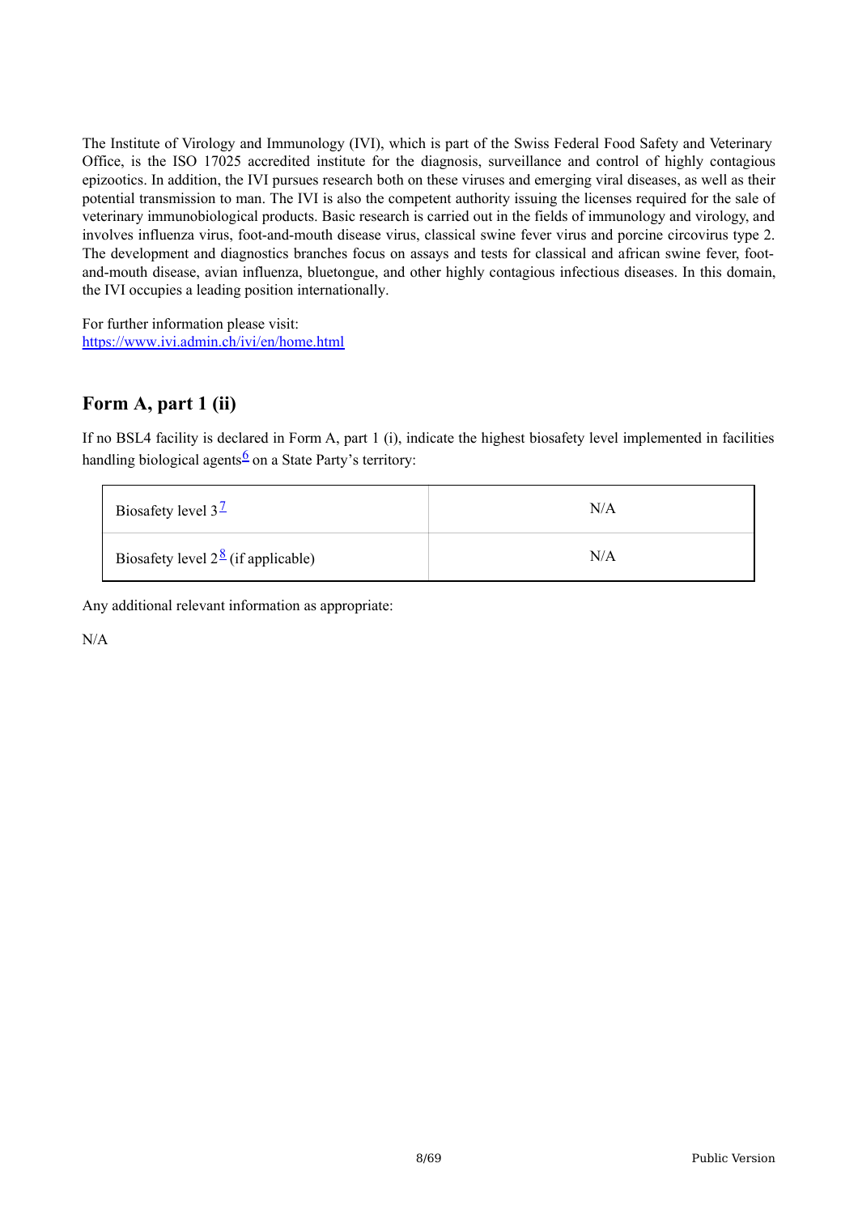The Institute of Virology and Immunology (IVI), which is part of the Swiss Federal Food Safety and Veterinary Office, is the ISO 17025 accredited institute for the diagnosis, surveillance and control of highly contagious epizootics. In addition, the IVI pursues research both on these viruses and emerging viral diseases, as well as their potential transmission to man. The IVI is also the competent authority issuing the licenses required for the sale of veterinary immunobiological products. Basic research is carried out in the fields of immunology and virology, and involves influenza virus, foot-and-mouth disease virus, classical swine fever virus and porcine circovirus type 2. The development and diagnostics branches focus on assays and tests for classical and african swine fever, foot-and-mouth disease, avian influenza, bluetongue, and other highly contagious infectious diseases. In this domain, the IVI occupies a leading position internationally.

For further information please visit:
https://www.ivi.admin.ch/ivi/en/home.html

## Form A, part 1 (ii)

If no BSL4 facility is declared in Form A, part 1 (i), indicate the highest biosafety level implemented in facilities handling biological agents[6] on a State Party's territory:

| | |
|---|---|
| Biosafety level 3[7] | N/A |
| Biosafety level 2[8] (if applicable) | N/A |

Any additional relevant information as appropriate:

N/A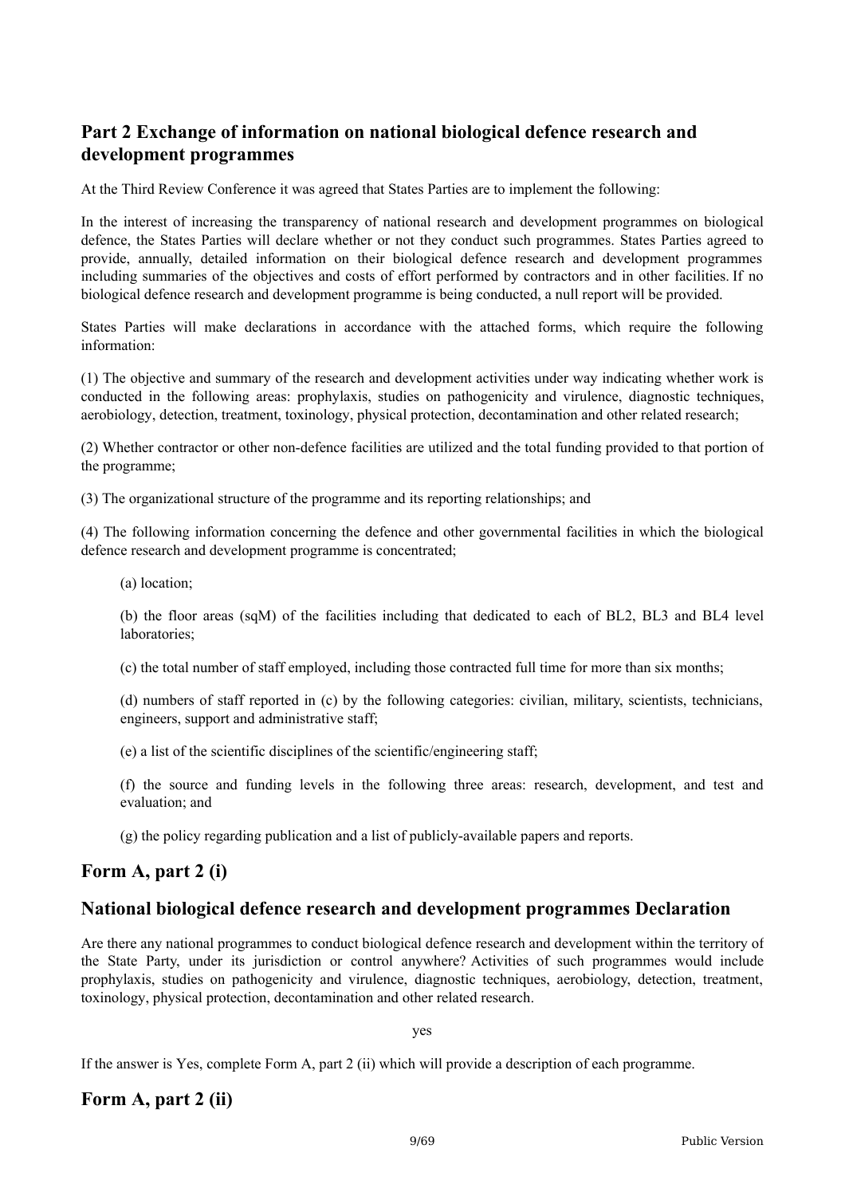## Part 2 Exchange of information on national biological defence research and development programmes

At the Third Review Conference it was agreed that States Parties are to implement the following:

In the interest of increasing the transparency of national research and development programmes on biological defence, the States Parties will declare whether or not they conduct such programmes. States Parties agreed to provide, annually, detailed information on their biological defence research and development programmes including summaries of the objectives and costs of effort performed by contractors and in other facilities. If no biological defence research and development programme is being conducted, a null report will be provided.

States Parties will make declarations in accordance with the attached forms, which require the following information:

(1) The objective and summary of the research and development activities under way indicating whether work is conducted in the following areas: prophylaxis, studies on pathogenicity and virulence, diagnostic techniques, aerobiology, detection, treatment, toxinology, physical protection, decontamination and other related research;

(2) Whether contractor or other non-defence facilities are utilized and the total funding provided to that portion of the programme;

(3) The organizational structure of the programme and its reporting relationships; and

(4) The following information concerning the defence and other governmental facilities in which the biological defence research and development programme is concentrated;

(a) location;

(b) the floor areas (sqM) of the facilities including that dedicated to each of BL2, BL3 and BL4 level laboratories;

(c) the total number of staff employed, including those contracted full time for more than six months;

(d) numbers of staff reported in (c) by the following categories: civilian, military, scientists, technicians, engineers, support and administrative staff;

(e) a list of the scientific disciplines of the scientific/engineering staff;

(f) the source and funding levels in the following three areas: research, development, and test and evaluation; and

(g) the policy regarding publication and a list of publicly-available papers and reports.

## Form A, part 2 (i)

## National biological defence research and development programmes Declaration

Are there any national programmes to conduct biological defence research and development within the territory of the State Party, under its jurisdiction or control anywhere? Activities of such programmes would include prophylaxis, studies on pathogenicity and virulence, diagnostic techniques, aerobiology, detection, treatment, toxinology, physical protection, decontamination and other related research.

yes

If the answer is Yes, complete Form A, part 2 (ii) which will provide a description of each programme.

## Form A, part 2 (ii)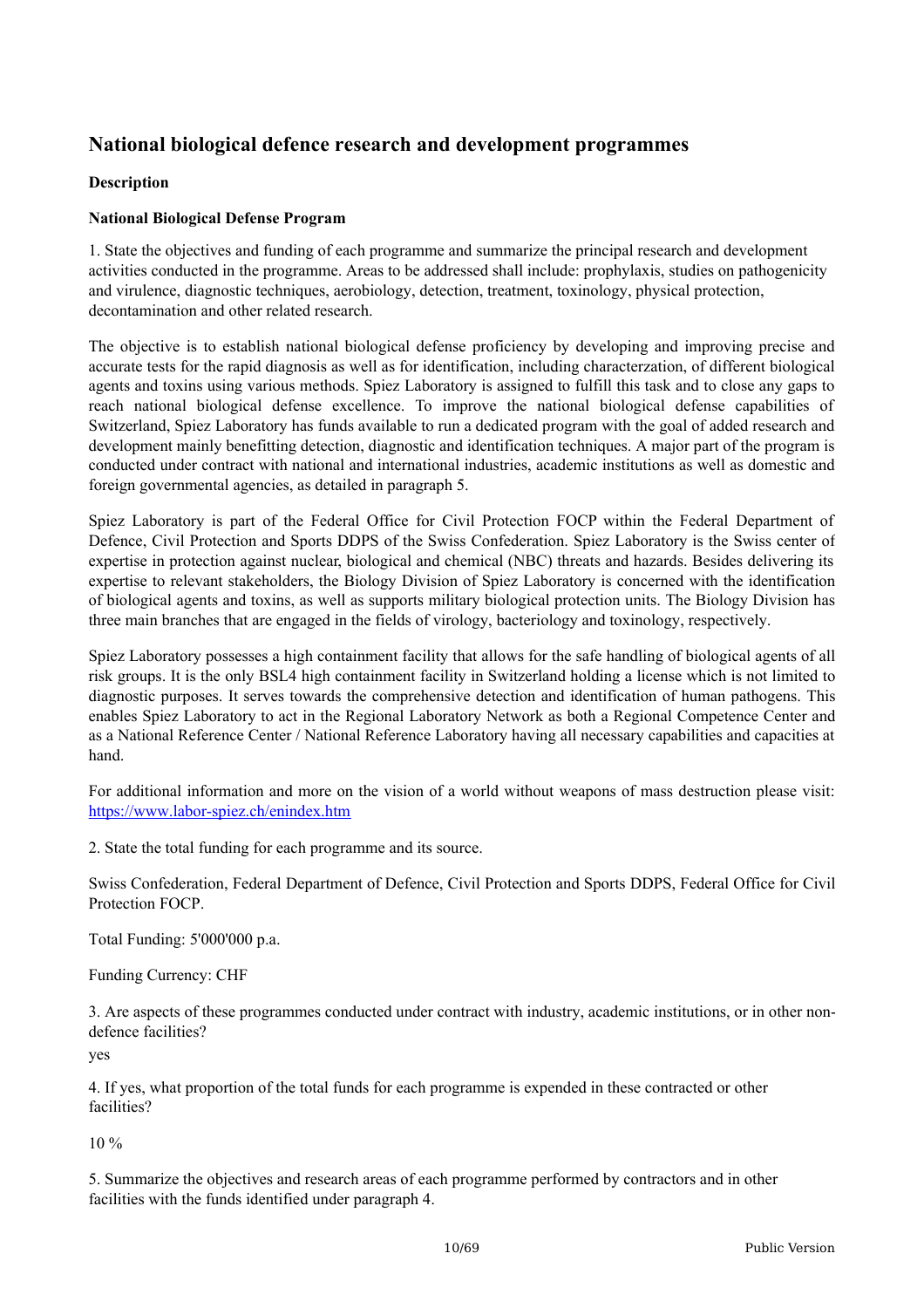## National biological defence research and development programmes

**Description**

**National Biological Defense Program**

1. State the objectives and funding of each programme and summarize the principal research and development activities conducted in the programme. Areas to be addressed shall include: prophylaxis, studies on pathogenicity and virulence, diagnostic techniques, aerobiology, detection, treatment, toxinology, physical protection, decontamination and other related research.

The objective is to establish national biological defense proficiency by developing and improving precise and accurate tests for the rapid diagnosis as well as for identification, including characterzation, of different biological agents and toxins using various methods. Spiez Laboratory is assigned to fulfill this task and to close any gaps to reach national biological defense excellence. To improve the national biological defense capabilities of Switzerland, Spiez Laboratory has funds available to run a dedicated program with the goal of added research and development mainly benefitting detection, diagnostic and identification techniques. A major part of the program is conducted under contract with national and international industries, academic institutions as well as domestic and foreign governmental agencies, as detailed in paragraph 5.

Spiez Laboratory is part of the Federal Office for Civil Protection FOCP within the Federal Department of Defence, Civil Protection and Sports DDPS of the Swiss Confederation. Spiez Laboratory is the Swiss center of expertise in protection against nuclear, biological and chemical (NBC) threats and hazards. Besides delivering its expertise to relevant stakeholders, the Biology Division of Spiez Laboratory is concerned with the identification of biological agents and toxins, as well as supports military biological protection units. The Biology Division has three main branches that are engaged in the fields of virology, bacteriology and toxinology, respectively.

Spiez Laboratory possesses a high containment facility that allows for the safe handling of biological agents of all risk groups. It is the only BSL4 high containment facility in Switzerland holding a license which is not limited to diagnostic purposes. It serves towards the comprehensive detection and identification of human pathogens. This enables Spiez Laboratory to act in the Regional Laboratory Network as both a Regional Competence Center and as a National Reference Center / National Reference Laboratory having all necessary capabilities and capacities at hand.

For additional information and more on the vision of a world without weapons of mass destruction please visit: [https://www.labor-spiez.ch/enindex.htm](https://www.labor-spiez.ch/enindex.htm)

2. State the total funding for each programme and its source.

Swiss Confederation, Federal Department of Defence, Civil Protection and Sports DDPS, Federal Office for Civil Protection FOCP.

Total Funding: 5'000'000 p.a.

Funding Currency: CHF

3. Are aspects of these programmes conducted under contract with industry, academic institutions, or in other non-defence facilities?

yes

4. If yes, what proportion of the total funds for each programme is expended in these contracted or other facilities?

10 %

5. Summarize the objectives and research areas of each programme performed by contractors and in other facilities with the funds identified under paragraph 4.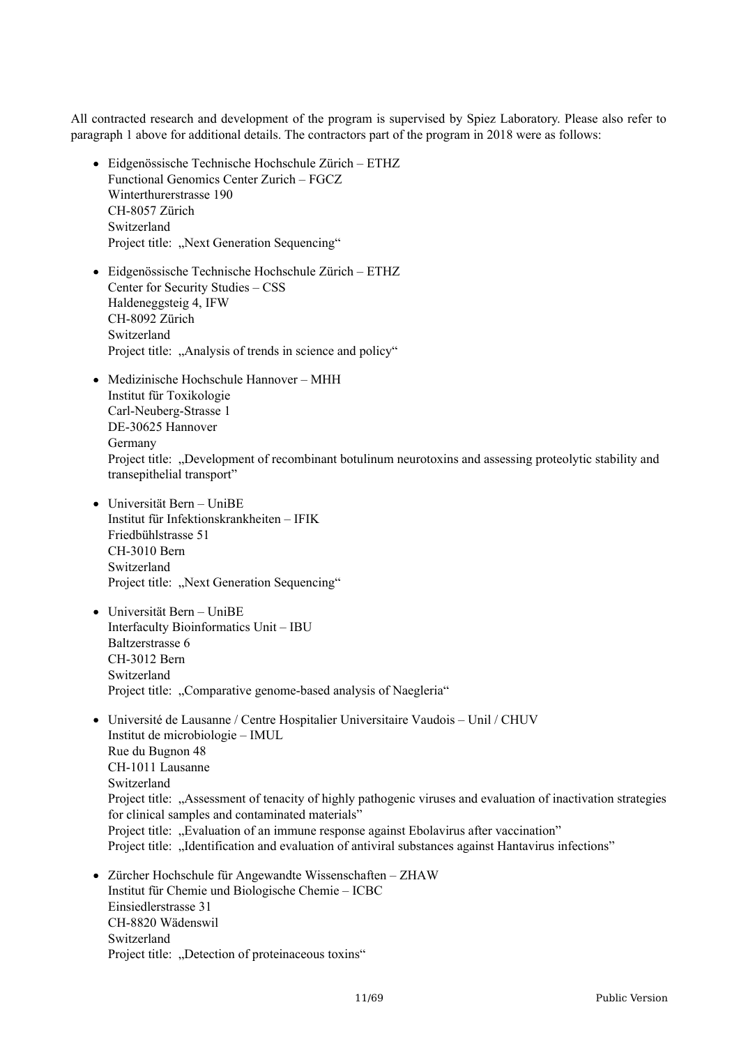All contracted research and development of the program is supervised by Spiez Laboratory. Please also refer to paragraph 1 above for additional details. The contractors part of the program in 2018 were as follows:

- Eidgenössische Technische Hochschule Zürich – ETHZ  
  Functional Genomics Center Zurich – FGCZ  
  Winterthurerstrasse 190  
  CH-8057 Zürich  
  Switzerland  
  Project title: „Next Generation Sequencing“

- Eidgenössische Technische Hochschule Zürich – ETHZ  
  Center for Security Studies – CSS  
  Haldeneggsteig 4, IFW  
  CH-8092 Zürich  
  Switzerland  
  Project title: „Analysis of trends in science and policy“

- Medizinische Hochschule Hannover – MHH  
  Institut für Toxikologie  
  Carl-Neuberg-Strasse 1  
  DE-30625 Hannover  
  Germany  
  Project title: „Development of recombinant botulinum neurotoxins and assessing proteolytic stability and transepithelial transport”

- Universität Bern – UniBE  
  Institut für Infektionskrankheiten – IFIK  
  Friedbühlstrasse 51  
  CH-3010 Bern  
  Switzerland  
  Project title: „Next Generation Sequencing“

- Universität Bern – UniBE  
  Interfaculty Bioinformatics Unit – IBU  
  Baltzerstrasse 6  
  CH-3012 Bern  
  Switzerland  
  Project title: „Comparative genome-based analysis of Naegleria“

- Université de Lausanne / Centre Hospitalier Universitaire Vaudois – Unil / CHUV  
  Institut de microbiologie – IMUL  
  Rue du Bugnon 48  
  CH-1011 Lausanne  
  Switzerland  
  Project title: „Assessment of tenacity of highly pathogenic viruses and evaluation of inactivation strategies for clinical samples and contaminated materials”  
  Project title: „Evaluation of an immune response against Ebolavirus after vaccination”  
  Project title: „Identification and evaluation of antiviral substances against Hantavirus infections”

- Zürcher Hochschule für Angewandte Wissenschaften – ZHAW  
  Institut für Chemie und Biologische Chemie – ICBC  
  Einsiedlerstrasse 31  
  CH-8820 Wädenswil  
  Switzerland  
  Project title: „Detection of proteinaceous toxins“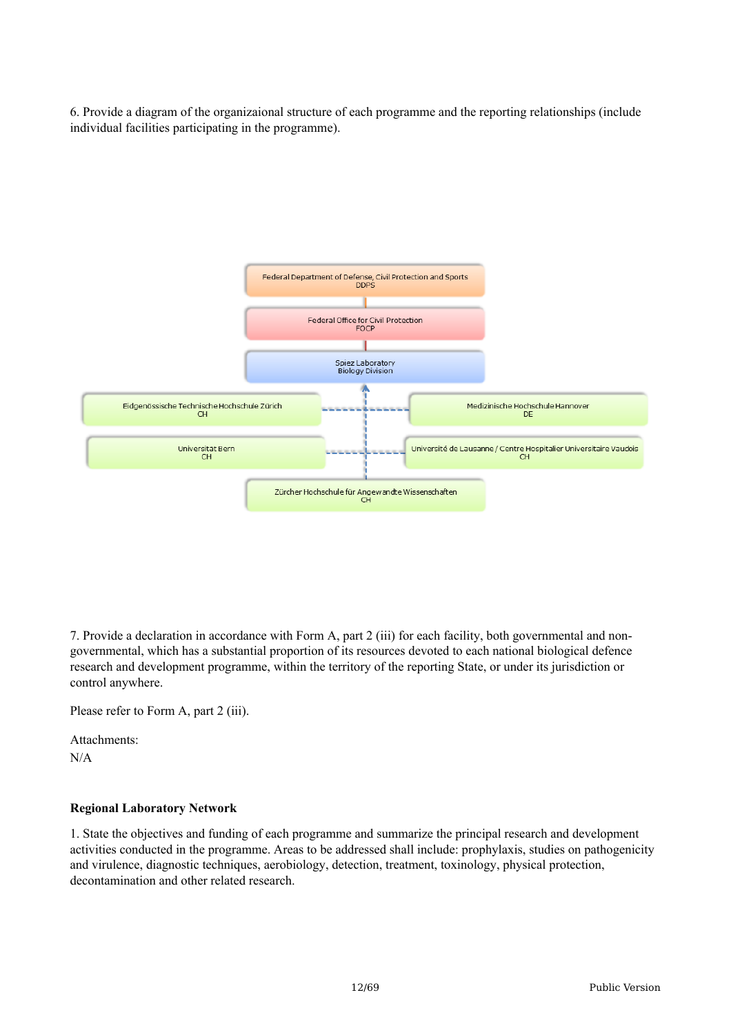6. Provide a diagram of the organizaional structure of each programme and the reporting relationships (include individual facilities participating in the programme).

Federal Department of Defense, Civil Protection and Sports
DDPS

Federal Office for Civil Protection
FOCP

Spiez Laboratory
Biology Division

Eidgenössische Technische Hochschule Zürich
CH

Medizinische Hochschule Hannover
DE

Universität Bern
CH

Université de Lausanne / Centre Hospitalier Universitaire Vaudois
CH

Zürcher Hochschule für Angewandte Wissenschaften
CH

7. Provide a declaration in accordance with Form A, part 2 (iii) for each facility, both governmental and non-governmental, which has a substantial proportion of its resources devoted to each national biological defence research and development programme, within the territory of the reporting State, or under its jurisdiction or control anywhere.

Please refer to Form A, part 2 (iii).

Attachments:
N/A

**Regional Laboratory Network**

1. State the objectives and funding of each programme and summarize the principal research and development activities conducted in the programme. Areas to be addressed shall include: prophylaxis, studies on pathogenicity and virulence, diagnostic techniques, aerobiology, detection, treatment, toxinology, physical protection, decontamination and other related research.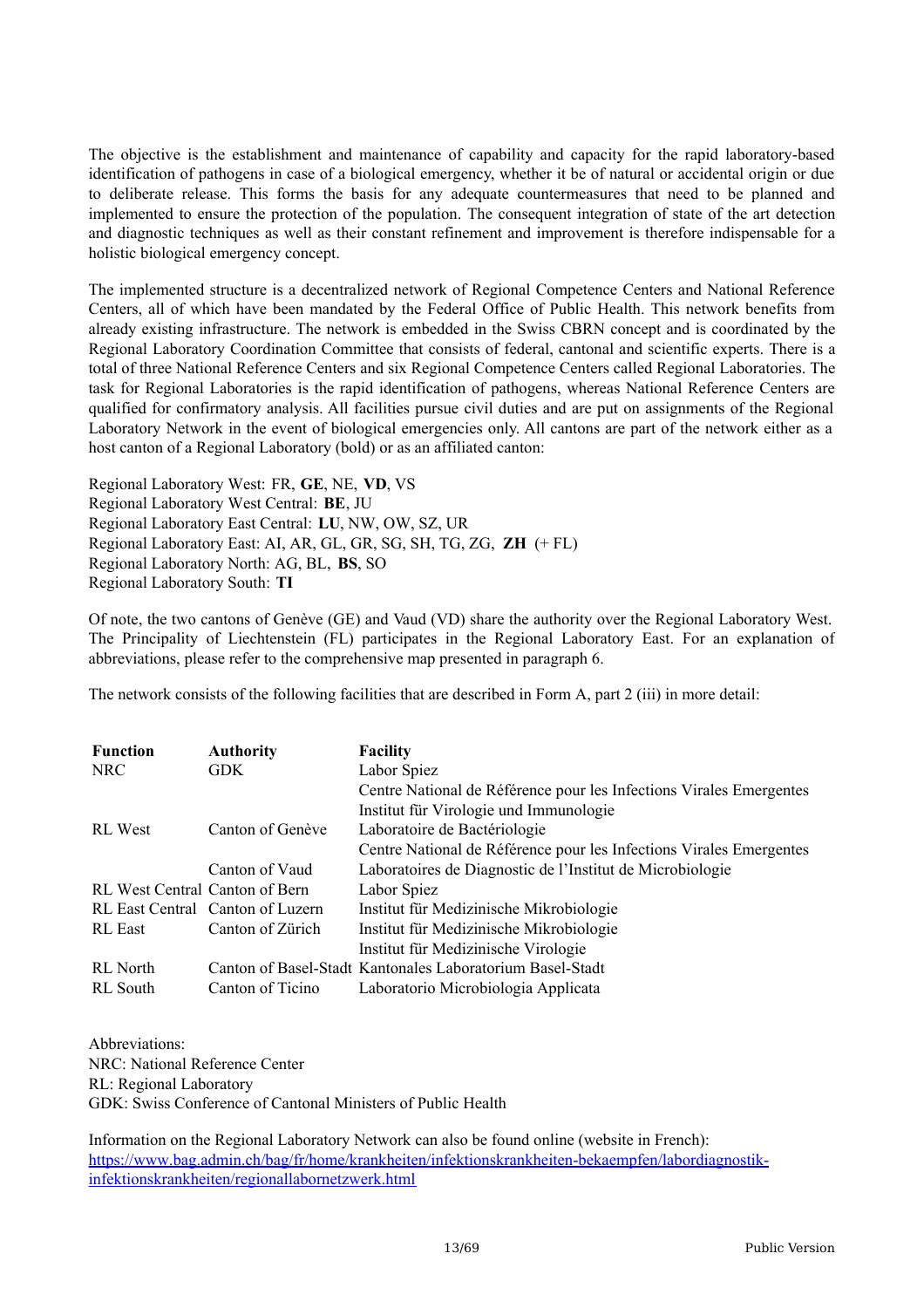The objective is the establishment and maintenance of capability and capacity for the rapid laboratory-based identification of pathogens in case of a biological emergency, whether it be of natural or accidental origin or due to deliberate release. This forms the basis for any adequate countermeasures that need to be planned and implemented to ensure the protection of the population. The consequent integration of state of the art detection and diagnostic techniques as well as their constant refinement and improvement is therefore indispensable for a holistic biological emergency concept.

The implemented structure is a decentralized network of Regional Competence Centers and National Reference Centers, all of which have been mandated by the Federal Office of Public Health. This network benefits from already existing infrastructure. The network is embedded in the Swiss CBRN concept and is coordinated by the Regional Laboratory Coordination Committee that consists of federal, cantonal and scientific experts. There is a total of three National Reference Centers and six Regional Competence Centers called Regional Laboratories. The task for Regional Laboratories is the rapid identification of pathogens, whereas National Reference Centers are qualified for confirmatory analysis. All facilities pursue civil duties and are put on assignments of the Regional Laboratory Network in the event of biological emergencies only. All cantons are part of the network either as a host canton of a Regional Laboratory (bold) or as an affiliated canton:

Regional Laboratory West: FR, **GE**, NE, **VD**, VS
Regional Laboratory West Central: **BE**, JU
Regional Laboratory East Central: **LU**, NW, OW, SZ, UR
Regional Laboratory East: AI, AR, GL, GR, SG, SH, TG, ZG, **ZH** (+ FL)
Regional Laboratory North: AG, BL, **BS**, SO
Regional Laboratory South: **TI**

Of note, the two cantons of Genève (GE) and Vaud (VD) share the authority over the Regional Laboratory West. The Principality of Liechtenstein (FL) participates in the Regional Laboratory East. For an explanation of abbreviations, please refer to the comprehensive map presented in paragraph 6.

The network consists of the following facilities that are described in Form A, part 2 (iii) in more detail:

| Function | Authority | Facility |
|---|---|---|
| NRC | GDK | Labor Spiez |
| | | Centre National de Référence pour les Infections Virales Emergentes |
| | | Institut für Virologie und Immunologie |
| RL West | Canton of Genève | Laboratoire de Bactériologie |
| | | Centre National de Référence pour les Infections Virales Emergentes |
| | Canton of Vaud | Laboratoires de Diagnostic de l'Institut de Microbiologie |
| RL West Central | Canton of Bern | Labor Spiez |
| RL East Central | Canton of Luzern | Institut für Medizinische Mikrobiologie |
| RL East | Canton of Zürich | Institut für Medizinische Mikrobiologie |
| | | Institut für Medizinische Virologie |
| RL North | Canton of Basel-Stadt | Kantonales Laboratorium Basel-Stadt |
| RL South | Canton of Ticino | Laboratorio Microbiologia Applicata |

Abbreviations:
NRC: National Reference Center
RL: Regional Laboratory
GDK: Swiss Conference of Cantonal Ministers of Public Health

Information on the Regional Laboratory Network can also be found online (website in French):
https://www.bag.admin.ch/bag/fr/home/krankheiten/infektionskrankheiten-bekaempfen/labordiagnostik-infektionskrankheiten/regionallabornetzwerk.html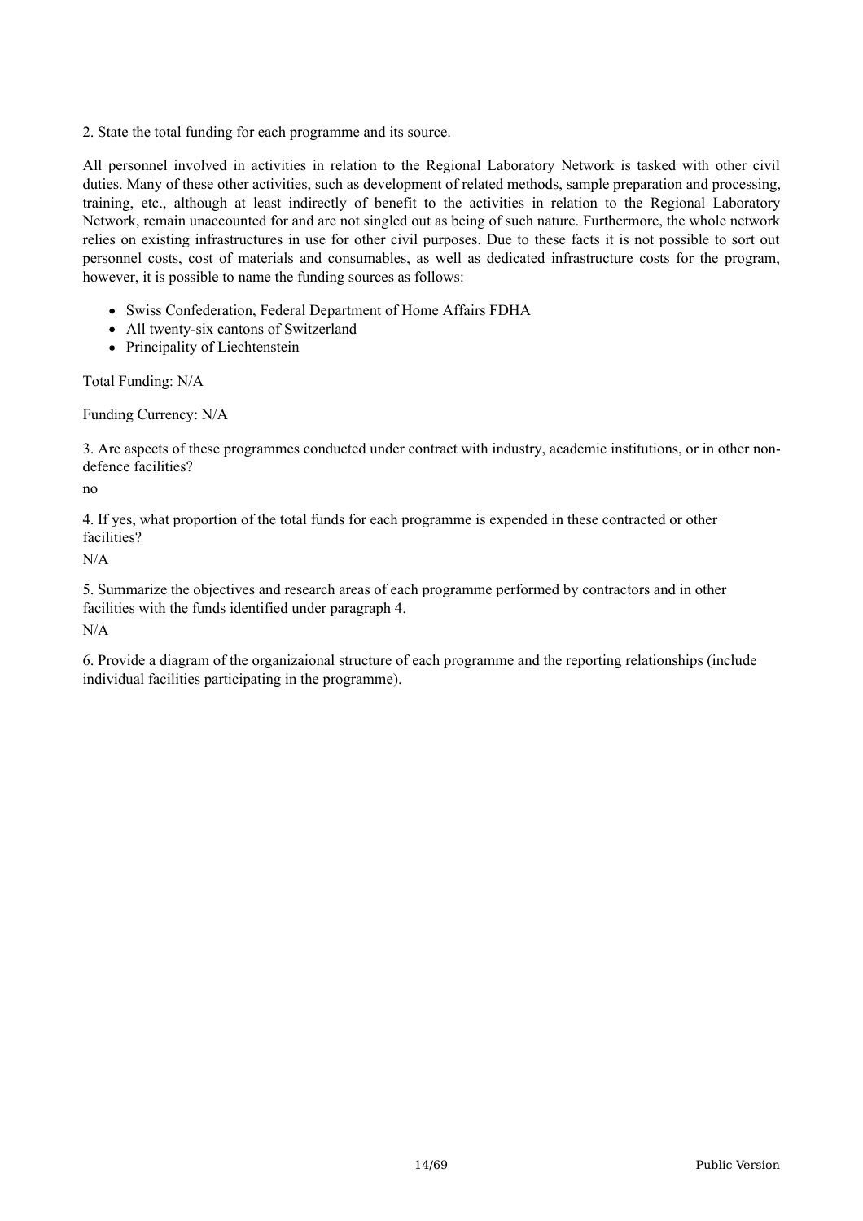2. State the total funding for each programme and its source.

All personnel involved in activities in relation to the Regional Laboratory Network is tasked with other civil duties. Many of these other activities, such as development of related methods, sample preparation and processing, training, etc., although at least indirectly of benefit to the activities in relation to the Regional Laboratory Network, remain unaccounted for and are not singled out as being of such nature. Furthermore, the whole network relies on existing infrastructures in use for other civil purposes. Due to these facts it is not possible to sort out personnel costs, cost of materials and consumables, as well as dedicated infrastructure costs for the program, however, it is possible to name the funding sources as follows:

- Swiss Confederation, Federal Department of Home Affairs FDHA
- All twenty-six cantons of Switzerland
- Principality of Liechtenstein

Total Funding: N/A

Funding Currency: N/A

3. Are aspects of these programmes conducted under contract with industry, academic institutions, or in other non-defence facilities?

no

4. If yes, what proportion of the total funds for each programme is expended in these contracted or other facilities?

N/A

5. Summarize the objectives and research areas of each programme performed by contractors and in other facilities with the funds identified under paragraph 4.

N/A

6. Provide a diagram of the organizaional structure of each programme and the reporting relationships (include individual facilities participating in the programme).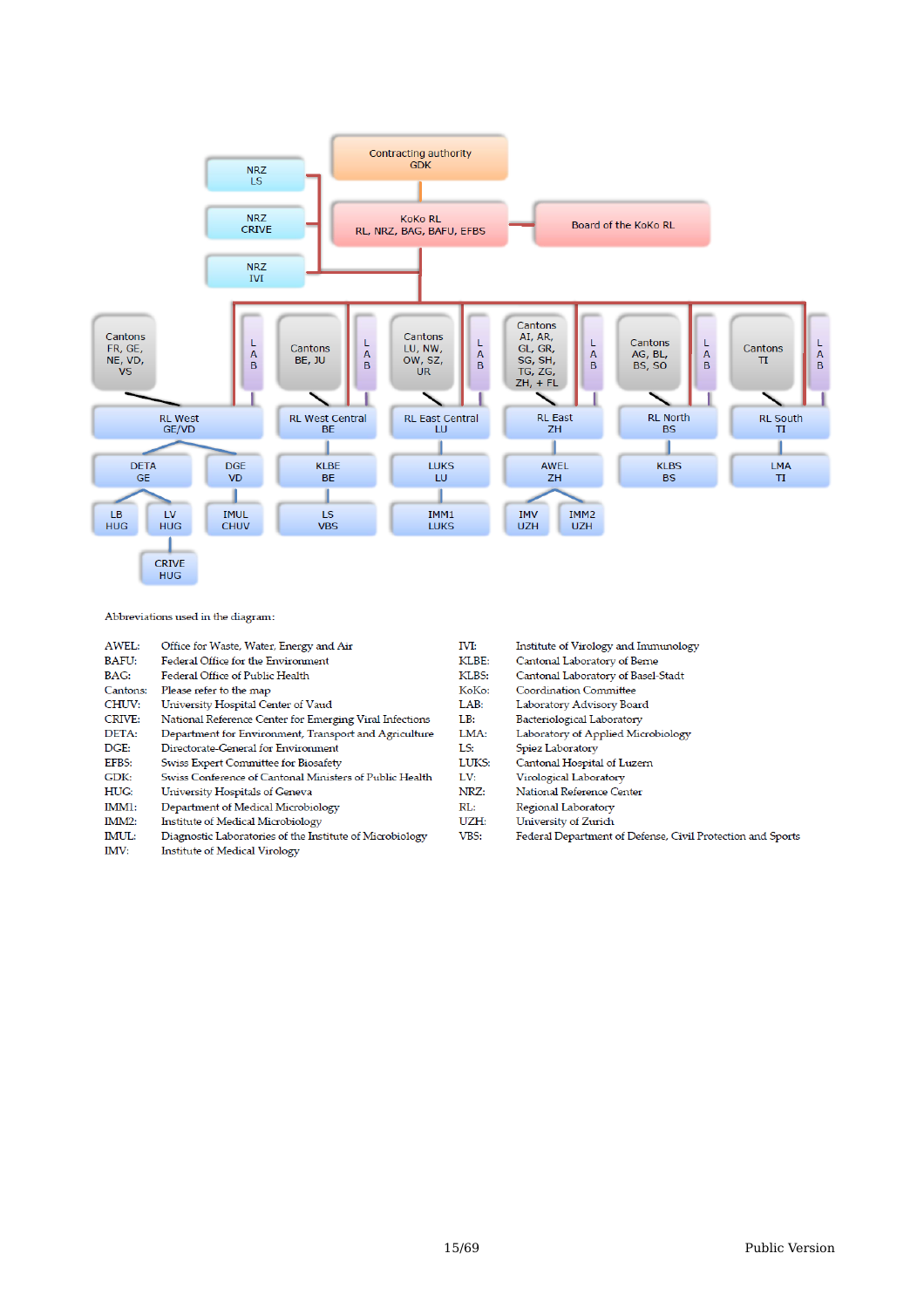- Contracting authority GDK
  - KoKo RL (RL, NRZ, BAG, BAFU, EFBS) — Board of the KoKo RL
    - NRZ LS
    - NRZ CRIVE
    - NRZ IVI
    - RL West GE/VD (Cantons FR, GE, NE, VD, VS; LAB)
      - DETA GE
        - LB HUG
        - LV HUG
          - CRIVE HUG
      - DGE VD
        - IMUL CHUV
    - RL West Central BE (Cantons BE, JU; LAB)
      - KLBE BE
        - LS VBS
    - RL East Central LU (Cantons LU, NW, OW, SZ, UR; LAB)
      - LUKS LU
        - IMM1 LUKS
    - RL East ZH (Cantons AI, AR, GL, GR, SG, SH, TG, ZG, ZH, + FL; LAB)
      - AWEL ZH
        - IMV UZH
        - IMM2 UZH
    - RL North BS (Cantons AG, BL, BS, SO; LAB)
      - KLBS BS
    - RL South TI (Cantons TI; LAB)
      - LMA TI

Abbreviations used in the diagram:

| | |
|---|---|
| AWEL: | Office for Waste, Water, Energy and Air |
| BAFU: | Federal Office for the Environment |
| BAG: | Federal Office of Public Health |
| Cantons: | Please refer to the map |
| CHUV: | University Hospital Center of Vaud |
| CRIVE: | National Reference Center for Emerging Viral Infections |
| DETA: | Department for Environment, Transport and Agriculture |
| DGE: | Directorate-General for Environment |
| EFBS: | Swiss Expert Committee for Biosafety |
| GDK: | Swiss Conference of Cantonal Ministers of Public Health |
| HUG: | University Hospitals of Geneva |
| IMM1: | Department of Medical Microbiology |
| IMM2: | Institute of Medical Microbiology |
| IMUL: | Diagnostic Laboratories of the Institute of Microbiology |
| IMV: | Institute of Medical Virology |
| IVI: | Institute of Virology and Immunology |
| KLBE: | Cantonal Laboratory of Berne |
| KLBS: | Cantonal Laboratory of Basel-Stadt |
| KoKo: | Coordination Committee |
| LAB: | Laboratory Advisory Board |
| LB: | Bacteriological Laboratory |
| LMA: | Laboratory of Applied Microbiology |
| LS: | Spiez Laboratory |
| LUKS: | Cantonal Hospital of Luzern |
| LV: | Virological Laboratory |
| NRZ: | National Reference Center |
| RL: | Regional Laboratory |
| UZH: | University of Zurich |
| VBS: | Federal Department of Defense, Civil Protection and Sports |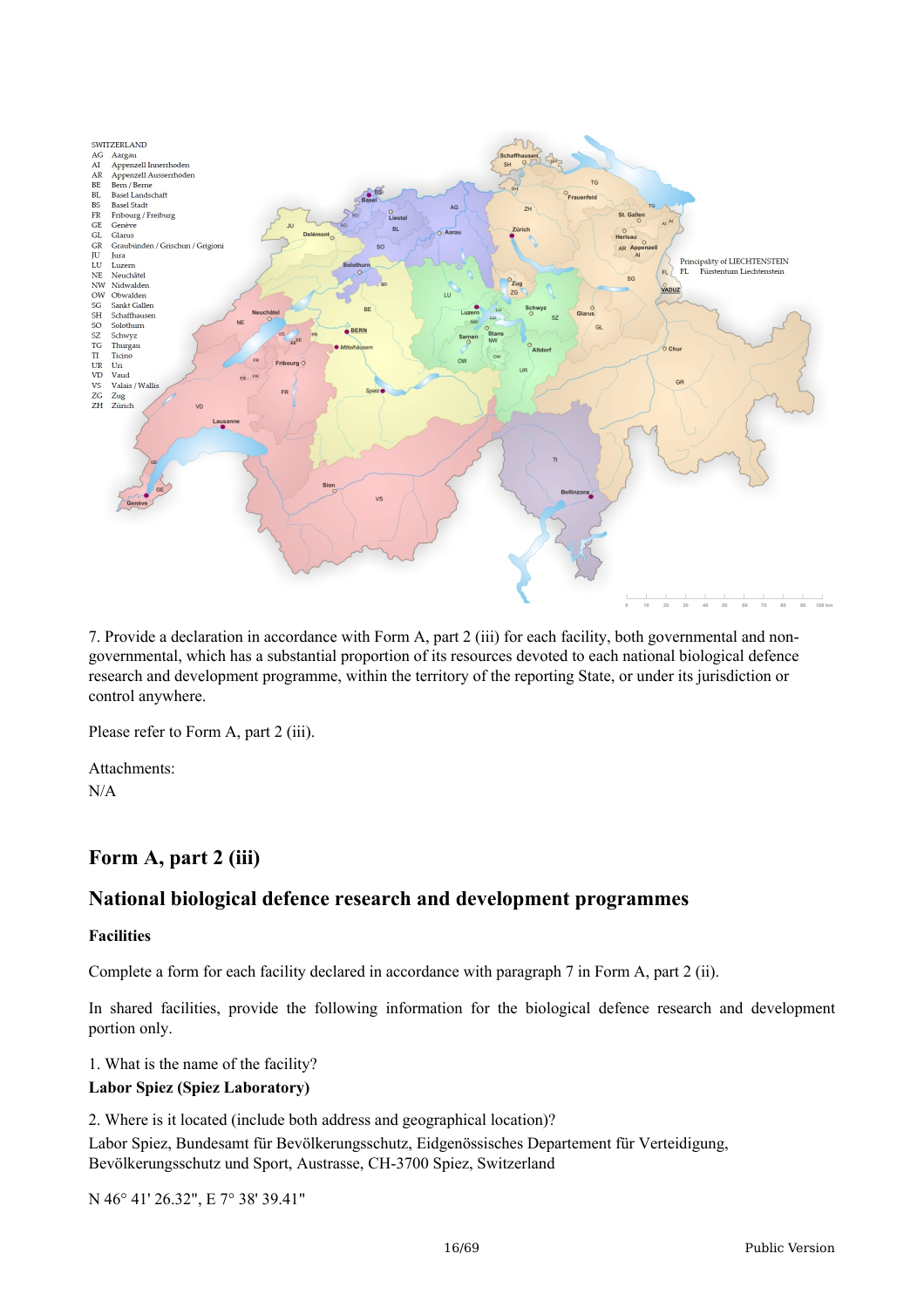7. Provide a declaration in accordance with Form A, part 2 (iii) for each facility, both governmental and non-governmental, which has a substantial proportion of its resources devoted to each national biological defence research and development programme, within the territory of the reporting State, or under its jurisdiction or control anywhere.

Please refer to Form A, part 2 (iii).

Attachments:
N/A

## Form A, part 2 (iii)

## National biological defence research and development programmes

**Facilities**

Complete a form for each facility declared in accordance with paragraph 7 in Form A, part 2 (ii).

In shared facilities, provide the following information for the biological defence research and development portion only.

1. What is the name of the facility?
**Labor Spiez (Spiez Laboratory)**

2. Where is it located (include both address and geographical location)?
Labor Spiez, Bundesamt für Bevölkerungsschutz, Eidgenössisches Departement für Verteidigung, Bevölkerungsschutz und Sport, Austrasse, CH-3700 Spiez, Switzerland

N 46° 41' 26.32", E 7° 38' 39.41"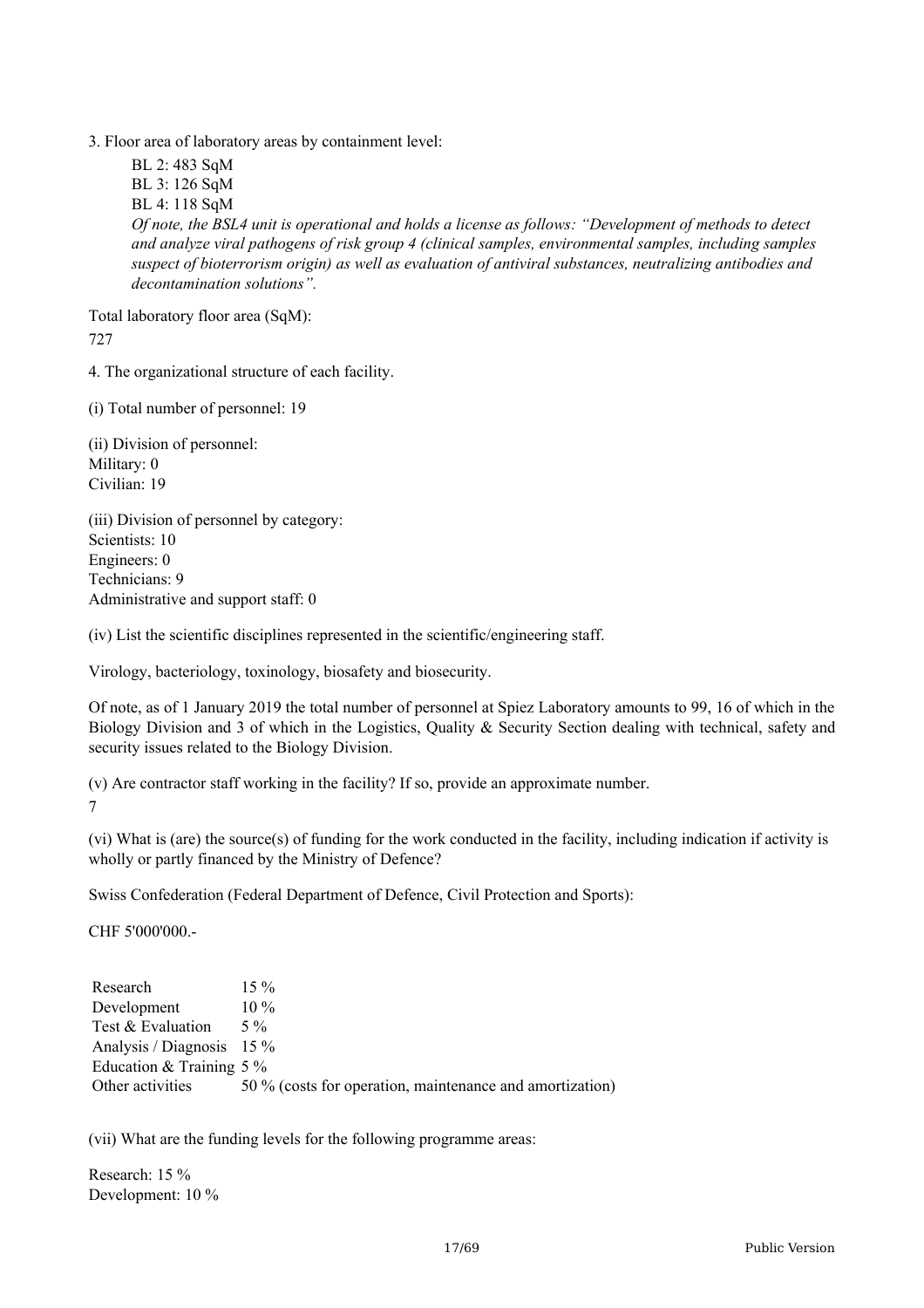3. Floor area of laboratory areas by containment level:

BL 2: 483 SqM
BL 3: 126 SqM
BL 4: 118 SqM
*Of note, the BSL4 unit is operational and holds a license as follows: "Development of methods to detect and analyze viral pathogens of risk group 4 (clinical samples, environmental samples, including samples suspect of bioterrorism origin) as well as evaluation of antiviral substances, neutralizing antibodies and decontamination solutions".*

Total laboratory floor area (SqM):
727

4. The organizational structure of each facility.

(i) Total number of personnel: 19

(ii) Division of personnel:
Military: 0
Civilian: 19

(iii) Division of personnel by category:
Scientists: 10
Engineers: 0
Technicians: 9
Administrative and support staff: 0

(iv) List the scientific disciplines represented in the scientific/engineering staff.

Virology, bacteriology, toxinology, biosafety and biosecurity.

Of note, as of 1 January 2019 the total number of personnel at Spiez Laboratory amounts to 99, 16 of which in the Biology Division and 3 of which in the Logistics, Quality & Security Section dealing with technical, safety and security issues related to the Biology Division.

(v) Are contractor staff working in the facility? If so, provide an approximate number.
7

(vi) What is (are) the source(s) of funding for the work conducted in the facility, including indication if activity is wholly or partly financed by the Ministry of Defence?

Swiss Confederation (Federal Department of Defence, Civil Protection and Sports):

CHF 5'000'000.-

| | |
|---|---|
| Research | 15 % |
| Development | 10 % |
| Test & Evaluation | 5 % |
| Analysis / Diagnosis | 15 % |
| Education & Training | 5 % |
| Other activities | 50 % (costs for operation, maintenance and amortization) |

(vii) What are the funding levels for the following programme areas:

Research: 15 %
Development: 10 %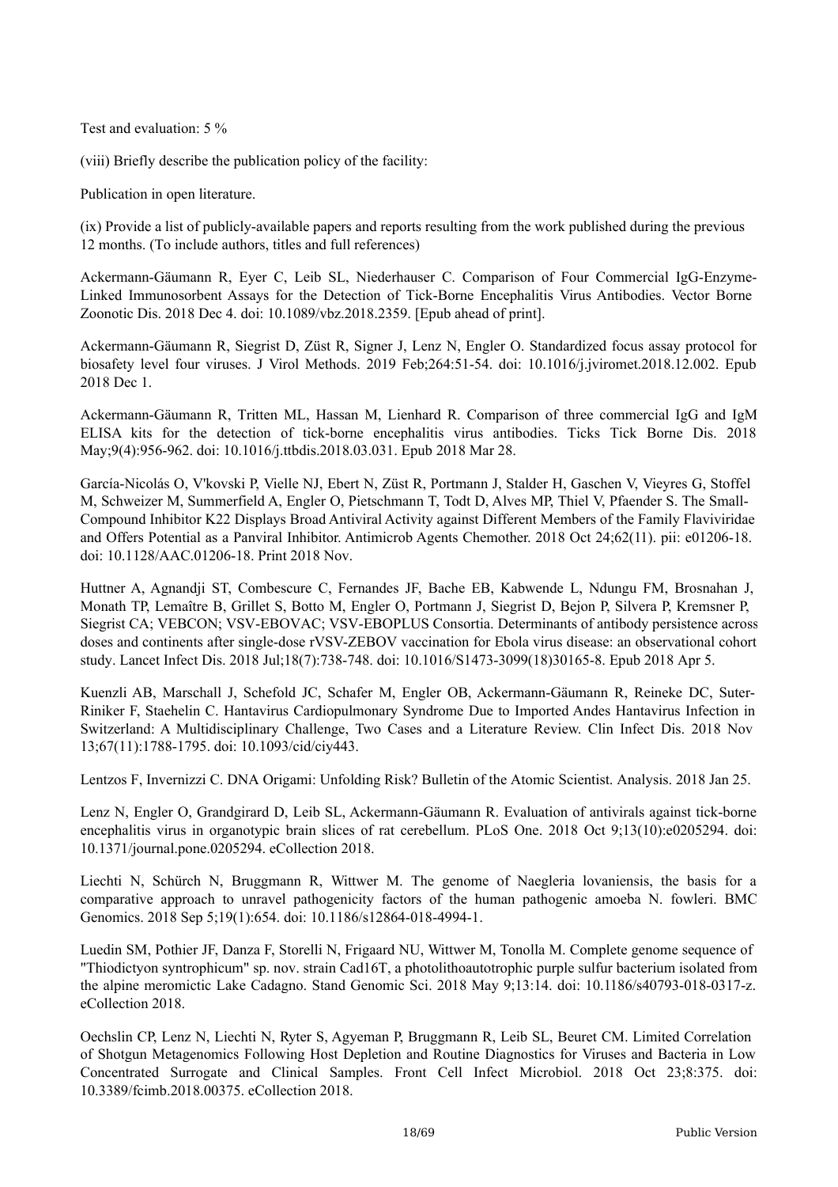Test and evaluation: 5 %

(viii) Briefly describe the publication policy of the facility:

Publication in open literature.

(ix) Provide a list of publicly-available papers and reports resulting from the work published during the previous 12 months. (To include authors, titles and full references)

Ackermann-Gäumann R, Eyer C, Leib SL, Niederhauser C. Comparison of Four Commercial IgG-Enzyme-Linked Immunosorbent Assays for the Detection of Tick-Borne Encephalitis Virus Antibodies. Vector Borne Zoonotic Dis. 2018 Dec 4. doi: 10.1089/vbz.2018.2359. [Epub ahead of print].

Ackermann-Gäumann R, Siegrist D, Züst R, Signer J, Lenz N, Engler O. Standardized focus assay protocol for biosafety level four viruses. J Virol Methods. 2019 Feb;264:51-54. doi: 10.1016/j.jviromet.2018.12.002. Epub 2018 Dec 1.

Ackermann-Gäumann R, Tritten ML, Hassan M, Lienhard R. Comparison of three commercial IgG and IgM ELISA kits for the detection of tick-borne encephalitis virus antibodies. Ticks Tick Borne Dis. 2018 May;9(4):956-962. doi: 10.1016/j.ttbdis.2018.03.031. Epub 2018 Mar 28.

García-Nicolás O, V'kovski P, Vielle NJ, Ebert N, Züst R, Portmann J, Stalder H, Gaschen V, Vieyres G, Stoffel M, Schweizer M, Summerfield A, Engler O, Pietschmann T, Todt D, Alves MP, Thiel V, Pfaender S. The Small-Compound Inhibitor K22 Displays Broad Antiviral Activity against Different Members of the Family Flaviviridae and Offers Potential as a Panviral Inhibitor. Antimicrob Agents Chemother. 2018 Oct 24;62(11). pii: e01206-18. doi: 10.1128/AAC.01206-18. Print 2018 Nov.

Huttner A, Agnandji ST, Combescure C, Fernandes JF, Bache EB, Kabwende L, Ndungu FM, Brosnahan J, Monath TP, Lemaître B, Grillet S, Botto M, Engler O, Portmann J, Siegrist D, Bejon P, Silvera P, Kremsner P, Siegrist CA; VEBCON; VSV-EBOVAC; VSV-EBOPLUS Consortia. Determinants of antibody persistence across doses and continents after single-dose rVSV-ZEBOV vaccination for Ebola virus disease: an observational cohort study. Lancet Infect Dis. 2018 Jul;18(7):738-748. doi: 10.1016/S1473-3099(18)30165-8. Epub 2018 Apr 5.

Kuenzli AB, Marschall J, Schefold JC, Schafer M, Engler OB, Ackermann-Gäumann R, Reineke DC, Suter-Riniker F, Staehelin C. Hantavirus Cardiopulmonary Syndrome Due to Imported Andes Hantavirus Infection in Switzerland: A Multidisciplinary Challenge, Two Cases and a Literature Review. Clin Infect Dis. 2018 Nov 13;67(11):1788-1795. doi: 10.1093/cid/ciy443.

Lentzos F, Invernizzi C. DNA Origami: Unfolding Risk? Bulletin of the Atomic Scientist. Analysis. 2018 Jan 25.

Lenz N, Engler O, Grandgirard D, Leib SL, Ackermann-Gäumann R. Evaluation of antivirals against tick-borne encephalitis virus in organotypic brain slices of rat cerebellum. PLoS One. 2018 Oct 9;13(10):e0205294. doi: 10.1371/journal.pone.0205294. eCollection 2018.

Liechti N, Schürch N, Bruggmann R, Wittwer M. The genome of Naegleria lovaniensis, the basis for a comparative approach to unravel pathogenicity factors of the human pathogenic amoeba N. fowleri. BMC Genomics. 2018 Sep 5;19(1):654. doi: 10.1186/s12864-018-4994-1.

Luedin SM, Pothier JF, Danza F, Storelli N, Frigaard NU, Wittwer M, Tonolla M. Complete genome sequence of "Thiodictyon syntrophicum" sp. nov. strain Cad16T, a photolithoautotrophic purple sulfur bacterium isolated from the alpine meromictic Lake Cadagno. Stand Genomic Sci. 2018 May 9;13:14. doi: 10.1186/s40793-018-0317-z. eCollection 2018.

Oechslin CP, Lenz N, Liechti N, Ryter S, Agyeman P, Bruggmann R, Leib SL, Beuret CM. Limited Correlation of Shotgun Metagenomics Following Host Depletion and Routine Diagnostics for Viruses and Bacteria in Low Concentrated Surrogate and Clinical Samples. Front Cell Infect Microbiol. 2018 Oct 23;8:375. doi: 10.3389/fcimb.2018.00375. eCollection 2018.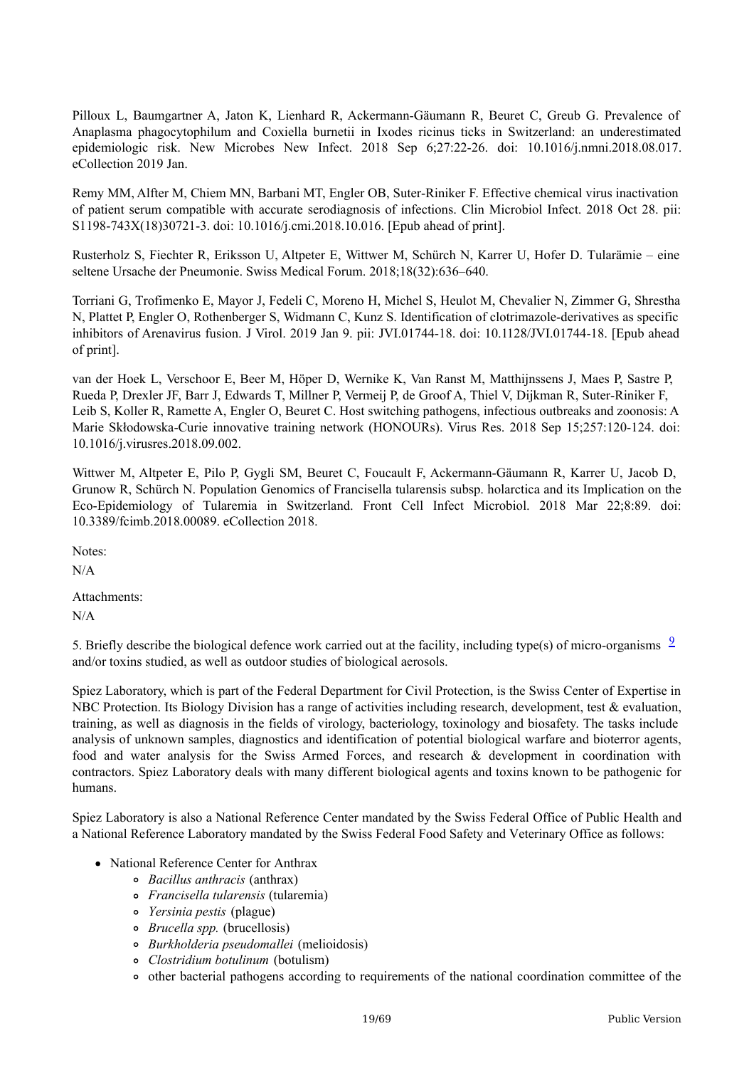Pilloux L, Baumgartner A, Jaton K, Lienhard R, Ackermann-Gäumann R, Beuret C, Greub G. Prevalence of Anaplasma phagocytophilum and Coxiella burnetii in Ixodes ricinus ticks in Switzerland: an underestimated epidemiologic risk. New Microbes New Infect. 2018 Sep 6;27:22-26. doi: 10.1016/j.nmni.2018.08.017. eCollection 2019 Jan.

Remy MM, Alfter M, Chiem MN, Barbani MT, Engler OB, Suter-Riniker F. Effective chemical virus inactivation of patient serum compatible with accurate serodiagnosis of infections. Clin Microbiol Infect. 2018 Oct 28. pii: S1198-743X(18)30721-3. doi: 10.1016/j.cmi.2018.10.016. [Epub ahead of print].

Rusterholz S, Fiechter R, Eriksson U, Altpeter E, Wittwer M, Schürch N, Karrer U, Hofer D. Tularämie – eine seltene Ursache der Pneumonie. Swiss Medical Forum. 2018;18(32):636–640.

Torriani G, Trofimenko E, Mayor J, Fedeli C, Moreno H, Michel S, Heulot M, Chevalier N, Zimmer G, Shrestha N, Plattet P, Engler O, Rothenberger S, Widmann C, Kunz S. Identification of clotrimazole-derivatives as specific inhibitors of Arenavirus fusion. J Virol. 2019 Jan 9. pii: JVI.01744-18. doi: 10.1128/JVI.01744-18. [Epub ahead of print].

van der Hoek L, Verschoor E, Beer M, Höper D, Wernike K, Van Ranst M, Matthijnssens J, Maes P, Sastre P, Rueda P, Drexler JF, Barr J, Edwards T, Millner P, Vermeij P, de Groof A, Thiel V, Dijkman R, Suter-Riniker F, Leib S, Koller R, Ramette A, Engler O, Beuret C. Host switching pathogens, infectious outbreaks and zoonosis: A Marie Skłodowska-Curie innovative training network (HONOURs). Virus Res. 2018 Sep 15;257:120-124. doi: 10.1016/j.virusres.2018.09.002.

Wittwer M, Altpeter E, Pilo P, Gygli SM, Beuret C, Foucault F, Ackermann-Gäumann R, Karrer U, Jacob D, Grunow R, Schürch N. Population Genomics of Francisella tularensis subsp. holarctica and its Implication on the Eco-Epidemiology of Tularemia in Switzerland. Front Cell Infect Microbiol. 2018 Mar 22;8:89. doi: 10.3389/fcimb.2018.00089. eCollection 2018.

Notes:

N/A

Attachments:

N/A

5. Briefly describe the biological defence work carried out at the facility, including type(s) of micro-organisms [9] and/or toxins studied, as well as outdoor studies of biological aerosols.

Spiez Laboratory, which is part of the Federal Department for Civil Protection, is the Swiss Center of Expertise in NBC Protection. Its Biology Division has a range of activities including research, development, test & evaluation, training, as well as diagnosis in the fields of virology, bacteriology, toxinology and biosafety. The tasks include analysis of unknown samples, diagnostics and identification of potential biological warfare and bioterror agents, food and water analysis for the Swiss Armed Forces, and research & development in coordination with contractors. Spiez Laboratory deals with many different biological agents and toxins known to be pathogenic for humans.

Spiez Laboratory is also a National Reference Center mandated by the Swiss Federal Office of Public Health and a National Reference Laboratory mandated by the Swiss Federal Food Safety and Veterinary Office as follows:

- National Reference Center for Anthrax
    - *Bacillus anthracis* (anthrax)
    - *Francisella tularensis* (tularemia)
    - *Yersinia pestis* (plague)
    - *Brucella spp.* (brucellosis)
    - *Burkholderia pseudomallei* (melioidosis)
    - *Clostridium botulinum* (botulism)
    - other bacterial pathogens according to requirements of the national coordination committee of the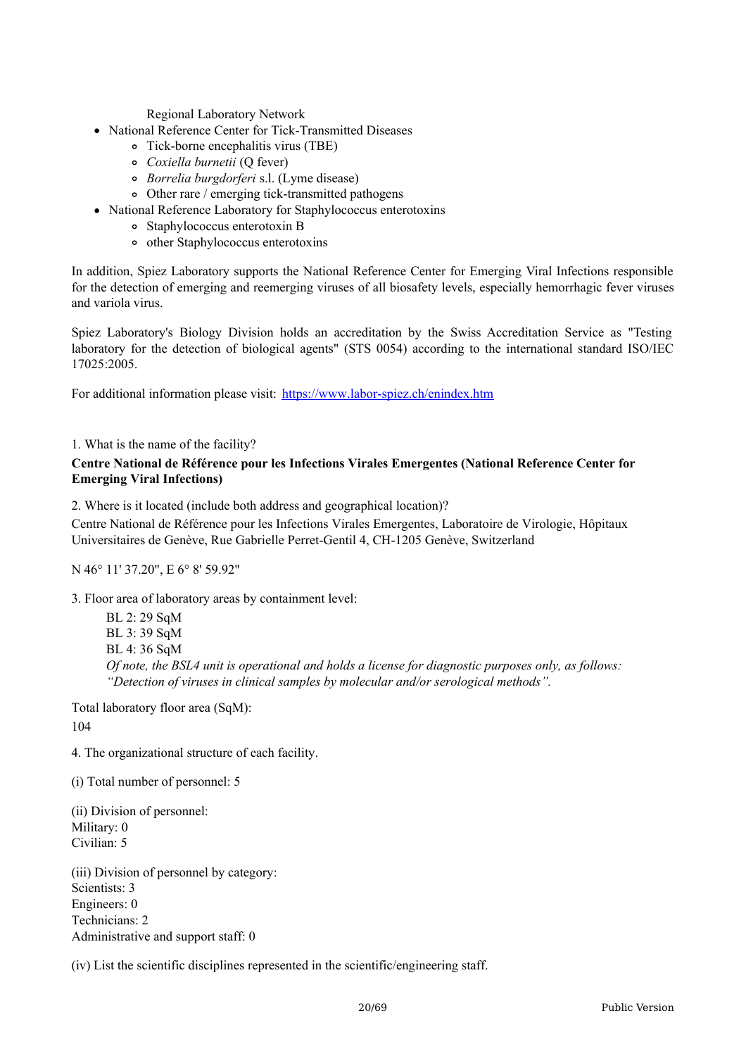Regional Laboratory Network

- National Reference Center for Tick-Transmitted Diseases
    - Tick-borne encephalitis virus (TBE)
    - *Coxiella burnetii* (Q fever)
    - *Borrelia burgdorferi* s.l. (Lyme disease)
    - Other rare / emerging tick-transmitted pathogens
- National Reference Laboratory for Staphylococcus enterotoxins
    - Staphylococcus enterotoxin B
    - other Staphylococcus enterotoxins

In addition, Spiez Laboratory supports the National Reference Center for Emerging Viral Infections responsible for the detection of emerging and reemerging viruses of all biosafety levels, especially hemorrhagic fever viruses and variola virus.

Spiez Laboratory's Biology Division holds an accreditation by the Swiss Accreditation Service as "Testing laboratory for the detection of biological agents" (STS 0054) according to the international standard ISO/IEC 17025:2005.

For additional information please visit: [https://www.labor-spiez.ch/enindex.htm](https://www.labor-spiez.ch/enindex.htm)

1. What is the name of the facility?

**Centre National de Référence pour les Infections Virales Emergentes (National Reference Center for Emerging Viral Infections)**

2. Where is it located (include both address and geographical location)?

Centre National de Référence pour les Infections Virales Emergentes, Laboratoire de Virologie, Hôpitaux Universitaires de Genève, Rue Gabrielle Perret-Gentil 4, CH-1205 Genève, Switzerland

N 46° 11' 37.20", E 6° 8' 59.92"

3. Floor area of laboratory areas by containment level:

BL 2: 29 SqM  
BL 3: 39 SqM  
BL 4: 36 SqM  
*Of note, the BSL4 unit is operational and holds a license for diagnostic purposes only, as follows: "Detection of viruses in clinical samples by molecular and/or serological methods".*

Total laboratory floor area (SqM):  
104

4. The organizational structure of each facility.

(i) Total number of personnel: 5

(ii) Division of personnel:  
Military: 0  
Civilian: 5

(iii) Division of personnel by category:  
Scientists: 3  
Engineers: 0  
Technicians: 2  
Administrative and support staff: 0

(iv) List the scientific disciplines represented in the scientific/engineering staff.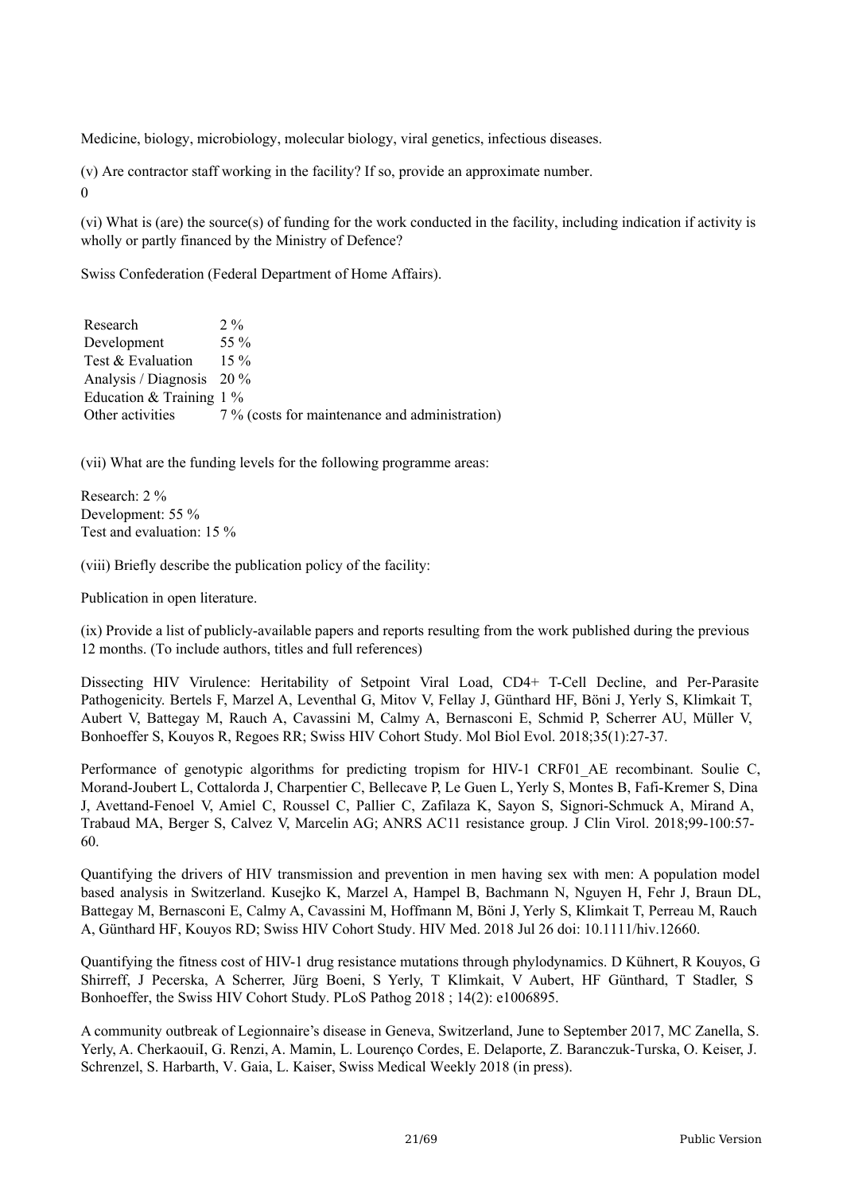Medicine, biology, microbiology, molecular biology, viral genetics, infectious diseases.

(v) Are contractor staff working in the facility? If so, provide an approximate number.

0

(vi) What is (are) the source(s) of funding for the work conducted in the facility, including indication if activity is wholly or partly financed by the Ministry of Defence?

Swiss Confederation (Federal Department of Home Affairs).

| | |
|---|---|
| Research | 2 % |
| Development | 55 % |
| Test & Evaluation | 15 % |
| Analysis / Diagnosis | 20 % |
| Education & Training | 1 % |
| Other activities | 7 % (costs for maintenance and administration) |

(vii) What are the funding levels for the following programme areas:

Research: 2 %
Development: 55 %
Test and evaluation: 15 %

(viii) Briefly describe the publication policy of the facility:

Publication in open literature.

(ix) Provide a list of publicly-available papers and reports resulting from the work published during the previous 12 months. (To include authors, titles and full references)

Dissecting HIV Virulence: Heritability of Setpoint Viral Load, CD4+ T-Cell Decline, and Per-Parasite Pathogenicity. Bertels F, Marzel A, Leventhal G, Mitov V, Fellay J, Günthard HF, Böni J, Yerly S, Klimkait T, Aubert V, Battegay M, Rauch A, Cavassini M, Calmy A, Bernasconi E, Schmid P, Scherrer AU, Müller V, Bonhoeffer S, Kouyos R, Regoes RR; Swiss HIV Cohort Study. Mol Biol Evol. 2018;35(1):27-37.

Performance of genotypic algorithms for predicting tropism for HIV-1 CRF01_AE recombinant. Soulie C, Morand-Joubert L, Cottalorda J, Charpentier C, Bellecave P, Le Guen L, Yerly S, Montes B, Fafi-Kremer S, Dina J, Avettand-Fenoel V, Amiel C, Roussel C, Pallier C, Zafilaza K, Sayon S, Signori-Schmuck A, Mirand A, Trabaud MA, Berger S, Calvez V, Marcelin AG; ANRS AC11 resistance group. J Clin Virol. 2018;99-100:57-60.

Quantifying the drivers of HIV transmission and prevention in men having sex with men: A population model based analysis in Switzerland. Kusejko K, Marzel A, Hampel B, Bachmann N, Nguyen H, Fehr J, Braun DL, Battegay M, Bernasconi E, Calmy A, Cavassini M, Hoffmann M, Böni J, Yerly S, Klimkait T, Perreau M, Rauch A, Günthard HF, Kouyos RD; Swiss HIV Cohort Study. HIV Med. 2018 Jul 26 doi: 10.1111/hiv.12660.

Quantifying the fitness cost of HIV-1 drug resistance mutations through phylodynamics. D Kühnert, R Kouyos, G Shirreff, J Pecerska, A Scherrer, Jürg Boeni, S Yerly, T Klimkait, V Aubert, HF Günthard, T Stadler, S Bonhoeffer, the Swiss HIV Cohort Study. PLoS Pathog 2018 ; 14(2): e1006895.

A community outbreak of Legionnaire's disease in Geneva, Switzerland, June to September 2017, MC Zanella, S. Yerly, A. CherkaouiI, G. Renzi, A. Mamin, L. Lourenço Cordes, E. Delaporte, Z. Baranczuk-Turska, O. Keiser, J. Schrenzel, S. Harbarth, V. Gaia, L. Kaiser, Swiss Medical Weekly 2018 (in press).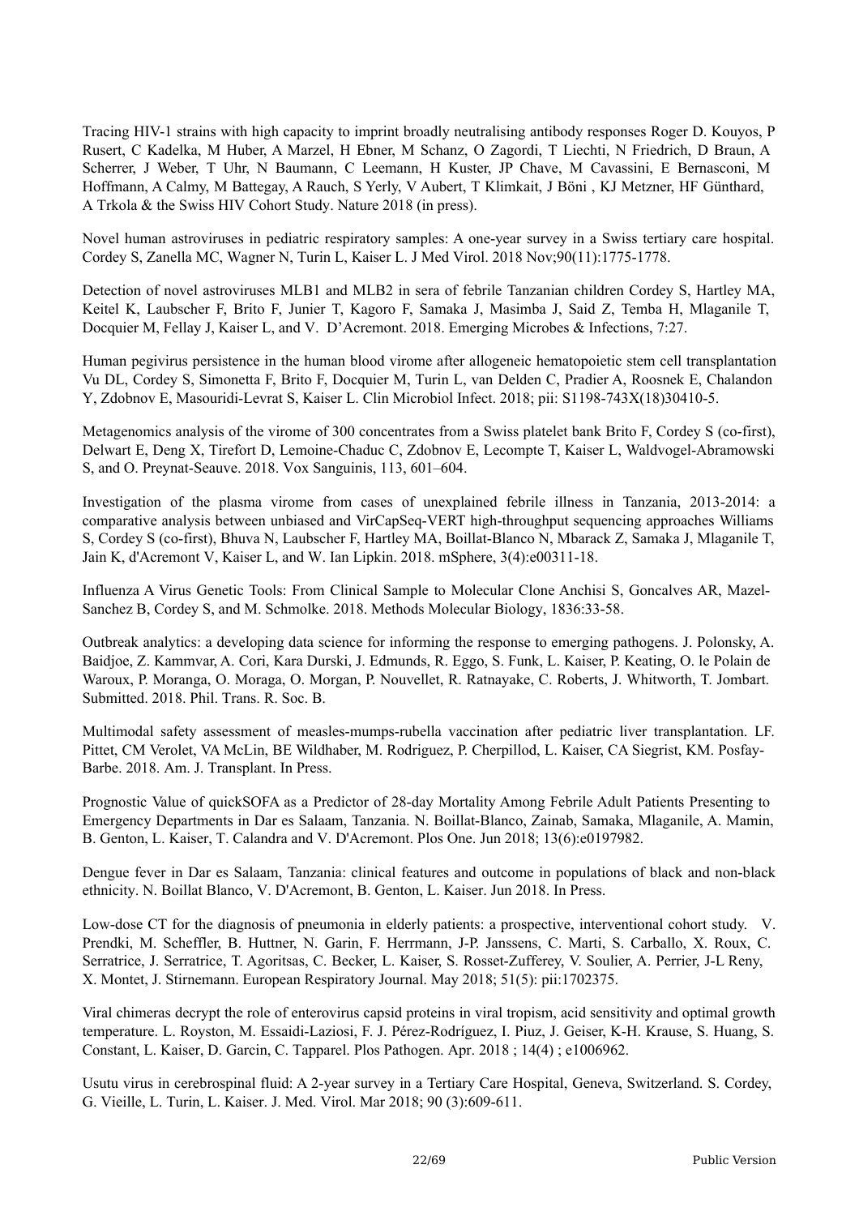Tracing HIV-1 strains with high capacity to imprint broadly neutralising antibody responses Roger D. Kouyos, P Rusert, C Kadelka, M Huber, A Marzel, H Ebner, M Schanz, O Zagordi, T Liechti, N Friedrich, D Braun, A Scherrer, J Weber, T Uhr, N Baumann, C Leemann, H Kuster, JP Chave, M Cavassini, E Bernasconi, M Hoffmann, A Calmy, M Battegay, A Rauch, S Yerly, V Aubert, T Klimkait, J Böni , KJ Metzner, HF Günthard, A Trkola & the Swiss HIV Cohort Study. Nature 2018 (in press).

Novel human astroviruses in pediatric respiratory samples: A one-year survey in a Swiss tertiary care hospital. Cordey S, Zanella MC, Wagner N, Turin L, Kaiser L. J Med Virol. 2018 Nov;90(11):1775-1778.

Detection of novel astroviruses MLB1 and MLB2 in sera of febrile Tanzanian children Cordey S, Hartley MA, Keitel K, Laubscher F, Brito F, Junier T, Kagoro F, Samaka J, Masimba J, Said Z, Temba H, Mlaganile T, Docquier M, Fellay J, Kaiser L, and V. D'Acremont. 2018. Emerging Microbes & Infections, 7:27.

Human pegivirus persistence in the human blood virome after allogeneic hematopoietic stem cell transplantation Vu DL, Cordey S, Simonetta F, Brito F, Docquier M, Turin L, van Delden C, Pradier A, Roosnek E, Chalandon Y, Zdobnov E, Masouridi-Levrat S, Kaiser L. Clin Microbiol Infect. 2018; pii: S1198-743X(18)30410-5.

Metagenomics analysis of the virome of 300 concentrates from a Swiss platelet bank Brito F, Cordey S (co-first), Delwart E, Deng X, Tirefort D, Lemoine-Chaduc C, Zdobnov E, Lecompte T, Kaiser L, Waldvogel-Abramowski S, and O. Preynat-Seauve. 2018. Vox Sanguinis, 113, 601–604.

Investigation of the plasma virome from cases of unexplained febrile illness in Tanzania, 2013-2014: a comparative analysis between unbiased and VirCapSeq-VERT high-throughput sequencing approaches Williams S, Cordey S (co-first), Bhuva N, Laubscher F, Hartley MA, Boillat-Blanco N, Mbarack Z, Samaka J, Mlaganile T, Jain K, d'Acremont V, Kaiser L, and W. Ian Lipkin. 2018. mSphere, 3(4):e00311-18.

Influenza A Virus Genetic Tools: From Clinical Sample to Molecular Clone Anchisi S, Goncalves AR, Mazel-Sanchez B, Cordey S, and M. Schmolke. 2018. Methods Molecular Biology, 1836:33-58.

Outbreak analytics: a developing data science for informing the response to emerging pathogens. J. Polonsky, A. Baidjoe, Z. Kammvar, A. Cori, Kara Durski, J. Edmunds, R. Eggo, S. Funk, L. Kaiser, P. Keating, O. le Polain de Waroux, P. Moranga, O. Moraga, O. Morgan, P. Nouvellet, R. Ratnayake, C. Roberts, J. Whitworth, T. Jombart. Submitted. 2018. Phil. Trans. R. Soc. B.

Multimodal safety assessment of measles-mumps-rubella vaccination after pediatric liver transplantation. LF. Pittet, CM Verolet, VA McLin, BE Wildhaber, M. Rodriguez, P. Cherpillod, L. Kaiser, CA Siegrist, KM. Posfay-Barbe. 2018. Am. J. Transplant. In Press.

Prognostic Value of quickSOFA as a Predictor of 28-day Mortality Among Febrile Adult Patients Presenting to Emergency Departments in Dar es Salaam, Tanzania. N. Boillat-Blanco, Zainab, Samaka, Mlaganile, A. Mamin, B. Genton, L. Kaiser, T. Calandra and V. D'Acremont. Plos One. Jun 2018; 13(6):e0197982.

Dengue fever in Dar es Salaam, Tanzania: clinical features and outcome in populations of black and non-black ethnicity. N. Boillat Blanco, V. D'Acremont, B. Genton, L. Kaiser. Jun 2018. In Press.

Low-dose CT for the diagnosis of pneumonia in elderly patients: a prospective, interventional cohort study. V. Prendki, M. Scheffler, B. Huttner, N. Garin, F. Herrmann, J-P. Janssens, C. Marti, S. Carballo, X. Roux, C. Serratrice, J. Serratrice, T. Agoritsas, C. Becker, L. Kaiser, S. Rosset-Zufferey, V. Soulier, A. Perrier, J-L Reny, X. Montet, J. Stirnemann. European Respiratory Journal. May 2018; 51(5): pii:1702375.

Viral chimeras decrypt the role of enterovirus capsid proteins in viral tropism, acid sensitivity and optimal growth temperature. L. Royston, M. Essaidi-Laziosi, F. J. Pérez-Rodríguez, I. Piuz, J. Geiser, K-H. Krause, S. Huang, S. Constant, L. Kaiser, D. Garcin, C. Tapparel. Plos Pathogen. Apr. 2018 ; 14(4) ; e1006962.

Usutu virus in cerebrospinal fluid: A 2-year survey in a Tertiary Care Hospital, Geneva, Switzerland. S. Cordey, G. Vieille, L. Turin, L. Kaiser. J. Med. Virol. Mar 2018; 90 (3):609-611.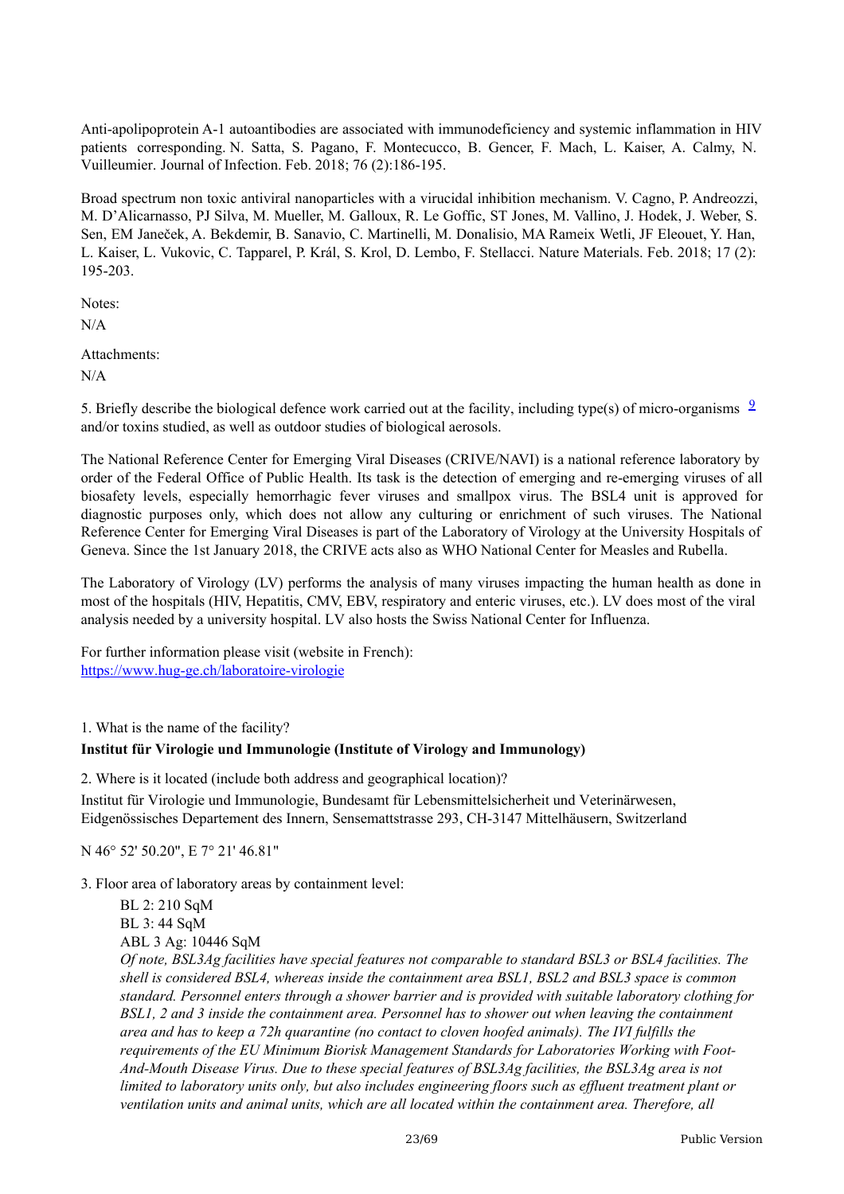Anti-apolipoprotein A-1 autoantibodies are associated with immunodeficiency and systemic inflammation in HIV patients corresponding. N. Satta, S. Pagano, F. Montecucco, B. Gencer, F. Mach, L. Kaiser, A. Calmy, N. Vuilleumier. Journal of Infection. Feb. 2018; 76 (2):186-195.

Broad spectrum non toxic antiviral nanoparticles with a virucidal inhibition mechanism. V. Cagno, P. Andreozzi, M. D'Alicarnasso, PJ Silva, M. Mueller, M. Galloux, R. Le Goffic, ST Jones, M. Vallino, J. Hodek, J. Weber, S. Sen, EM Janeček, A. Bekdemir, B. Sanavio, C. Martinelli, M. Donalisio, MA Rameix Wetli, JF Eleouet, Y. Han, L. Kaiser, L. Vukovic, C. Tapparel, P. Král, S. Krol, D. Lembo, F. Stellacci. Nature Materials. Feb. 2018; 17 (2): 195-203.

Notes:

N/A

Attachments:

N/A

5. Briefly describe the biological defence work carried out at the facility, including type(s) of micro-organisms [9] and/or toxins studied, as well as outdoor studies of biological aerosols.

The National Reference Center for Emerging Viral Diseases (CRIVE/NAVI) is a national reference laboratory by order of the Federal Office of Public Health. Its task is the detection of emerging and re-emerging viruses of all biosafety levels, especially hemorrhagic fever viruses and smallpox virus. The BSL4 unit is approved for diagnostic purposes only, which does not allow any culturing or enrichment of such viruses. The National Reference Center for Emerging Viral Diseases is part of the Laboratory of Virology at the University Hospitals of Geneva. Since the 1st January 2018, the CRIVE acts also as WHO National Center for Measles and Rubella.

The Laboratory of Virology (LV) performs the analysis of many viruses impacting the human health as done in most of the hospitals (HIV, Hepatitis, CMV, EBV, respiratory and enteric viruses, etc.). LV does most of the viral analysis needed by a university hospital. LV also hosts the Swiss National Center for Influenza.

For further information please visit (website in French):
https://www.hug-ge.ch/laboratoire-virologie

1. What is the name of the facility?

**Institut für Virologie und Immunologie (Institute of Virology and Immunology)**

2. Where is it located (include both address and geographical location)?

Institut für Virologie und Immunologie, Bundesamt für Lebensmittelsicherheit und Veterinärwesen, Eidgenössisches Departement des Innern, Sensemattstrasse 293, CH-3147 Mittelhäusern, Switzerland

N 46° 52' 50.20", E 7° 21' 46.81"

3. Floor area of laboratory areas by containment level:

BL 2: 210 SqM
BL 3: 44 SqM
ABL 3 Ag: 10446 SqM

*Of note, BSL3Ag facilities have special features not comparable to standard BSL3 or BSL4 facilities. The shell is considered BSL4, whereas inside the containment area BSL1, BSL2 and BSL3 space is common standard. Personnel enters through a shower barrier and is provided with suitable laboratory clothing for BSL1, 2 and 3 inside the containment area. Personnel has to shower out when leaving the containment area and has to keep a 72h quarantine (no contact to cloven hoofed animals). The IVI fulfills the requirements of the EU Minimum Biorisk Management Standards for Laboratories Working with Foot-And-Mouth Disease Virus. Due to these special features of BSL3Ag facilities, the BSL3Ag area is not limited to laboratory units only, but also includes engineering floors such as effluent treatment plant or ventilation units and animal units, which are all located within the containment area. Therefore, all*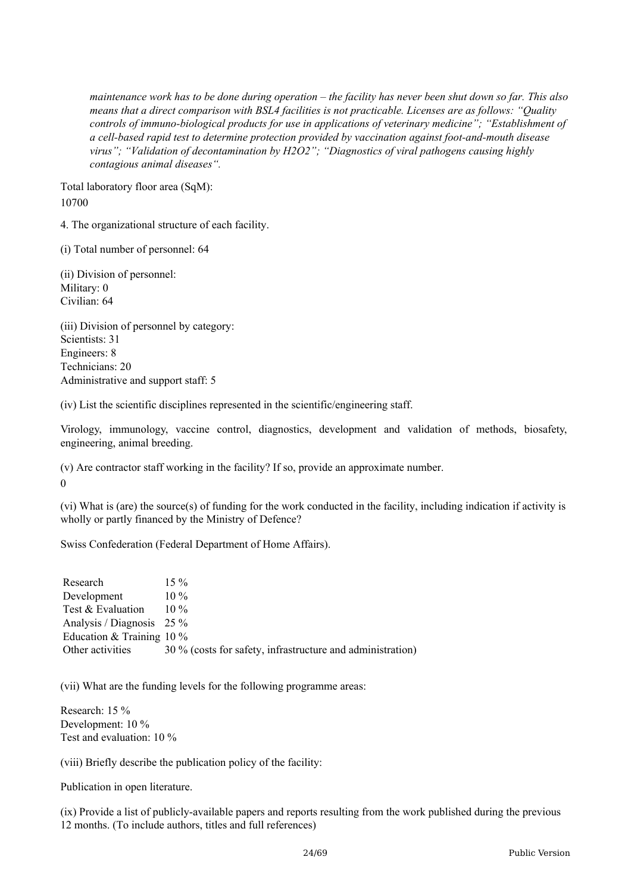*maintenance work has to be done during operation – the facility has never been shut down so far. This also means that a direct comparison with BSL4 facilities is not practicable. Licenses are as follows: "Quality controls of immuno-biological products for use in applications of veterinary medicine"; "Establishment of a cell-based rapid test to determine protection provided by vaccination against foot-and-mouth disease virus"; "Validation of decontamination by H2O2"; "Diagnostics of viral pathogens causing highly contagious animal diseases".*

Total laboratory floor area (SqM):
10700

4. The organizational structure of each facility.

(i) Total number of personnel: 64

(ii) Division of personnel:
Military: 0
Civilian: 64

(iii) Division of personnel by category:
Scientists: 31
Engineers: 8
Technicians: 20
Administrative and support staff: 5

(iv) List the scientific disciplines represented in the scientific/engineering staff.

Virology, immunology, vaccine control, diagnostics, development and validation of methods, biosafety, engineering, animal breeding.

(v) Are contractor staff working in the facility? If so, provide an approximate number.
0

(vi) What is (are) the source(s) of funding for the work conducted in the facility, including indication if activity is wholly or partly financed by the Ministry of Defence?

Swiss Confederation (Federal Department of Home Affairs).

| | |
|---|---|
| Research | 15 % |
| Development | 10 % |
| Test & Evaluation | 10 % |
| Analysis / Diagnosis | 25 % |
| Education & Training | 10 % |
| Other activities | 30 % (costs for safety, infrastructure and administration) |

(vii) What are the funding levels for the following programme areas:

Research: 15 %
Development: 10 %
Test and evaluation: 10 %

(viii) Briefly describe the publication policy of the facility:

Publication in open literature.

(ix) Provide a list of publicly-available papers and reports resulting from the work published during the previous 12 months. (To include authors, titles and full references)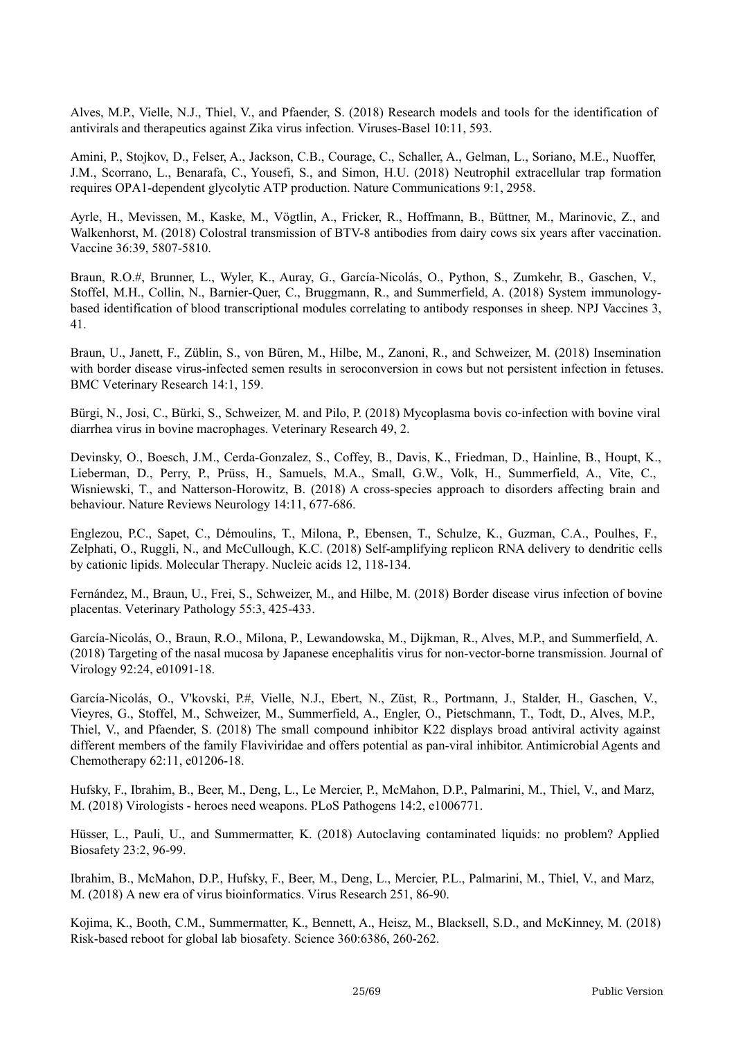Alves, M.P., Vielle, N.J., Thiel, V., and Pfaender, S. (2018) Research models and tools for the identification of antivirals and therapeutics against Zika virus infection. Viruses-Basel 10:11, 593.

Amini, P., Stojkov, D., Felser, A., Jackson, C.B., Courage, C., Schaller, A., Gelman, L., Soriano, M.E., Nuoffer, J.M., Scorrano, L., Benarafa, C., Yousefi, S., and Simon, H.U. (2018) Neutrophil extracellular trap formation requires OPA1-dependent glycolytic ATP production. Nature Communications 9:1, 2958.

Ayrle, H., Mevissen, M., Kaske, M., Vögtlin, A., Fricker, R., Hoffmann, B., Büttner, M., Marinovic, Z., and Walkenhorst, M. (2018) Colostral transmission of BTV-8 antibodies from dairy cows six years after vaccination. Vaccine 36:39, 5807-5810.

Braun, R.O.#, Brunner, L., Wyler, K., Auray, G., García-Nicolás, O., Python, S., Zumkehr, B., Gaschen, V., Stoffel, M.H., Collin, N., Barnier-Quer, C., Bruggmann, R., and Summerfield, A. (2018) System immunology-based identification of blood transcriptional modules correlating to antibody responses in sheep. NPJ Vaccines 3, 41.

Braun, U., Janett, F., Züblin, S., von Büren, M., Hilbe, M., Zanoni, R., and Schweizer, M. (2018) Insemination with border disease virus-infected semen results in seroconversion in cows but not persistent infection in fetuses. BMC Veterinary Research 14:1, 159.

Bürgi, N., Josi, C., Bürki, S., Schweizer, M. and Pilo, P. (2018) Mycoplasma bovis co-infection with bovine viral diarrhea virus in bovine macrophages. Veterinary Research 49, 2.

Devinsky, O., Boesch, J.M., Cerda-Gonzalez, S., Coffey, B., Davis, K., Friedman, D., Hainline, B., Houpt, K., Lieberman, D., Perry, P., Prüss, H., Samuels, M.A., Small, G.W., Volk, H., Summerfield, A., Vite, C., Wisniewski, T., and Natterson-Horowitz, B. (2018) A cross-species approach to disorders affecting brain and behaviour. Nature Reviews Neurology 14:11, 677-686.

Englezou, P.C., Sapet, C., Démoulins, T., Milona, P., Ebensen, T., Schulze, K., Guzman, C.A., Poulhes, F., Zelphati, O., Ruggli, N., and McCullough, K.C. (2018) Self-amplifying replicon RNA delivery to dendritic cells by cationic lipids. Molecular Therapy. Nucleic acids 12, 118-134.

Fernández, M., Braun, U., Frei, S., Schweizer, M., and Hilbe, M. (2018) Border disease virus infection of bovine placentas. Veterinary Pathology 55:3, 425-433.

García-Nicolás, O., Braun, R.O., Milona, P., Lewandowska, M., Dijkman, R., Alves, M.P., and Summerfield, A. (2018) Targeting of the nasal mucosa by Japanese encephalitis virus for non-vector-borne transmission. Journal of Virology 92:24, e01091-18.

García-Nicolás, O., V'kovski, P.#, Vielle, N.J., Ebert, N., Züst, R., Portmann, J., Stalder, H., Gaschen, V., Vieyres, G., Stoffel, M., Schweizer, M., Summerfield, A., Engler, O., Pietschmann, T., Todt, D., Alves, M.P., Thiel, V., and Pfaender, S. (2018) The small compound inhibitor K22 displays broad antiviral activity against different members of the family Flaviviridae and offers potential as pan-viral inhibitor. Antimicrobial Agents and Chemotherapy 62:11, e01206-18.

Hufsky, F., Ibrahim, B., Beer, M., Deng, L., Le Mercier, P., McMahon, D.P., Palmarini, M., Thiel, V., and Marz, M. (2018) Virologists - heroes need weapons. PLoS Pathogens 14:2, e1006771.

Hüsser, L., Pauli, U., and Summermatter, K. (2018) Autoclaving contaminated liquids: no problem? Applied Biosafety 23:2, 96-99.

Ibrahim, B., McMahon, D.P., Hufsky, F., Beer, M., Deng, L., Mercier, P.L., Palmarini, M., Thiel, V., and Marz, M. (2018) A new era of virus bioinformatics. Virus Research 251, 86-90.

Kojima, K., Booth, C.M., Summermatter, K., Bennett, A., Heisz, M., Blacksell, S.D., and McKinney, M. (2018) Risk-based reboot for global lab biosafety. Science 360:6386, 260-262.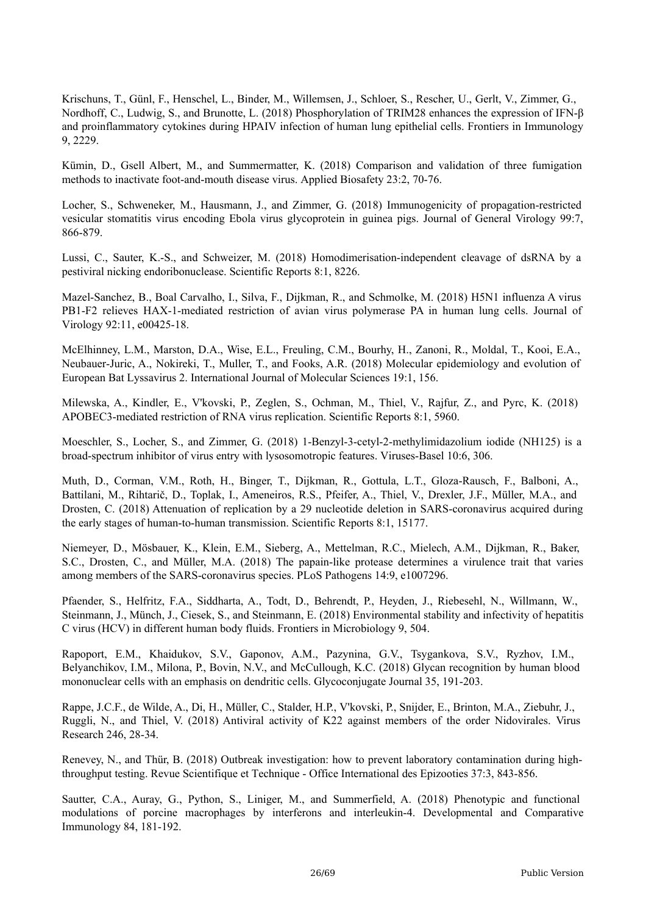Krischuns, T., Günl, F., Henschel, L., Binder, M., Willemsen, J., Schloer, S., Rescher, U., Gerlt, V., Zimmer, G., Nordhoff, C., Ludwig, S., and Brunotte, L. (2018) Phosphorylation of TRIM28 enhances the expression of IFN-β and proinflammatory cytokines during HPAIV infection of human lung epithelial cells. Frontiers in Immunology 9, 2229.

Kümin, D., Gsell Albert, M., and Summermatter, K. (2018) Comparison and validation of three fumigation methods to inactivate foot-and-mouth disease virus. Applied Biosafety 23:2, 70-76.

Locher, S., Schweneker, M., Hausmann, J., and Zimmer, G. (2018) Immunogenicity of propagation-restricted vesicular stomatitis virus encoding Ebola virus glycoprotein in guinea pigs. Journal of General Virology 99:7, 866-879.

Lussi, C., Sauter, K.-S., and Schweizer, M. (2018) Homodimerisation-independent cleavage of dsRNA by a pestiviral nicking endoribonuclease. Scientific Reports 8:1, 8226.

Mazel-Sanchez, B., Boal Carvalho, I., Silva, F., Dijkman, R., and Schmolke, M. (2018) H5N1 influenza A virus PB1-F2 relieves HAX-1-mediated restriction of avian virus polymerase PA in human lung cells. Journal of Virology 92:11, e00425-18.

McElhinney, L.M., Marston, D.A., Wise, E.L., Freuling, C.M., Bourhy, H., Zanoni, R., Moldal, T., Kooi, E.A., Neubauer-Juric, A., Nokireki, T., Muller, T., and Fooks, A.R. (2018) Molecular epidemiology and evolution of European Bat Lyssavirus 2. International Journal of Molecular Sciences 19:1, 156.

Milewska, A., Kindler, E., V'kovski, P., Zeglen, S., Ochman, M., Thiel, V., Rajfur, Z., and Pyrc, K. (2018) APOBEC3-mediated restriction of RNA virus replication. Scientific Reports 8:1, 5960.

Moeschler, S., Locher, S., and Zimmer, G. (2018) 1-Benzyl-3-cetyl-2-methylimidazolium iodide (NH125) is a broad-spectrum inhibitor of virus entry with lysosomotropic features. Viruses-Basel 10:6, 306.

Muth, D., Corman, V.M., Roth, H., Binger, T., Dijkman, R., Gottula, L.T., Gloza-Rausch, F., Balboni, A., Battilani, M., Rihtarič, D., Toplak, I., Ameneiros, R.S., Pfeifer, A., Thiel, V., Drexler, J.F., Müller, M.A., and Drosten, C. (2018) Attenuation of replication by a 29 nucleotide deletion in SARS-coronavirus acquired during the early stages of human-to-human transmission. Scientific Reports 8:1, 15177.

Niemeyer, D., Mösbauer, K., Klein, E.M., Sieberg, A., Mettelman, R.C., Mielech, A.M., Dijkman, R., Baker, S.C., Drosten, C., and Müller, M.A. (2018) The papain-like protease determines a virulence trait that varies among members of the SARS-coronavirus species. PLoS Pathogens 14:9, e1007296.

Pfaender, S., Helfritz, F.A., Siddharta, A., Todt, D., Behrendt, P., Heyden, J., Riebesehl, N., Willmann, W., Steinmann, J., Münch, J., Ciesek, S., and Steinmann, E. (2018) Environmental stability and infectivity of hepatitis C virus (HCV) in different human body fluids. Frontiers in Microbiology 9, 504.

Rapoport, E.M., Khaidukov, S.V., Gaponov, A.M., Pazynina, G.V., Tsygankova, S.V., Ryzhov, I.M., Belyanchikov, I.M., Milona, P., Bovin, N.V., and McCullough, K.C. (2018) Glycan recognition by human blood mononuclear cells with an emphasis on dendritic cells. Glycoconjugate Journal 35, 191-203.

Rappe, J.C.F., de Wilde, A., Di, H., Müller, C., Stalder, H.P., V'kovski, P., Snijder, E., Brinton, M.A., Ziebuhr, J., Ruggli, N., and Thiel, V. (2018) Antiviral activity of K22 against members of the order Nidovirales. Virus Research 246, 28-34.

Renevey, N., and Thür, B. (2018) Outbreak investigation: how to prevent laboratory contamination during high-throughput testing. Revue Scientifique et Technique - Office International des Epizooties 37:3, 843-856.

Sautter, C.A., Auray, G., Python, S., Liniger, M., and Summerfield, A. (2018) Phenotypic and functional modulations of porcine macrophages by interferons and interleukin-4. Developmental and Comparative Immunology 84, 181-192.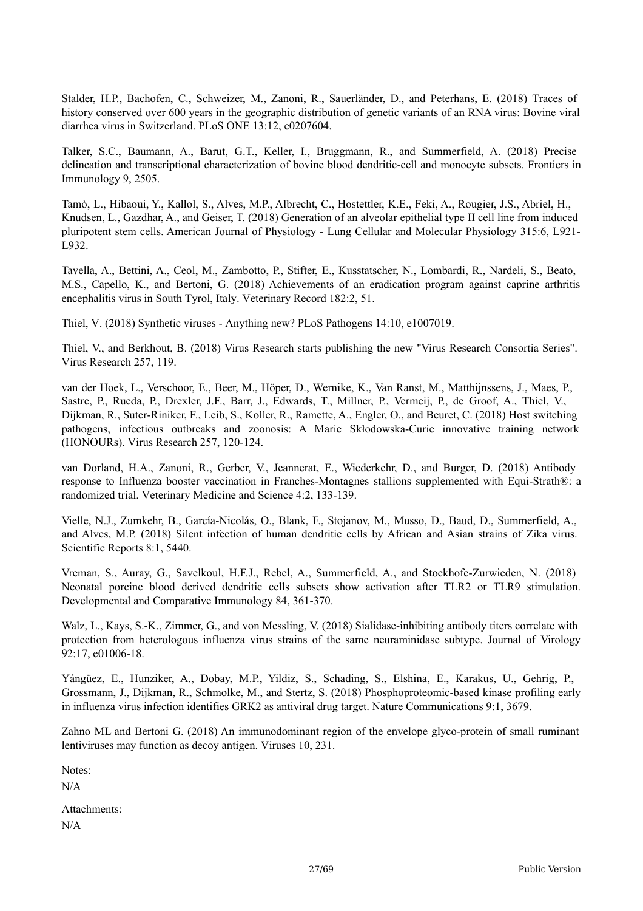Stalder, H.P., Bachofen, C., Schweizer, M., Zanoni, R., Sauerländer, D., and Peterhans, E. (2018) Traces of history conserved over 600 years in the geographic distribution of genetic variants of an RNA virus: Bovine viral diarrhea virus in Switzerland. PLoS ONE 13:12, e0207604.

Talker, S.C., Baumann, A., Barut, G.T., Keller, I., Bruggmann, R., and Summerfield, A. (2018) Precise delineation and transcriptional characterization of bovine blood dendritic-cell and monocyte subsets. Frontiers in Immunology 9, 2505.

Tamò, L., Hibaoui, Y., Kallol, S., Alves, M.P., Albrecht, C., Hostettler, K.E., Feki, A., Rougier, J.S., Abriel, H., Knudsen, L., Gazdhar, A., and Geiser, T. (2018) Generation of an alveolar epithelial type II cell line from induced pluripotent stem cells. American Journal of Physiology - Lung Cellular and Molecular Physiology 315:6, L921-L932.

Tavella, A., Bettini, A., Ceol, M., Zambotto, P., Stifter, E., Kusstatscher, N., Lombardi, R., Nardeli, S., Beato, M.S., Capello, K., and Bertoni, G. (2018) Achievements of an eradication program against caprine arthritis encephalitis virus in South Tyrol, Italy. Veterinary Record 182:2, 51.

Thiel, V. (2018) Synthetic viruses - Anything new? PLoS Pathogens 14:10, e1007019.

Thiel, V., and Berkhout, B. (2018) Virus Research starts publishing the new "Virus Research Consortia Series". Virus Research 257, 119.

van der Hoek, L., Verschoor, E., Beer, M., Höper, D., Wernike, K., Van Ranst, M., Matthijnssens, J., Maes, P., Sastre, P., Rueda, P., Drexler, J.F., Barr, J., Edwards, T., Millner, P., Vermeij, P., de Groof, A., Thiel, V., Dijkman, R., Suter-Riniker, F., Leib, S., Koller, R., Ramette, A., Engler, O., and Beuret, C. (2018) Host switching pathogens, infectious outbreaks and zoonosis: A Marie Skłodowska-Curie innovative training network (HONOURs). Virus Research 257, 120-124.

van Dorland, H.A., Zanoni, R., Gerber, V., Jeannerat, E., Wiederkehr, D., and Burger, D. (2018) Antibody response to Influenza booster vaccination in Franches-Montagnes stallions supplemented with Equi-Strath®: a randomized trial. Veterinary Medicine and Science 4:2, 133-139.

Vielle, N.J., Zumkehr, B., García-Nicolás, O., Blank, F., Stojanov, M., Musso, D., Baud, D., Summerfield, A., and Alves, M.P. (2018) Silent infection of human dendritic cells by African and Asian strains of Zika virus. Scientific Reports 8:1, 5440.

Vreman, S., Auray, G., Savelkoul, H.F.J., Rebel, A., Summerfield, A., and Stockhofe-Zurwieden, N. (2018) Neonatal porcine blood derived dendritic cells subsets show activation after TLR2 or TLR9 stimulation. Developmental and Comparative Immunology 84, 361-370.

Walz, L., Kays, S.-K., Zimmer, G., and von Messling, V. (2018) Sialidase-inhibiting antibody titers correlate with protection from heterologous influenza virus strains of the same neuraminidase subtype. Journal of Virology 92:17, e01006-18.

Yángüez, E., Hunziker, A., Dobay, M.P., Yildiz, S., Schading, S., Elshina, E., Karakus, U., Gehrig, P., Grossmann, J., Dijkman, R., Schmolke, M., and Stertz, S. (2018) Phosphoproteomic-based kinase profiling early in influenza virus infection identifies GRK2 as antiviral drug target. Nature Communications 9:1, 3679.

Zahno ML and Bertoni G. (2018) An immunodominant region of the envelope glyco-protein of small ruminant lentiviruses may function as decoy antigen. Viruses 10, 231.

Notes:

N/A

Attachments:

N/A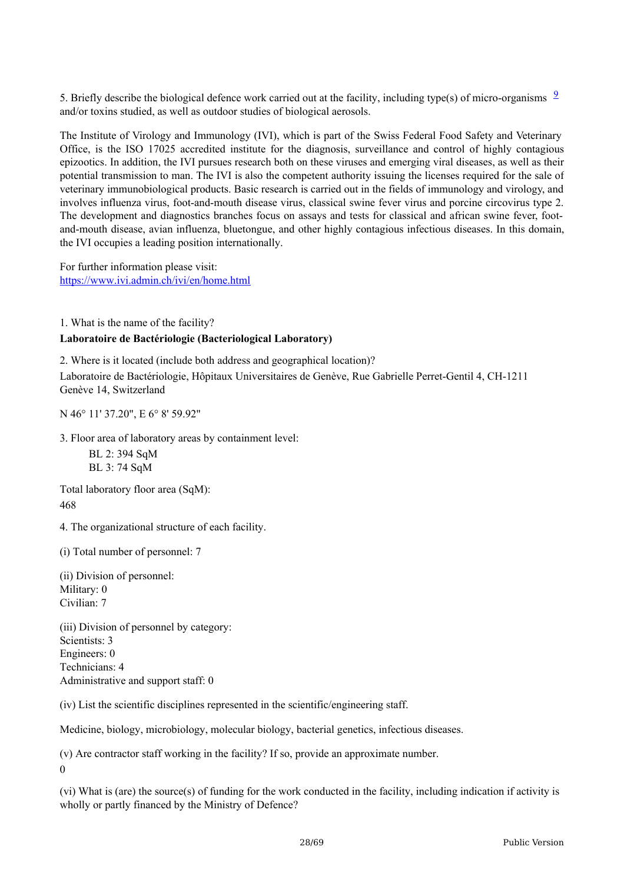5. Briefly describe the biological defence work carried out at the facility, including type(s) of micro-organisms [9] and/or toxins studied, as well as outdoor studies of biological aerosols.

The Institute of Virology and Immunology (IVI), which is part of the Swiss Federal Food Safety and Veterinary Office, is the ISO 17025 accredited institute for the diagnosis, surveillance and control of highly contagious epizootics. In addition, the IVI pursues research both on these viruses and emerging viral diseases, as well as their potential transmission to man. The IVI is also the competent authority issuing the licenses required for the sale of veterinary immunobiological products. Basic research is carried out in the fields of immunology and virology, and involves influenza virus, foot-and-mouth disease virus, classical swine fever virus and porcine circovirus type 2. The development and diagnostics branches focus on assays and tests for classical and african swine fever, foot-and-mouth disease, avian influenza, bluetongue, and other highly contagious infectious diseases. In this domain, the IVI occupies a leading position internationally.

For further information please visit:
https://www.ivi.admin.ch/ivi/en/home.html

1. What is the name of the facility?

**Laboratoire de Bactériologie (Bacteriological Laboratory)**

2. Where is it located (include both address and geographical location)?

Laboratoire de Bactériologie, Hôpitaux Universitaires de Genève, Rue Gabrielle Perret-Gentil 4, CH-1211 Genève 14, Switzerland

N 46° 11' 37.20", E 6° 8' 59.92"

3. Floor area of laboratory areas by containment level:

BL 2: 394 SqM
BL 3: 74 SqM

Total laboratory floor area (SqM):
468

4. The organizational structure of each facility.

(i) Total number of personnel: 7

(ii) Division of personnel:
Military: 0
Civilian: 7

(iii) Division of personnel by category:
Scientists: 3
Engineers: 0
Technicians: 4
Administrative and support staff: 0

(iv) List the scientific disciplines represented in the scientific/engineering staff.

Medicine, biology, microbiology, molecular biology, bacterial genetics, infectious diseases.

(v) Are contractor staff working in the facility? If so, provide an approximate number.
0

(vi) What is (are) the source(s) of funding for the work conducted in the facility, including indication if activity is wholly or partly financed by the Ministry of Defence?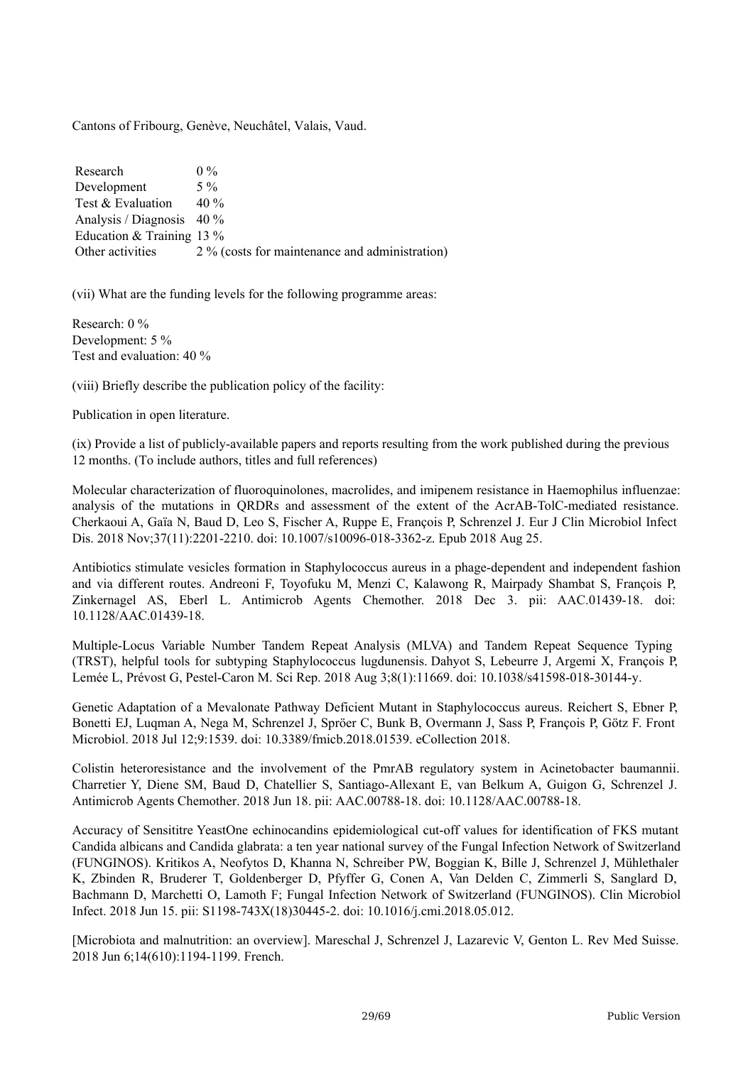Cantons of Fribourg, Genève, Neuchâtel, Valais, Vaud.

| | |
|---|---|
| Research | 0 % |
| Development | 5 % |
| Test & Evaluation | 40 % |
| Analysis / Diagnosis | 40 % |
| Education & Training | 13 % |
| Other activities | 2 % (costs for maintenance and administration) |

(vii) What are the funding levels for the following programme areas:

Research: 0 %
Development: 5 %
Test and evaluation: 40 %

(viii) Briefly describe the publication policy of the facility:

Publication in open literature.

(ix) Provide a list of publicly-available papers and reports resulting from the work published during the previous 12 months. (To include authors, titles and full references)

Molecular characterization of fluoroquinolones, macrolides, and imipenem resistance in Haemophilus influenzae: analysis of the mutations in QRDRs and assessment of the extent of the AcrAB-TolC-mediated resistance. Cherkaoui A, Gaïa N, Baud D, Leo S, Fischer A, Ruppe E, François P, Schrenzel J. Eur J Clin Microbiol Infect Dis. 2018 Nov;37(11):2201-2210. doi: 10.1007/s10096-018-3362-z. Epub 2018 Aug 25.

Antibiotics stimulate vesicles formation in Staphylococcus aureus in a phage-dependent and independent fashion and via different routes. Andreoni F, Toyofuku M, Menzi C, Kalawong R, Mairpady Shambat S, François P, Zinkernagel AS, Eberl L. Antimicrob Agents Chemother. 2018 Dec 3. pii: AAC.01439-18. doi: 10.1128/AAC.01439-18.

Multiple-Locus Variable Number Tandem Repeat Analysis (MLVA) and Tandem Repeat Sequence Typing (TRST), helpful tools for subtyping Staphylococcus lugdunensis. Dahyot S, Lebeurre J, Argemi X, François P, Lemée L, Prévost G, Pestel-Caron M. Sci Rep. 2018 Aug 3;8(1):11669. doi: 10.1038/s41598-018-30144-y.

Genetic Adaptation of a Mevalonate Pathway Deficient Mutant in Staphylococcus aureus. Reichert S, Ebner P, Bonetti EJ, Luqman A, Nega M, Schrenzel J, Spröer C, Bunk B, Overmann J, Sass P, François P, Götz F. Front Microbiol. 2018 Jul 12;9:1539. doi: 10.3389/fmicb.2018.01539. eCollection 2018.

Colistin heteroresistance and the involvement of the PmrAB regulatory system in Acinetobacter baumannii. Charretier Y, Diene SM, Baud D, Chatellier S, Santiago-Allexant E, van Belkum A, Guigon G, Schrenzel J. Antimicrob Agents Chemother. 2018 Jun 18. pii: AAC.00788-18. doi: 10.1128/AAC.00788-18.

Accuracy of Sensititre YeastOne echinocandins epidemiological cut-off values for identification of FKS mutant Candida albicans and Candida glabrata: a ten year national survey of the Fungal Infection Network of Switzerland (FUNGINOS). Kritikos A, Neofytos D, Khanna N, Schreiber PW, Boggian K, Bille J, Schrenzel J, Mühlethaler K, Zbinden R, Bruderer T, Goldenberger D, Pfyffer G, Conen A, Van Delden C, Zimmerli S, Sanglard D, Bachmann D, Marchetti O, Lamoth F; Fungal Infection Network of Switzerland (FUNGINOS). Clin Microbiol Infect. 2018 Jun 15. pii: S1198-743X(18)30445-2. doi: 10.1016/j.cmi.2018.05.012.

[Microbiota and malnutrition: an overview]. Mareschal J, Schrenzel J, Lazarevic V, Genton L. Rev Med Suisse. 2018 Jun 6;14(610):1194-1199. French.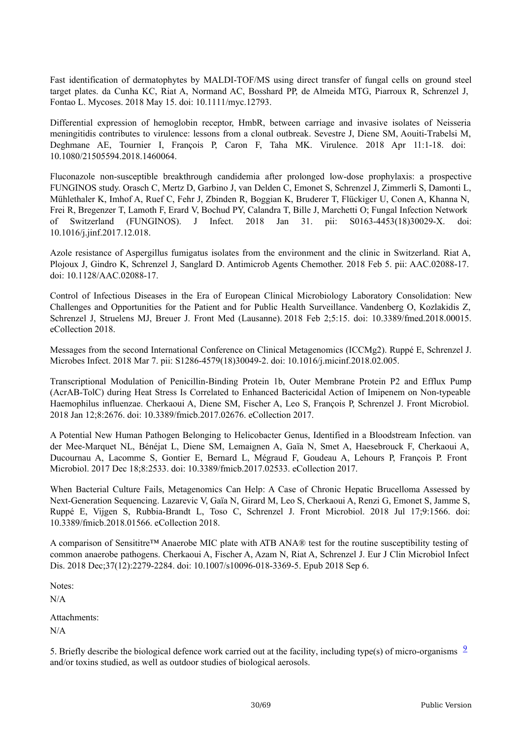Fast identification of dermatophytes by MALDI-TOF/MS using direct transfer of fungal cells on ground steel target plates. da Cunha KC, Riat A, Normand AC, Bosshard PP, de Almeida MTG, Piarroux R, Schrenzel J, Fontao L. Mycoses. 2018 May 15. doi: 10.1111/myc.12793.

Differential expression of hemoglobin receptor, HmbR, between carriage and invasive isolates of Neisseria meningitidis contributes to virulence: lessons from a clonal outbreak. Sevestre J, Diene SM, Aouiti-Trabelsi M, Deghmane AE, Tournier I, François P, Caron F, Taha MK. Virulence. 2018 Apr 11:1-18. doi: 10.1080/21505594.2018.1460064.

Fluconazole non-susceptible breakthrough candidemia after prolonged low-dose prophylaxis: a prospective FUNGINOS study. Orasch C, Mertz D, Garbino J, van Delden C, Emonet S, Schrenzel J, Zimmerli S, Damonti L, Mühlethaler K, Imhof A, Ruef C, Fehr J, Zbinden R, Boggian K, Bruderer T, Flückiger U, Conen A, Khanna N, Frei R, Bregenzer T, Lamoth F, Erard V, Bochud PY, Calandra T, Bille J, Marchetti O; Fungal Infection Network of Switzerland (FUNGINOS). J Infect. 2018 Jan 31. pii: S0163-4453(18)30029-X. doi: 10.1016/j.jinf.2017.12.018.

Azole resistance of Aspergillus fumigatus isolates from the environment and the clinic in Switzerland. Riat A, Plojoux J, Gindro K, Schrenzel J, Sanglard D. Antimicrob Agents Chemother. 2018 Feb 5. pii: AAC.02088-17. doi: 10.1128/AAC.02088-17.

Control of Infectious Diseases in the Era of European Clinical Microbiology Laboratory Consolidation: New Challenges and Opportunities for the Patient and for Public Health Surveillance. Vandenberg O, Kozlakidis Z, Schrenzel J, Struelens MJ, Breuer J. Front Med (Lausanne). 2018 Feb 2;5:15. doi: 10.3389/fmed.2018.00015. eCollection 2018.

Messages from the second International Conference on Clinical Metagenomics (ICCMg2). Ruppé E, Schrenzel J. Microbes Infect. 2018 Mar 7. pii: S1286-4579(18)30049-2. doi: 10.1016/j.micinf.2018.02.005.

Transcriptional Modulation of Penicillin-Binding Protein 1b, Outer Membrane Protein P2 and Efflux Pump (AcrAB-TolC) during Heat Stress Is Correlated to Enhanced Bactericidal Action of Imipenem on Non-typeable Haemophilus influenzae. Cherkaoui A, Diene SM, Fischer A, Leo S, François P, Schrenzel J. Front Microbiol. 2018 Jan 12;8:2676. doi: 10.3389/fmicb.2017.02676. eCollection 2017.

A Potential New Human Pathogen Belonging to Helicobacter Genus, Identified in a Bloodstream Infection. van der Mee-Marquet NL, Bénéjat L, Diene SM, Lemaignen A, Gaïa N, Smet A, Haesebrouck F, Cherkaoui A, Ducournau A, Lacomme S, Gontier E, Bernard L, Mégraud F, Goudeau A, Lehours P, François P. Front Microbiol. 2017 Dec 18;8:2533. doi: 10.3389/fmicb.2017.02533. eCollection 2017.

When Bacterial Culture Fails, Metagenomics Can Help: A Case of Chronic Hepatic Brucelloma Assessed by Next-Generation Sequencing. Lazarevic V, Gaïa N, Girard M, Leo S, Cherkaoui A, Renzi G, Emonet S, Jamme S, Ruppé E, Vijgen S, Rubbia-Brandt L, Toso C, Schrenzel J. Front Microbiol. 2018 Jul 17;9:1566. doi: 10.3389/fmicb.2018.01566. eCollection 2018.

A comparison of Sensititre™ Anaerobe MIC plate with ATB ANA® test for the routine susceptibility testing of common anaerobe pathogens. Cherkaoui A, Fischer A, Azam N, Riat A, Schrenzel J. Eur J Clin Microbiol Infect Dis. 2018 Dec;37(12):2279-2284. doi: 10.1007/s10096-018-3369-5. Epub 2018 Sep 6.

Notes:

N/A

Attachments:

N/A

5. Briefly describe the biological defence work carried out at the facility, including type(s) of micro-organisms [9] and/or toxins studied, as well as outdoor studies of biological aerosols.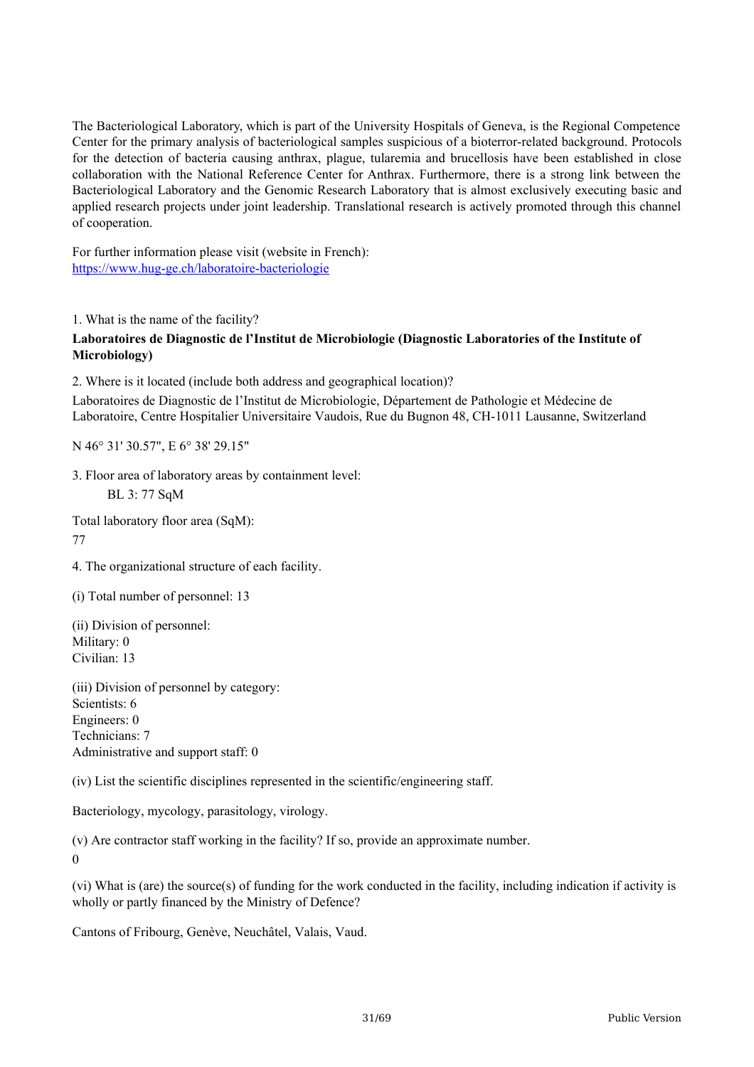The Bacteriological Laboratory, which is part of the University Hospitals of Geneva, is the Regional Competence Center for the primary analysis of bacteriological samples suspicious of a bioterror-related background. Protocols for the detection of bacteria causing anthrax, plague, tularemia and brucellosis have been established in close collaboration with the National Reference Center for Anthrax. Furthermore, there is a strong link between the Bacteriological Laboratory and the Genomic Research Laboratory that is almost exclusively executing basic and applied research projects under joint leadership. Translational research is actively promoted through this channel of cooperation.

For further information please visit (website in French):
https://www.hug-ge.ch/laboratoire-bacteriologie

1. What is the name of the facility?

**Laboratoires de Diagnostic de l'Institut de Microbiologie (Diagnostic Laboratories of the Institute of Microbiology)**

2. Where is it located (include both address and geographical location)?

Laboratoires de Diagnostic de l'Institut de Microbiologie, Département de Pathologie et Médecine de Laboratoire, Centre Hospitalier Universitaire Vaudois, Rue du Bugnon 48, CH-1011 Lausanne, Switzerland

N 46° 31' 30.57", E 6° 38' 29.15"

3. Floor area of laboratory areas by containment level:

BL 3: 77 SqM

Total laboratory floor area (SqM):
77

4. The organizational structure of each facility.

(i) Total number of personnel: 13

(ii) Division of personnel:
Military: 0
Civilian: 13

(iii) Division of personnel by category:
Scientists: 6
Engineers: 0
Technicians: 7
Administrative and support staff: 0

(iv) List the scientific disciplines represented in the scientific/engineering staff.

Bacteriology, mycology, parasitology, virology.

(v) Are contractor staff working in the facility? If so, provide an approximate number.
0

(vi) What is (are) the source(s) of funding for the work conducted in the facility, including indication if activity is wholly or partly financed by the Ministry of Defence?

Cantons of Fribourg, Genève, Neuchâtel, Valais, Vaud.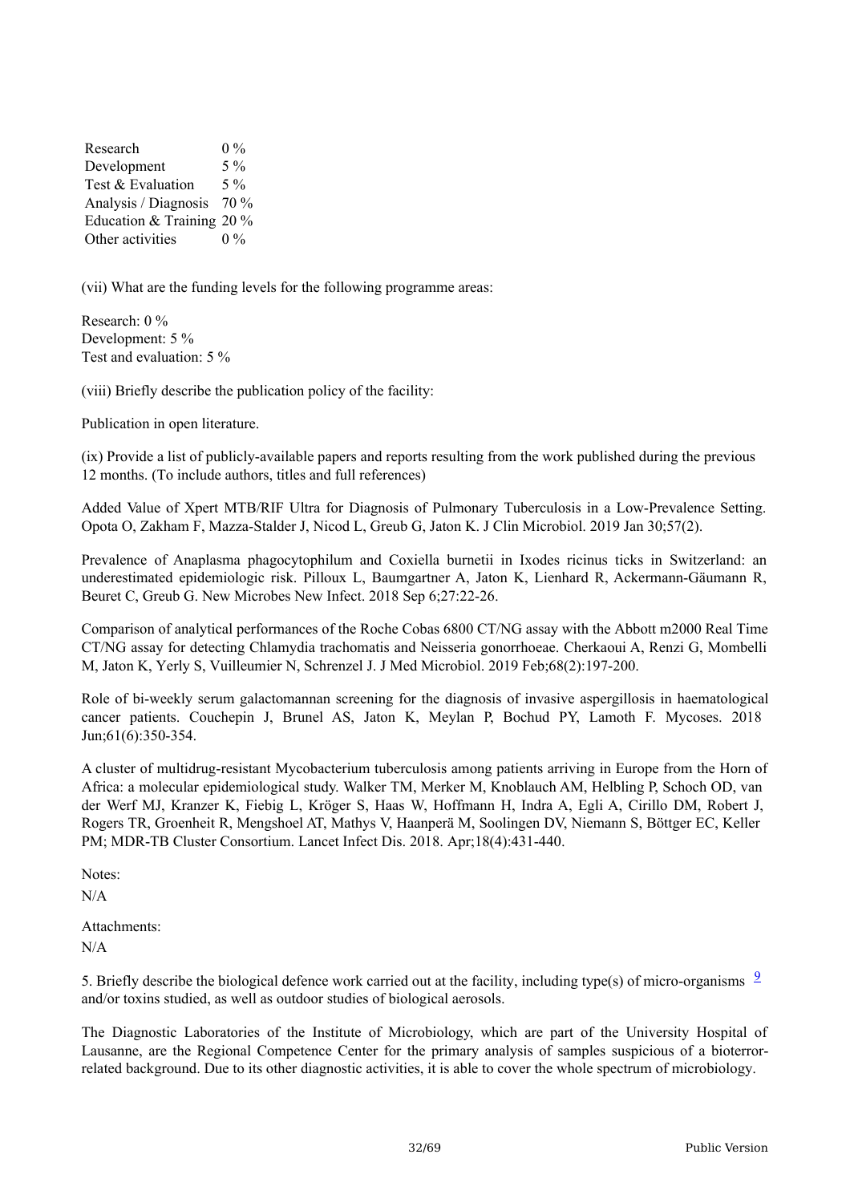| | |
|---|---|
| Research | 0 % |
| Development | 5 % |
| Test & Evaluation | 5 % |
| Analysis / Diagnosis | 70 % |
| Education & Training | 20 % |
| Other activities | 0 % |

(vii) What are the funding levels for the following programme areas:

Research: 0 %
Development: 5 %
Test and evaluation: 5 %

(viii) Briefly describe the publication policy of the facility:

Publication in open literature.

(ix) Provide a list of publicly-available papers and reports resulting from the work published during the previous 12 months. (To include authors, titles and full references)

Added Value of Xpert MTB/RIF Ultra for Diagnosis of Pulmonary Tuberculosis in a Low-Prevalence Setting. Opota O, Zakham F, Mazza-Stalder J, Nicod L, Greub G, Jaton K. J Clin Microbiol. 2019 Jan 30;57(2).

Prevalence of Anaplasma phagocytophilum and Coxiella burnetii in Ixodes ricinus ticks in Switzerland: an underestimated epidemiologic risk. Pilloux L, Baumgartner A, Jaton K, Lienhard R, Ackermann-Gäumann R, Beuret C, Greub G. New Microbes New Infect. 2018 Sep 6;27:22-26.

Comparison of analytical performances of the Roche Cobas 6800 CT/NG assay with the Abbott m2000 Real Time CT/NG assay for detecting Chlamydia trachomatis and Neisseria gonorrhoeae. Cherkaoui A, Renzi G, Mombelli M, Jaton K, Yerly S, Vuilleumier N, Schrenzel J. J Med Microbiol. 2019 Feb;68(2):197-200.

Role of bi-weekly serum galactomannan screening for the diagnosis of invasive aspergillosis in haematological cancer patients. Couchepin J, Brunel AS, Jaton K, Meylan P, Bochud PY, Lamoth F. Mycoses. 2018 Jun;61(6):350-354.

A cluster of multidrug-resistant Mycobacterium tuberculosis among patients arriving in Europe from the Horn of Africa: a molecular epidemiological study. Walker TM, Merker M, Knoblauch AM, Helbling P, Schoch OD, van der Werf MJ, Kranzer K, Fiebig L, Kröger S, Haas W, Hoffmann H, Indra A, Egli A, Cirillo DM, Robert J, Rogers TR, Groenheit R, Mengshoel AT, Mathys V, Haanperä M, Soolingen DV, Niemann S, Böttger EC, Keller PM; MDR-TB Cluster Consortium. Lancet Infect Dis. 2018. Apr;18(4):431-440.

Notes:

N/A

Attachments:

N/A

5. Briefly describe the biological defence work carried out at the facility, including type(s) of micro-organisms [9] and/or toxins studied, as well as outdoor studies of biological aerosols.

The Diagnostic Laboratories of the Institute of Microbiology, which are part of the University Hospital of Lausanne, are the Regional Competence Center for the primary analysis of samples suspicious of a bioterror-related background. Due to its other diagnostic activities, it is able to cover the whole spectrum of microbiology.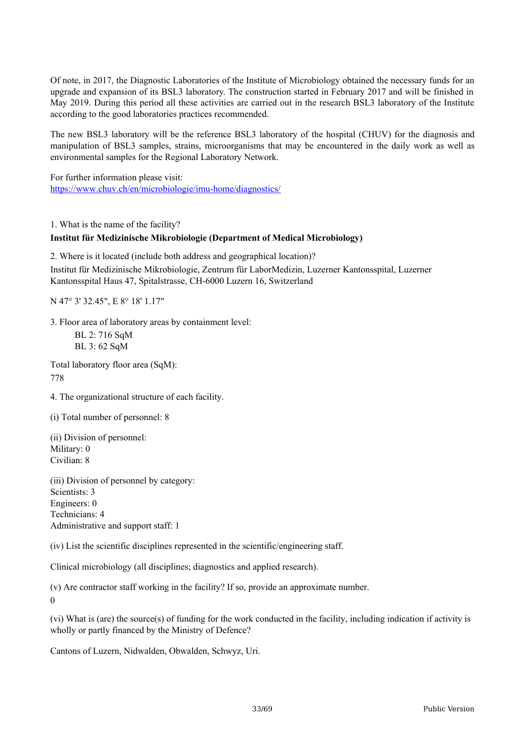Of note, in 2017, the Diagnostic Laboratories of the Institute of Microbiology obtained the necessary funds for an upgrade and expansion of its BSL3 laboratory. The construction started in February 2017 and will be finished in May 2019. During this period all these activities are carried out in the research BSL3 laboratory of the Institute according to the good laboratories practices recommended.

The new BSL3 laboratory will be the reference BSL3 laboratory of the hospital (CHUV) for the diagnosis and manipulation of BSL3 samples, strains, microorganisms that may be encountered in the daily work as well as environmental samples for the Regional Laboratory Network.

For further information please visit:
https://www.chuv.ch/en/microbiologie/imu-home/diagnostics/

1. What is the name of the facility?

**Institut für Medizinische Mikrobiologie (Department of Medical Microbiology)**

2. Where is it located (include both address and geographical location)?

Institut für Medizinische Mikrobiologie, Zentrum für LaborMedizin, Luzerner Kantonsspital, Luzerner Kantonsspital Haus 47, Spitalstrasse, CH-6000 Luzern 16, Switzerland

N 47° 3' 32.45", E 8° 18' 1.17"

3. Floor area of laboratory areas by containment level:

BL 2: 716 SqM
BL 3: 62 SqM

Total laboratory floor area (SqM):
778

4. The organizational structure of each facility.

(i) Total number of personnel: 8

(ii) Division of personnel:
Military: 0
Civilian: 8

(iii) Division of personnel by category:
Scientists: 3
Engineers: 0
Technicians: 4
Administrative and support staff: 1

(iv) List the scientific disciplines represented in the scientific/engineering staff.

Clinical microbiology (all disciplines; diagnostics and applied research).

(v) Are contractor staff working in the facility? If so, provide an approximate number.

0

(vi) What is (are) the source(s) of funding for the work conducted in the facility, including indication if activity is wholly or partly financed by the Ministry of Defence?

Cantons of Luzern, Nidwalden, Obwalden, Schwyz, Uri.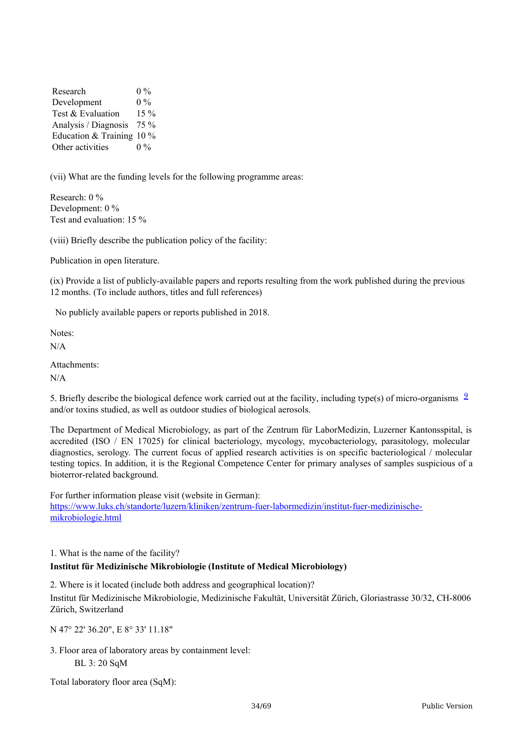| | |
|---|---|
| Research | 0 % |
| Development | 0 % |
| Test & Evaluation | 15 % |
| Analysis / Diagnosis | 75 % |
| Education & Training | 10 % |
| Other activities | 0 % |

(vii) What are the funding levels for the following programme areas:

Research: 0 %
Development: 0 %
Test and evaluation: 15 %

(viii) Briefly describe the publication policy of the facility:

Publication in open literature.

(ix) Provide a list of publicly-available papers and reports resulting from the work published during the previous 12 months. (To include authors, titles and full references)

No publicly available papers or reports published in 2018.

Notes:
N/A

Attachments:
N/A

5. Briefly describe the biological defence work carried out at the facility, including type(s) of micro-organisms [9] and/or toxins studied, as well as outdoor studies of biological aerosols.

The Department of Medical Microbiology, as part of the Zentrum für LaborMedizin, Luzerner Kantonsspital, is accredited (ISO / EN 17025) for clinical bacteriology, mycology, mycobacteriology, parasitology, molecular diagnostics, serology. The current focus of applied research activities is on specific bacteriological / molecular testing topics. In addition, it is the Regional Competence Center for primary analyses of samples suspicious of a bioterror-related background.

For further information please visit (website in German):
[https://www.luks.ch/standorte/luzern/kliniken/zentrum-fuer-labormedizin/institut-fuer-medizinische-mikrobiologie.html](https://www.luks.ch/standorte/luzern/kliniken/zentrum-fuer-labormedizin/institut-fuer-medizinische-mikrobiologie.html)

1. What is the name of the facility?

**Institut für Medizinische Mikrobiologie (Institute of Medical Microbiology)**

2. Where is it located (include both address and geographical location)?

Institut für Medizinische Mikrobiologie, Medizinische Fakultät, Universität Zürich, Gloriastrasse 30/32, CH-8006 Zürich, Switzerland

N 47° 22' 36.20", E 8° 33' 11.18"

3. Floor area of laboratory areas by containment level:

BL 3: 20 SqM

Total laboratory floor area (SqM):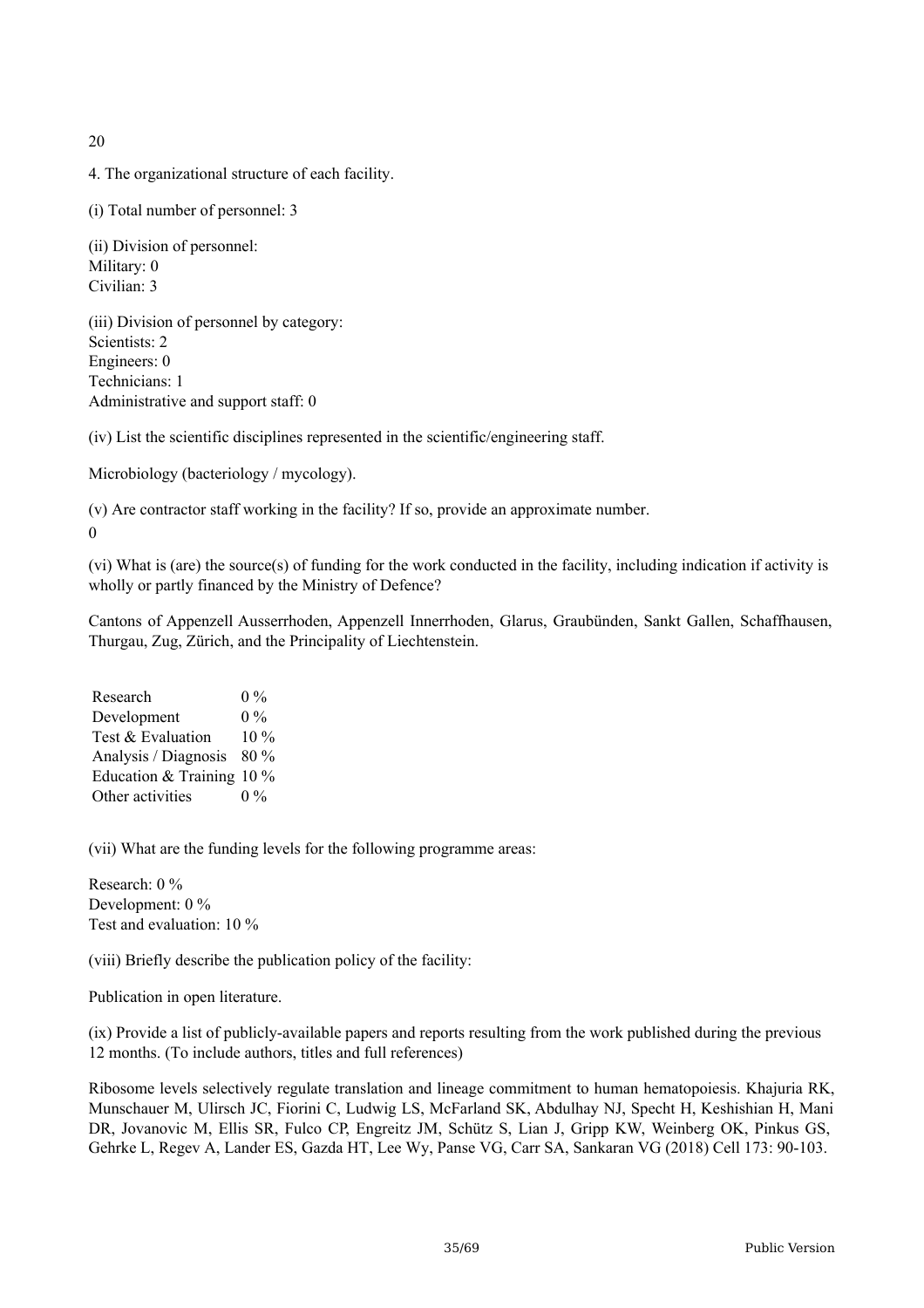20

4. The organizational structure of each facility.

(i) Total number of personnel: 3

(ii) Division of personnel:
Military: 0
Civilian: 3

(iii) Division of personnel by category:
Scientists: 2
Engineers: 0
Technicians: 1
Administrative and support staff: 0

(iv) List the scientific disciplines represented in the scientific/engineering staff.

Microbiology (bacteriology / mycology).

(v) Are contractor staff working in the facility? If so, provide an approximate number.
0

(vi) What is (are) the source(s) of funding for the work conducted in the facility, including indication if activity is wholly or partly financed by the Ministry of Defence?

Cantons of Appenzell Ausserrhoden, Appenzell Innerrhoden, Glarus, Graubünden, Sankt Gallen, Schaffhausen, Thurgau, Zug, Zürich, and the Principality of Liechtenstein.

| | |
|---|---|
| Research | 0 % |
| Development | 0 % |
| Test & Evaluation | 10 % |
| Analysis / Diagnosis | 80 % |
| Education & Training | 10 % |
| Other activities | 0 % |

(vii) What are the funding levels for the following programme areas:

Research: 0 %
Development: 0 %
Test and evaluation: 10 %

(viii) Briefly describe the publication policy of the facility:

Publication in open literature.

(ix) Provide a list of publicly-available papers and reports resulting from the work published during the previous 12 months. (To include authors, titles and full references)

Ribosome levels selectively regulate translation and lineage commitment to human hematopoiesis. Khajuria RK, Munschauer M, Ulirsch JC, Fiorini C, Ludwig LS, McFarland SK, Abdulhay NJ, Specht H, Keshishian H, Mani DR, Jovanovic M, Ellis SR, Fulco CP, Engreitz JM, Schütz S, Lian J, Gripp KW, Weinberg OK, Pinkus GS, Gehrke L, Regev A, Lander ES, Gazda HT, Lee Wy, Panse VG, Carr SA, Sankaran VG (2018) Cell 173: 90-103.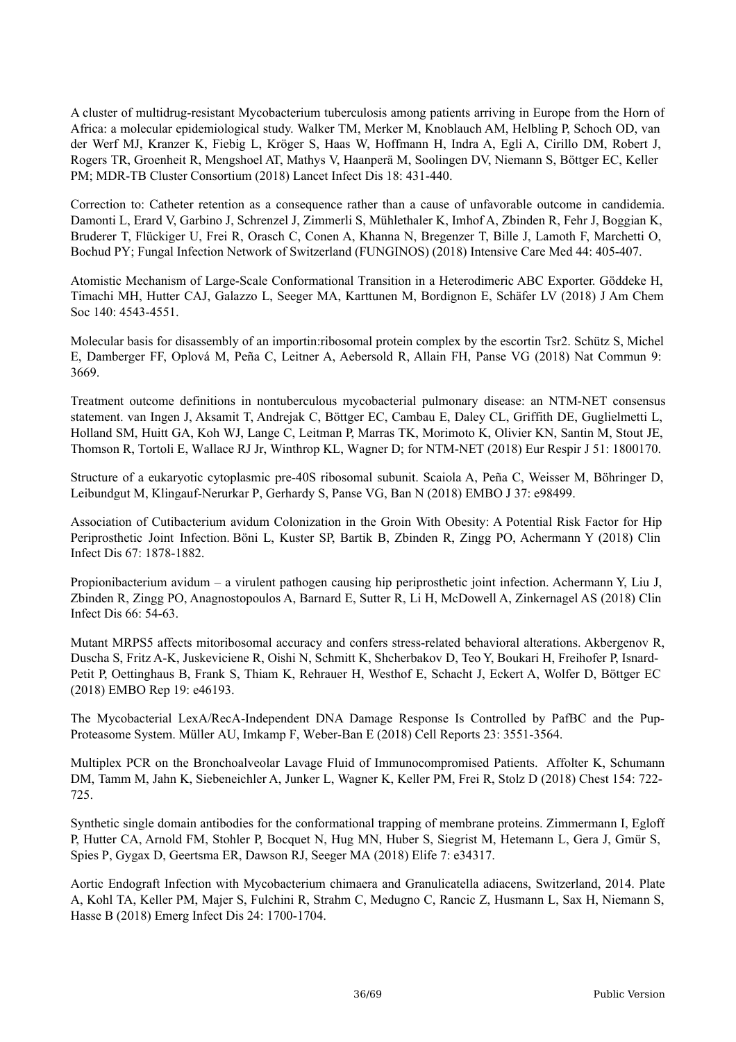A cluster of multidrug-resistant Mycobacterium tuberculosis among patients arriving in Europe from the Horn of Africa: a molecular epidemiological study. Walker TM, Merker M, Knoblauch AM, Helbling P, Schoch OD, van der Werf MJ, Kranzer K, Fiebig L, Kröger S, Haas W, Hoffmann H, Indra A, Egli A, Cirillo DM, Robert J, Rogers TR, Groenheit R, Mengshoel AT, Mathys V, Haanperä M, Soolingen DV, Niemann S, Böttger EC, Keller PM; MDR-TB Cluster Consortium (2018) Lancet Infect Dis 18: 431-440.

Correction to: Catheter retention as a consequence rather than a cause of unfavorable outcome in candidemia. Damonti L, Erard V, Garbino J, Schrenzel J, Zimmerli S, Mühlethaler K, Imhof A, Zbinden R, Fehr J, Boggian K, Bruderer T, Flückiger U, Frei R, Orasch C, Conen A, Khanna N, Bregenzer T, Bille J, Lamoth F, Marchetti O, Bochud PY; Fungal Infection Network of Switzerland (FUNGINOS) (2018) Intensive Care Med 44: 405-407.

Atomistic Mechanism of Large-Scale Conformational Transition in a Heterodimeric ABC Exporter. Göddeke H, Timachi MH, Hutter CAJ, Galazzo L, Seeger MA, Karttunen M, Bordignon E, Schäfer LV (2018) J Am Chem Soc 140: 4543-4551.

Molecular basis for disassembly of an importin:ribosomal protein complex by the escortin Tsr2. Schütz S, Michel E, Damberger FF, Oplová M, Peña C, Leitner A, Aebersold R, Allain FH, Panse VG (2018) Nat Commun 9: 3669.

Treatment outcome definitions in nontuberculous mycobacterial pulmonary disease: an NTM-NET consensus statement. van Ingen J, Aksamit T, Andrejak C, Böttger EC, Cambau E, Daley CL, Griffith DE, Guglielmetti L, Holland SM, Huitt GA, Koh WJ, Lange C, Leitman P, Marras TK, Morimoto K, Olivier KN, Santin M, Stout JE, Thomson R, Tortoli E, Wallace RJ Jr, Winthrop KL, Wagner D; for NTM-NET (2018) Eur Respir J 51: 1800170.

Structure of a eukaryotic cytoplasmic pre-40S ribosomal subunit. Scaiola A, Peña C, Weisser M, Böhringer D, Leibundgut M, Klingauf-Nerurkar P, Gerhardy S, Panse VG, Ban N (2018) EMBO J 37: e98499.

Association of Cutibacterium avidum Colonization in the Groin With Obesity: A Potential Risk Factor for Hip Periprosthetic Joint Infection. Böni L, Kuster SP, Bartik B, Zbinden R, Zingg PO, Achermann Y (2018) Clin Infect Dis 67: 1878-1882.

Propionibacterium avidum – a virulent pathogen causing hip periprosthetic joint infection. Achermann Y, Liu J, Zbinden R, Zingg PO, Anagnostopoulos A, Barnard E, Sutter R, Li H, McDowell A, Zinkernagel AS (2018) Clin Infect Dis 66: 54-63.

Mutant MRPS5 affects mitoribosomal accuracy and confers stress-related behavioral alterations. Akbergenov R, Duscha S, Fritz A-K, Juskeviciene R, Oishi N, Schmitt K, Shcherbakov D, Teo Y, Boukari H, Freihofer P, Isnard-Petit P, Oettinghaus B, Frank S, Thiam K, Rehrauer H, Westhof E, Schacht J, Eckert A, Wolfer D, Böttger EC (2018) EMBO Rep 19: e46193.

The Mycobacterial LexA/RecA-Independent DNA Damage Response Is Controlled by PafBC and the Pup-Proteasome System. Müller AU, Imkamp F, Weber-Ban E (2018) Cell Reports 23: 3551-3564.

Multiplex PCR on the Bronchoalveolar Lavage Fluid of Immunocompromised Patients. Affolter K, Schumann DM, Tamm M, Jahn K, Siebeneichler A, Junker L, Wagner K, Keller PM, Frei R, Stolz D (2018) Chest 154: 722-725.

Synthetic single domain antibodies for the conformational trapping of membrane proteins. Zimmermann I, Egloff P, Hutter CA, Arnold FM, Stohler P, Bocquet N, Hug MN, Huber S, Siegrist M, Hetemann L, Gera J, Gmür S, Spies P, Gygax D, Geertsma ER, Dawson RJ, Seeger MA (2018) Elife 7: e34317.

Aortic Endograft Infection with Mycobacterium chimaera and Granulicatella adiacens, Switzerland, 2014. Plate A, Kohl TA, Keller PM, Majer S, Fulchini R, Strahm C, Medugno C, Rancic Z, Husmann L, Sax H, Niemann S, Hasse B (2018) Emerg Infect Dis 24: 1700-1704.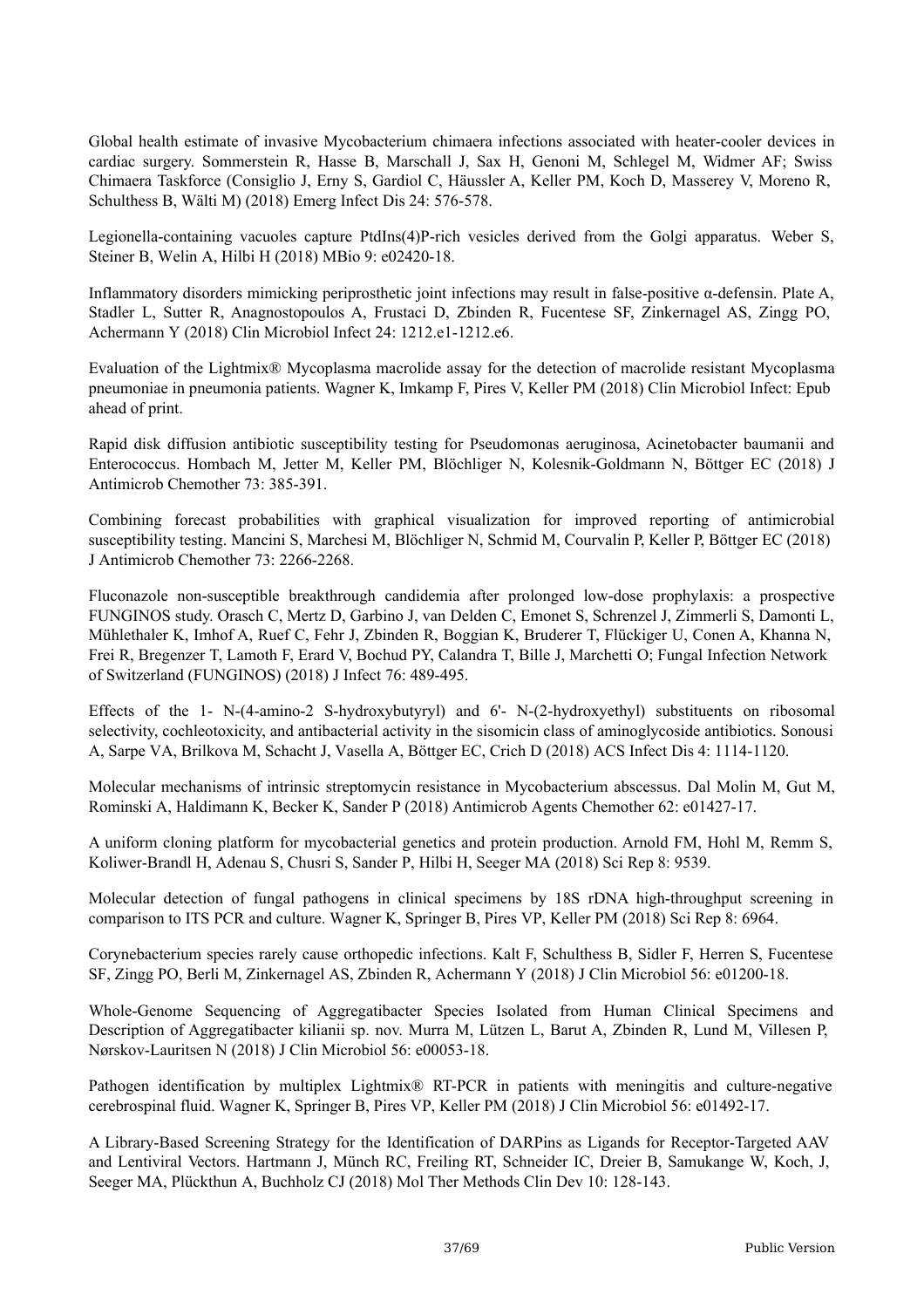Global health estimate of invasive Mycobacterium chimaera infections associated with heater-cooler devices in cardiac surgery. Sommerstein R, Hasse B, Marschall J, Sax H, Genoni M, Schlegel M, Widmer AF; Swiss Chimaera Taskforce (Consiglio J, Erny S, Gardiol C, Häussler A, Keller PM, Koch D, Masserey V, Moreno R, Schulthess B, Wälti M) (2018) Emerg Infect Dis 24: 576-578.

Legionella-containing vacuoles capture PtdIns(4)P-rich vesicles derived from the Golgi apparatus. Weber S, Steiner B, Welin A, Hilbi H (2018) MBio 9: e02420-18.

Inflammatory disorders mimicking periprosthetic joint infections may result in false-positive α-defensin. Plate A, Stadler L, Sutter R, Anagnostopoulos A, Frustaci D, Zbinden R, Fucentese SF, Zinkernagel AS, Zingg PO, Achermann Y (2018) Clin Microbiol Infect 24: 1212.e1-1212.e6.

Evaluation of the Lightmix® Mycoplasma macrolide assay for the detection of macrolide resistant Mycoplasma pneumoniae in pneumonia patients. Wagner K, Imkamp F, Pires V, Keller PM (2018) Clin Microbiol Infect: Epub ahead of print.

Rapid disk diffusion antibiotic susceptibility testing for Pseudomonas aeruginosa, Acinetobacter baumanii and Enterococcus. Hombach M, Jetter M, Keller PM, Blöchliger N, Kolesnik-Goldmann N, Böttger EC (2018) J Antimicrob Chemother 73: 385-391.

Combining forecast probabilities with graphical visualization for improved reporting of antimicrobial susceptibility testing. Mancini S, Marchesi M, Blöchliger N, Schmid M, Courvalin P, Keller P, Böttger EC (2018) J Antimicrob Chemother 73: 2266-2268.

Fluconazole non-susceptible breakthrough candidemia after prolonged low-dose prophylaxis: a prospective FUNGINOS study. Orasch C, Mertz D, Garbino J, van Delden C, Emonet S, Schrenzel J, Zimmerli S, Damonti L, Mühlethaler K, Imhof A, Ruef C, Fehr J, Zbinden R, Boggian K, Bruderer T, Flückiger U, Conen A, Khanna N, Frei R, Bregenzer T, Lamoth F, Erard V, Bochud PY, Calandra T, Bille J, Marchetti O; Fungal Infection Network of Switzerland (FUNGINOS) (2018) J Infect 76: 489-495.

Effects of the 1- N-(4-amino-2 S-hydroxybutyryl) and 6'- N-(2-hydroxyethyl) substituents on ribosomal selectivity, cochleotoxicity, and antibacterial activity in the sisomicin class of aminoglycoside antibiotics. Sonousi A, Sarpe VA, Brilkova M, Schacht J, Vasella A, Böttger EC, Crich D (2018) ACS Infect Dis 4: 1114-1120.

Molecular mechanisms of intrinsic streptomycin resistance in Mycobacterium abscessus. Dal Molin M, Gut M, Rominski A, Haldimann K, Becker K, Sander P (2018) Antimicrob Agents Chemother 62: e01427-17.

A uniform cloning platform for mycobacterial genetics and protein production. Arnold FM, Hohl M, Remm S, Koliwer-Brandl H, Adenau S, Chusri S, Sander P, Hilbi H, Seeger MA (2018) Sci Rep 8: 9539.

Molecular detection of fungal pathogens in clinical specimens by 18S rDNA high-throughput screening in comparison to ITS PCR and culture. Wagner K, Springer B, Pires VP, Keller PM (2018) Sci Rep 8: 6964.

Corynebacterium species rarely cause orthopedic infections. Kalt F, Schulthess B, Sidler F, Herren S, Fucentese SF, Zingg PO, Berli M, Zinkernagel AS, Zbinden R, Achermann Y (2018) J Clin Microbiol 56: e01200-18.

Whole-Genome Sequencing of Aggregatibacter Species Isolated from Human Clinical Specimens and Description of Aggregatibacter kilianii sp. nov. Murra M, Lützen L, Barut A, Zbinden R, Lund M, Villesen P, Nørskov-Lauritsen N (2018) J Clin Microbiol 56: e00053-18.

Pathogen identification by multiplex Lightmix® RT-PCR in patients with meningitis and culture-negative cerebrospinal fluid. Wagner K, Springer B, Pires VP, Keller PM (2018) J Clin Microbiol 56: e01492-17.

A Library-Based Screening Strategy for the Identification of DARPins as Ligands for Receptor-Targeted AAV and Lentiviral Vectors. Hartmann J, Münch RC, Freiling RT, Schneider IC, Dreier B, Samukange W, Koch, J, Seeger MA, Plückthun A, Buchholz CJ (2018) Mol Ther Methods Clin Dev 10: 128-143.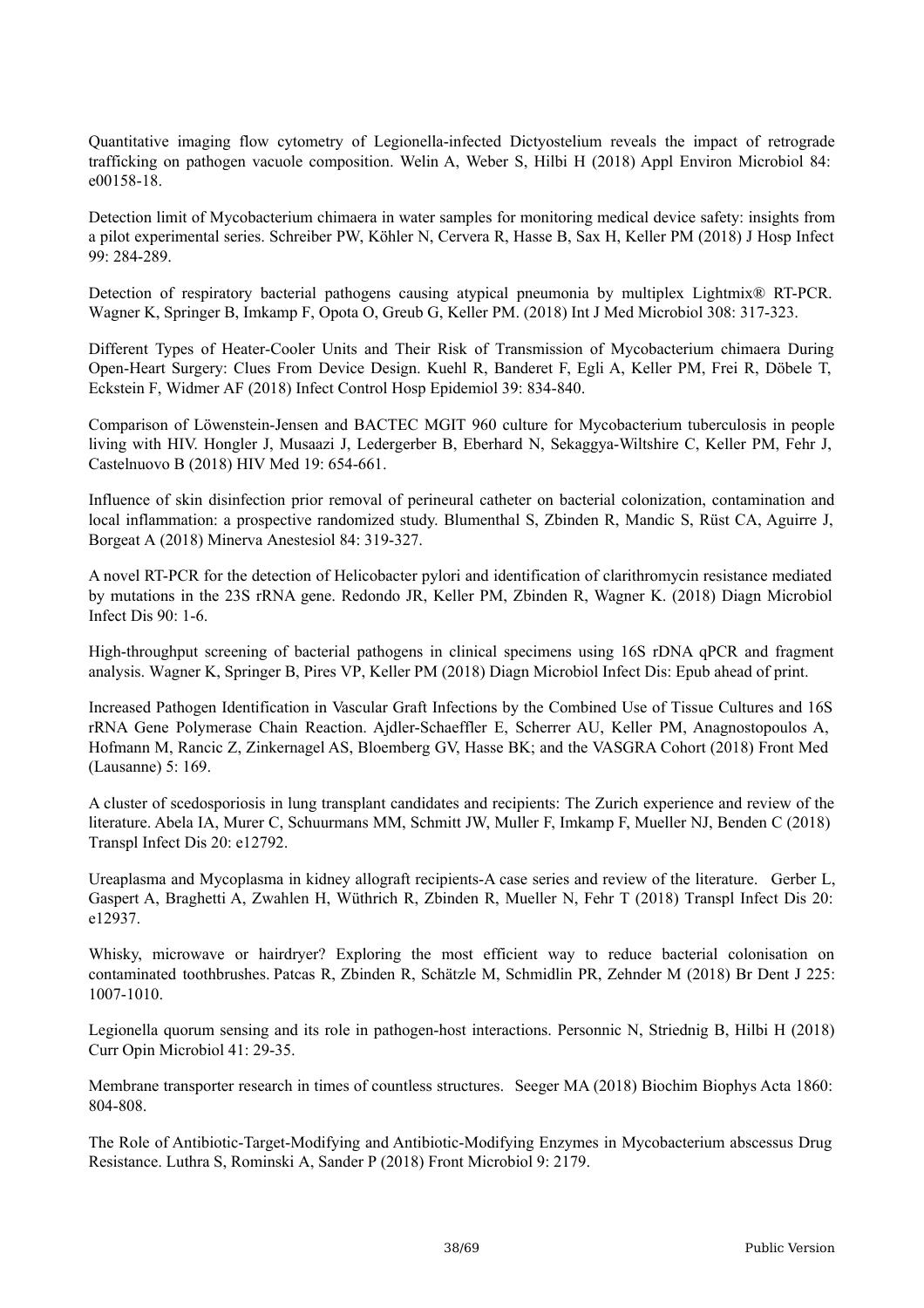Quantitative imaging flow cytometry of Legionella-infected Dictyostelium reveals the impact of retrograde trafficking on pathogen vacuole composition. Welin A, Weber S, Hilbi H (2018) Appl Environ Microbiol 84: e00158-18.

Detection limit of Mycobacterium chimaera in water samples for monitoring medical device safety: insights from a pilot experimental series. Schreiber PW, Köhler N, Cervera R, Hasse B, Sax H, Keller PM (2018) J Hosp Infect 99: 284-289.

Detection of respiratory bacterial pathogens causing atypical pneumonia by multiplex Lightmix® RT-PCR. Wagner K, Springer B, Imkamp F, Opota O, Greub G, Keller PM. (2018) Int J Med Microbiol 308: 317-323.

Different Types of Heater-Cooler Units and Their Risk of Transmission of Mycobacterium chimaera During Open-Heart Surgery: Clues From Device Design. Kuehl R, Banderet F, Egli A, Keller PM, Frei R, Döbele T, Eckstein F, Widmer AF (2018) Infect Control Hosp Epidemiol 39: 834-840.

Comparison of Löwenstein-Jensen and BACTEC MGIT 960 culture for Mycobacterium tuberculosis in people living with HIV. Hongler J, Musaazi J, Ledergerber B, Eberhard N, Sekaggya-Wiltshire C, Keller PM, Fehr J, Castelnuovo B (2018) HIV Med 19: 654-661.

Influence of skin disinfection prior removal of perineural catheter on bacterial colonization, contamination and local inflammation: a prospective randomized study. Blumenthal S, Zbinden R, Mandic S, Rüst CA, Aguirre J, Borgeat A (2018) Minerva Anestesiol 84: 319-327.

A novel RT-PCR for the detection of Helicobacter pylori and identification of clarithromycin resistance mediated by mutations in the 23S rRNA gene. Redondo JR, Keller PM, Zbinden R, Wagner K. (2018) Diagn Microbiol Infect Dis 90: 1-6.

High-throughput screening of bacterial pathogens in clinical specimens using 16S rDNA qPCR and fragment analysis. Wagner K, Springer B, Pires VP, Keller PM (2018) Diagn Microbiol Infect Dis: Epub ahead of print.

Increased Pathogen Identification in Vascular Graft Infections by the Combined Use of Tissue Cultures and 16S rRNA Gene Polymerase Chain Reaction. Ajdler-Schaeffler E, Scherrer AU, Keller PM, Anagnostopoulos A, Hofmann M, Rancic Z, Zinkernagel AS, Bloemberg GV, Hasse BK; and the VASGRA Cohort (2018) Front Med (Lausanne) 5: 169.

A cluster of scedosporiosis in lung transplant candidates and recipients: The Zurich experience and review of the literature. Abela IA, Murer C, Schuurmans MM, Schmitt JW, Muller F, Imkamp F, Mueller NJ, Benden C (2018) Transpl Infect Dis 20: e12792.

Ureaplasma and Mycoplasma in kidney allograft recipients-A case series and review of the literature. Gerber L, Gaspert A, Braghetti A, Zwahlen H, Wüthrich R, Zbinden R, Mueller N, Fehr T (2018) Transpl Infect Dis 20: e12937.

Whisky, microwave or hairdryer? Exploring the most efficient way to reduce bacterial colonisation on contaminated toothbrushes. Patcas R, Zbinden R, Schätzle M, Schmidlin PR, Zehnder M (2018) Br Dent J 225: 1007-1010.

Legionella quorum sensing and its role in pathogen-host interactions. Personnic N, Striednig B, Hilbi H (2018) Curr Opin Microbiol 41: 29-35.

Membrane transporter research in times of countless structures. Seeger MA (2018) Biochim Biophys Acta 1860: 804-808.

The Role of Antibiotic-Target-Modifying and Antibiotic-Modifying Enzymes in Mycobacterium abscessus Drug Resistance. Luthra S, Rominski A, Sander P (2018) Front Microbiol 9: 2179.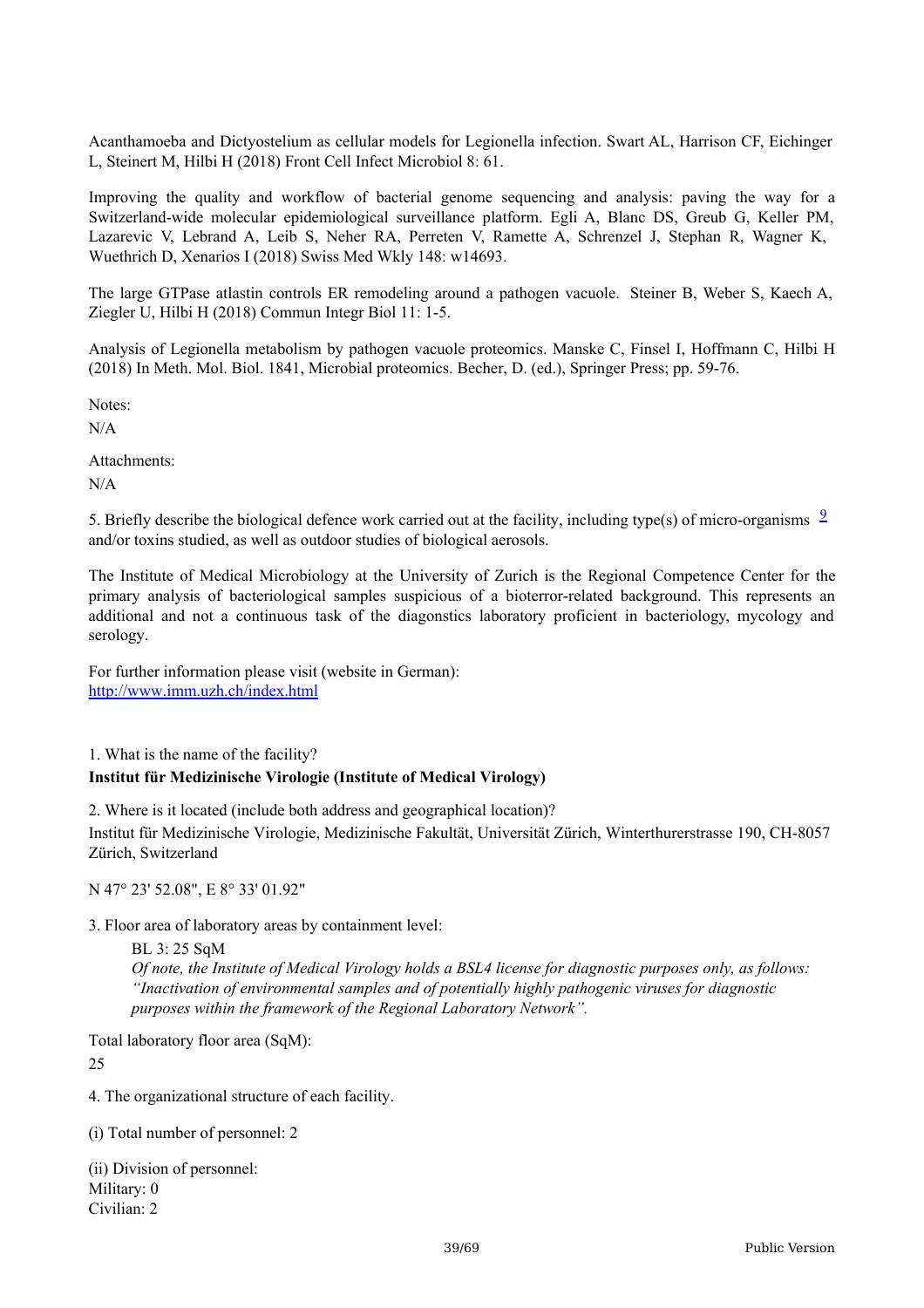Acanthamoeba and Dictyostelium as cellular models for Legionella infection. Swart AL, Harrison CF, Eichinger L, Steinert M, Hilbi H (2018) Front Cell Infect Microbiol 8: 61.

Improving the quality and workflow of bacterial genome sequencing and analysis: paving the way for a Switzerland-wide molecular epidemiological surveillance platform. Egli A, Blanc DS, Greub G, Keller PM, Lazarevic V, Lebrand A, Leib S, Neher RA, Perreten V, Ramette A, Schrenzel J, Stephan R, Wagner K, Wuethrich D, Xenarios I (2018) Swiss Med Wkly 148: w14693.

The large GTPase atlastin controls ER remodeling around a pathogen vacuole. Steiner B, Weber S, Kaech A, Ziegler U, Hilbi H (2018) Commun Integr Biol 11: 1-5.

Analysis of Legionella metabolism by pathogen vacuole proteomics. Manske C, Finsel I, Hoffmann C, Hilbi H (2018) In Meth. Mol. Biol. 1841, Microbial proteomics. Becher, D. (ed.), Springer Press; pp. 59-76.

Notes:

N/A

Attachments:

N/A

5. Briefly describe the biological defence work carried out at the facility, including type(s) of micro-organisms [9] and/or toxins studied, as well as outdoor studies of biological aerosols.

The Institute of Medical Microbiology at the University of Zurich is the Regional Competence Center for the primary analysis of bacteriological samples suspicious of a bioterror-related background. This represents an additional and not a continuous task of the diagonstics laboratory proficient in bacteriology, mycology and serology.

For further information please visit (website in German):
http://www.imm.uzh.ch/index.html

1. What is the name of the facility?
**Institut für Medizinische Virologie (Institute of Medical Virology)**

2. Where is it located (include both address and geographical location)?
Institut für Medizinische Virologie, Medizinische Fakultät, Universität Zürich, Winterthurerstrasse 190, CH-8057 Zürich, Switzerland

N 47° 23' 52.08", E 8° 33' 01.92"

3. Floor area of laboratory areas by containment level:

BL 3: 25 SqM
*Of note, the Institute of Medical Virology holds a BSL4 license for diagnostic purposes only, as follows: "Inactivation of environmental samples and of potentially highly pathogenic viruses for diagnostic purposes within the framework of the Regional Laboratory Network".*

Total laboratory floor area (SqM):
25

4. The organizational structure of each facility.

(i) Total number of personnel: 2

(ii) Division of personnel:
Military: 0
Civilian: 2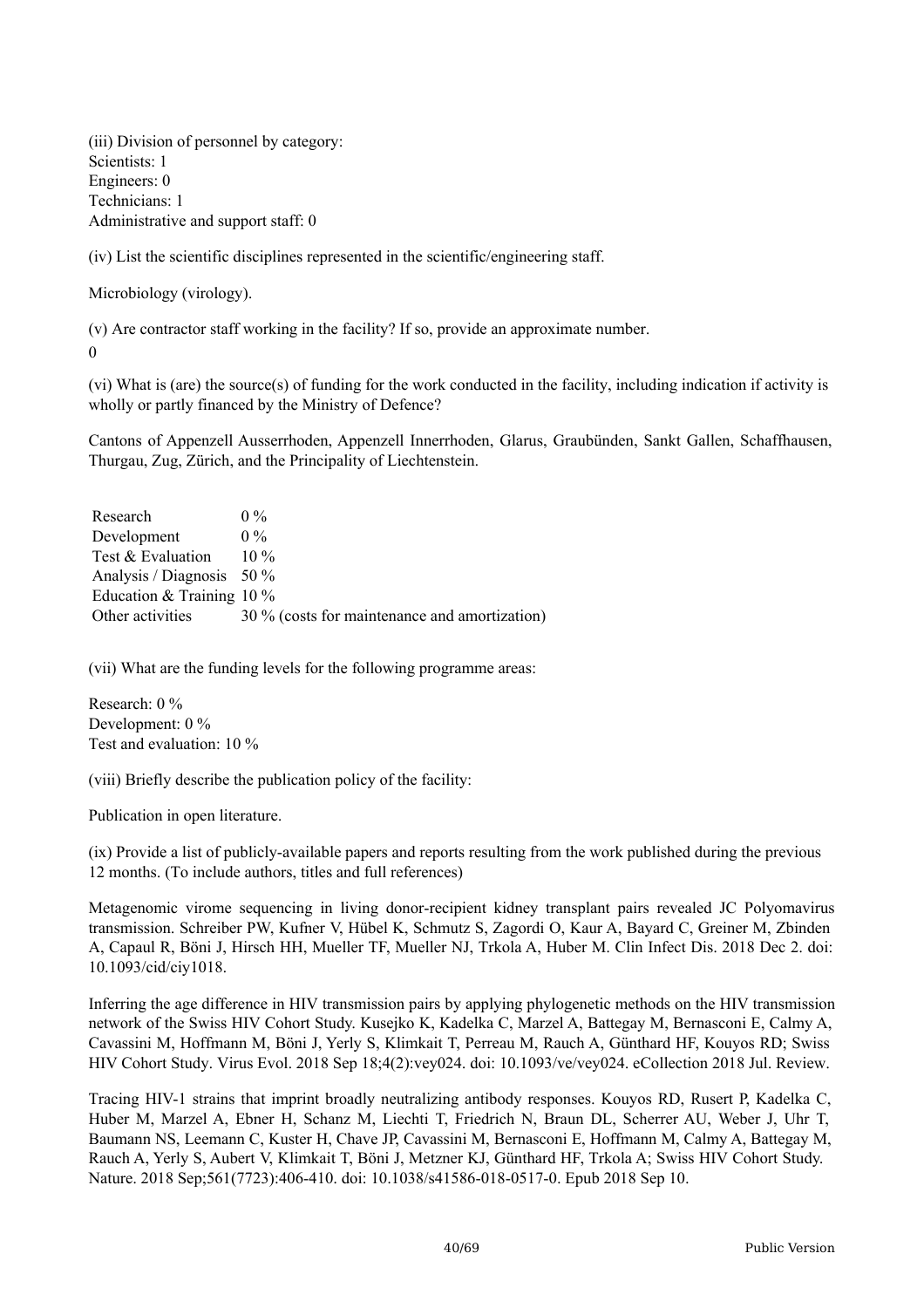(iii) Division of personnel by category:
Scientists: 1
Engineers: 0
Technicians: 1
Administrative and support staff: 0

(iv) List the scientific disciplines represented in the scientific/engineering staff.

Microbiology (virology).

(v) Are contractor staff working in the facility? If so, provide an approximate number.
0

(vi) What is (are) the source(s) of funding for the work conducted in the facility, including indication if activity is wholly or partly financed by the Ministry of Defence?

Cantons of Appenzell Ausserrhoden, Appenzell Innerrhoden, Glarus, Graubünden, Sankt Gallen, Schaffhausen, Thurgau, Zug, Zürich, and the Principality of Liechtenstein.

| | |
|---|---|
| Research | 0 % |
| Development | 0 % |
| Test & Evaluation | 10 % |
| Analysis / Diagnosis | 50 % |
| Education & Training | 10 % |
| Other activities | 30 % (costs for maintenance and amortization) |

(vii) What are the funding levels for the following programme areas:

Research: 0 %
Development: 0 %
Test and evaluation: 10 %

(viii) Briefly describe the publication policy of the facility:

Publication in open literature.

(ix) Provide a list of publicly-available papers and reports resulting from the work published during the previous 12 months. (To include authors, titles and full references)

Metagenomic virome sequencing in living donor-recipient kidney transplant pairs revealed JC Polyomavirus transmission. Schreiber PW, Kufner V, Hübel K, Schmutz S, Zagordi O, Kaur A, Bayard C, Greiner M, Zbinden A, Capaul R, Böni J, Hirsch HH, Mueller TF, Mueller NJ, Trkola A, Huber M. Clin Infect Dis. 2018 Dec 2. doi: 10.1093/cid/ciy1018.

Inferring the age difference in HIV transmission pairs by applying phylogenetic methods on the HIV transmission network of the Swiss HIV Cohort Study. Kusejko K, Kadelka C, Marzel A, Battegay M, Bernasconi E, Calmy A, Cavassini M, Hoffmann M, Böni J, Yerly S, Klimkait T, Perreau M, Rauch A, Günthard HF, Kouyos RD; Swiss HIV Cohort Study. Virus Evol. 2018 Sep 18;4(2):vey024. doi: 10.1093/ve/vey024. eCollection 2018 Jul. Review.

Tracing HIV-1 strains that imprint broadly neutralizing antibody responses. Kouyos RD, Rusert P, Kadelka C, Huber M, Marzel A, Ebner H, Schanz M, Liechti T, Friedrich N, Braun DL, Scherrer AU, Weber J, Uhr T, Baumann NS, Leemann C, Kuster H, Chave JP, Cavassini M, Bernasconi E, Hoffmann M, Calmy A, Battegay M, Rauch A, Yerly S, Aubert V, Klimkait T, Böni J, Metzner KJ, Günthard HF, Trkola A; Swiss HIV Cohort Study. Nature. 2018 Sep;561(7723):406-410. doi: 10.1038/s41586-018-0517-0. Epub 2018 Sep 10.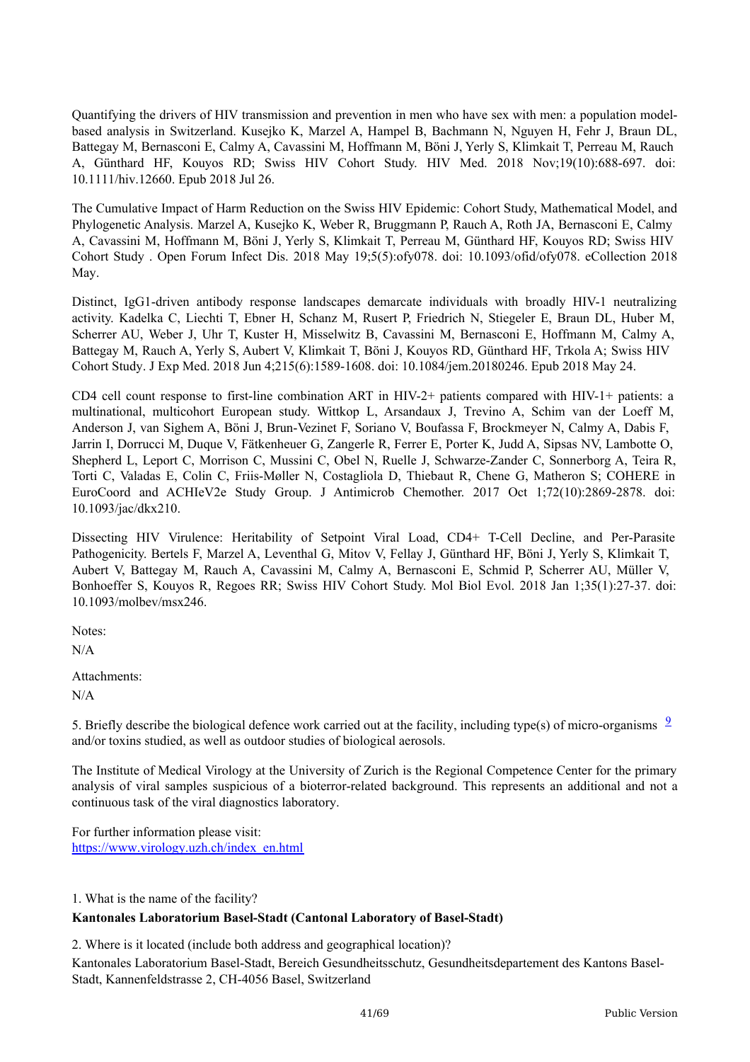Quantifying the drivers of HIV transmission and prevention in men who have sex with men: a population model-based analysis in Switzerland. Kusejko K, Marzel A, Hampel B, Bachmann N, Nguyen H, Fehr J, Braun DL, Battegay M, Bernasconi E, Calmy A, Cavassini M, Hoffmann M, Böni J, Yerly S, Klimkait T, Perreau M, Rauch A, Günthard HF, Kouyos RD; Swiss HIV Cohort Study. HIV Med. 2018 Nov;19(10):688-697. doi: 10.1111/hiv.12660. Epub 2018 Jul 26.

The Cumulative Impact of Harm Reduction on the Swiss HIV Epidemic: Cohort Study, Mathematical Model, and Phylogenetic Analysis. Marzel A, Kusejko K, Weber R, Bruggmann P, Rauch A, Roth JA, Bernasconi E, Calmy A, Cavassini M, Hoffmann M, Böni J, Yerly S, Klimkait T, Perreau M, Günthard HF, Kouyos RD; Swiss HIV Cohort Study . Open Forum Infect Dis. 2018 May 19;5(5):ofy078. doi: 10.1093/ofid/ofy078. eCollection 2018 May.

Distinct, IgG1-driven antibody response landscapes demarcate individuals with broadly HIV-1 neutralizing activity. Kadelka C, Liechti T, Ebner H, Schanz M, Rusert P, Friedrich N, Stiegeler E, Braun DL, Huber M, Scherrer AU, Weber J, Uhr T, Kuster H, Misselwitz B, Cavassini M, Bernasconi E, Hoffmann M, Calmy A, Battegay M, Rauch A, Yerly S, Aubert V, Klimkait T, Böni J, Kouyos RD, Günthard HF, Trkola A; Swiss HIV Cohort Study. J Exp Med. 2018 Jun 4;215(6):1589-1608. doi: 10.1084/jem.20180246. Epub 2018 May 24.

CD4 cell count response to first-line combination ART in HIV-2+ patients compared with HIV-1+ patients: a multinational, multicohort European study. Wittkop L, Arsandaux J, Trevino A, Schim van der Loeff M, Anderson J, van Sighem A, Böni J, Brun-Vezinet F, Soriano V, Boufassa F, Brockmeyer N, Calmy A, Dabis F, Jarrin I, Dorrucci M, Duque V, Fätkenheuer G, Zangerle R, Ferrer E, Porter K, Judd A, Sipsas NV, Lambotte O, Shepherd L, Leport C, Morrison C, Mussini C, Obel N, Ruelle J, Schwarze-Zander C, Sonnerborg A, Teira R, Torti C, Valadas E, Colin C, Friis-Møller N, Costagliola D, Thiebaut R, Chene G, Matheron S; COHERE in EuroCoord and ACHIeV2e Study Group. J Antimicrob Chemother. 2017 Oct 1;72(10):2869-2878. doi: 10.1093/jac/dkx210.

Dissecting HIV Virulence: Heritability of Setpoint Viral Load, CD4+ T-Cell Decline, and Per-Parasite Pathogenicity. Bertels F, Marzel A, Leventhal G, Mitov V, Fellay J, Günthard HF, Böni J, Yerly S, Klimkait T, Aubert V, Battegay M, Rauch A, Cavassini M, Calmy A, Bernasconi E, Schmid P, Scherrer AU, Müller V, Bonhoeffer S, Kouyos R, Regoes RR; Swiss HIV Cohort Study. Mol Biol Evol. 2018 Jan 1;35(1):27-37. doi: 10.1093/molbev/msx246.

Notes:

N/A

Attachments:

N/A

5. Briefly describe the biological defence work carried out at the facility, including type(s) of micro-organisms [9] and/or toxins studied, as well as outdoor studies of biological aerosols.

The Institute of Medical Virology at the University of Zurich is the Regional Competence Center for the primary analysis of viral samples suspicious of a bioterror-related background. This represents an additional and not a continuous task of the viral diagnostics laboratory.

For further information please visit:
https://www.virology.uzh.ch/index_en.html

1. What is the name of the facility?

**Kantonales Laboratorium Basel-Stadt (Cantonal Laboratory of Basel-Stadt)**

2. Where is it located (include both address and geographical location)?

Kantonales Laboratorium Basel-Stadt, Bereich Gesundheitsschutz, Gesundheitsdepartement des Kantons Basel-Stadt, Kannenfeldstrasse 2, CH-4056 Basel, Switzerland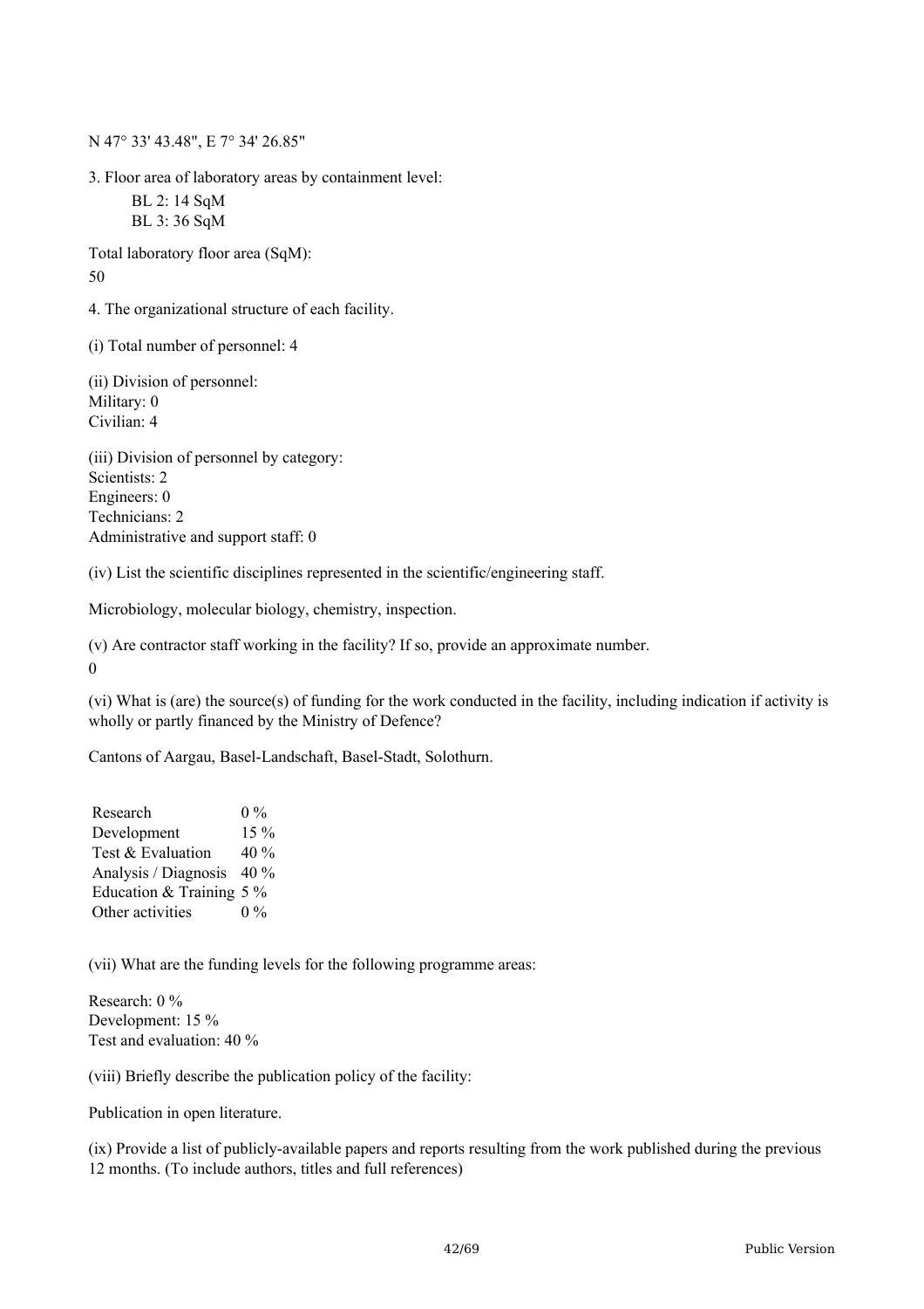N 47° 33' 43.48", E 7° 34' 26.85"

3. Floor area of laboratory areas by containment level:

BL 2: 14 SqM
BL 3: 36 SqM

Total laboratory floor area (SqM):
50

4. The organizational structure of each facility.

(i) Total number of personnel: 4

(ii) Division of personnel:
Military: 0
Civilian: 4

(iii) Division of personnel by category:
Scientists: 2
Engineers: 0
Technicians: 2
Administrative and support staff: 0

(iv) List the scientific disciplines represented in the scientific/engineering staff.

Microbiology, molecular biology, chemistry, inspection.

(v) Are contractor staff working in the facility? If so, provide an approximate number.
0

(vi) What is (are) the source(s) of funding for the work conducted in the facility, including indication if activity is wholly or partly financed by the Ministry of Defence?

Cantons of Aargau, Basel-Landschaft, Basel-Stadt, Solothurn.

| | |
|---|---|
| Research | 0 % |
| Development | 15 % |
| Test & Evaluation | 40 % |
| Analysis / Diagnosis | 40 % |
| Education & Training | 5 % |
| Other activities | 0 % |

(vii) What are the funding levels for the following programme areas:

Research: 0 %
Development: 15 %
Test and evaluation: 40 %

(viii) Briefly describe the publication policy of the facility:

Publication in open literature.

(ix) Provide a list of publicly-available papers and reports resulting from the work published during the previous 12 months. (To include authors, titles and full references)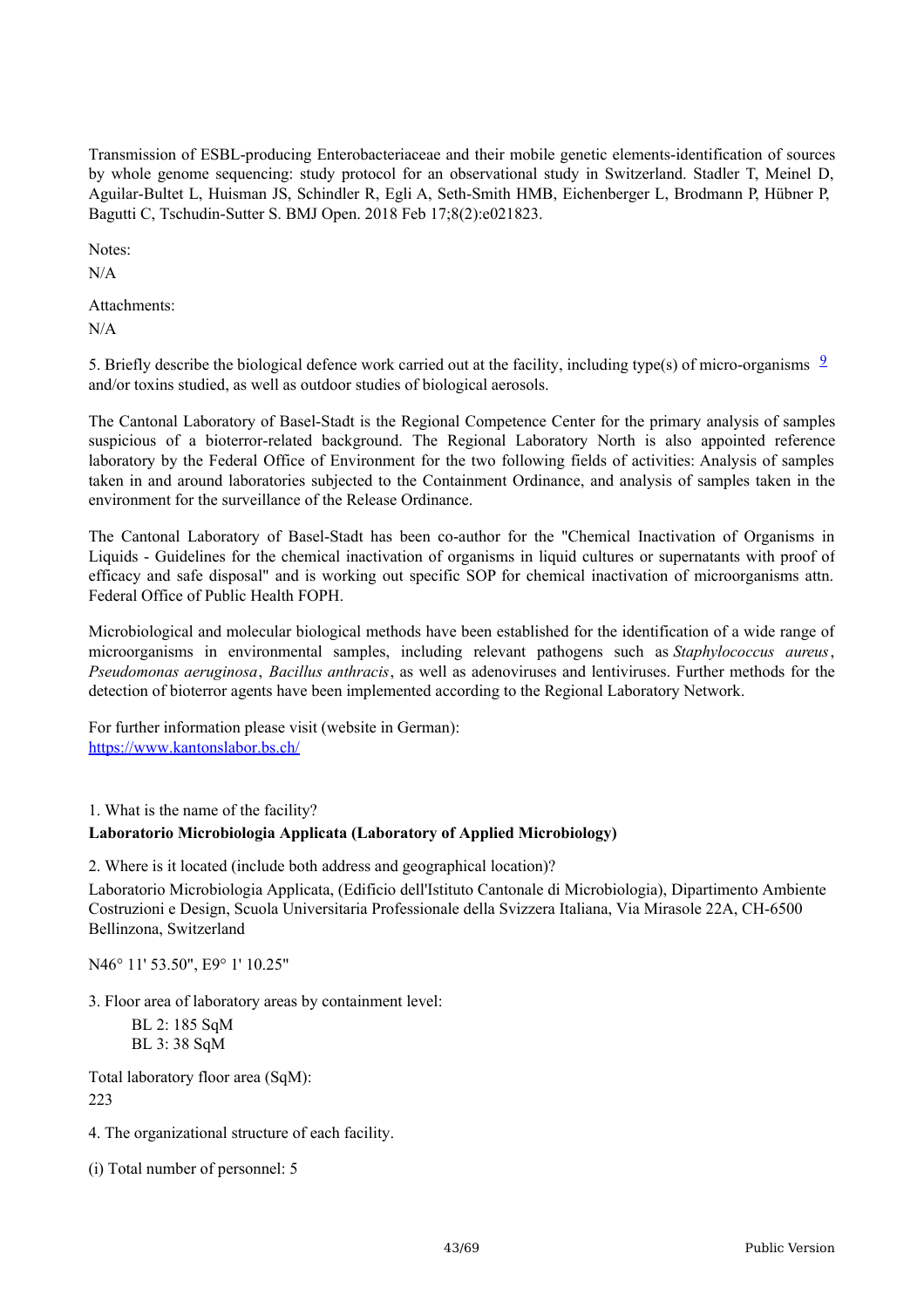Transmission of ESBL-producing Enterobacteriaceae and their mobile genetic elements-identification of sources by whole genome sequencing: study protocol for an observational study in Switzerland. Stadler T, Meinel D, Aguilar-Bultet L, Huisman JS, Schindler R, Egli A, Seth-Smith HMB, Eichenberger L, Brodmann P, Hübner P, Bagutti C, Tschudin-Sutter S. BMJ Open. 2018 Feb 17;8(2):e021823.

Notes:

N/A

Attachments:

N/A

5. Briefly describe the biological defence work carried out at the facility, including type(s) of micro-organisms [9] and/or toxins studied, as well as outdoor studies of biological aerosols.

The Cantonal Laboratory of Basel-Stadt is the Regional Competence Center for the primary analysis of samples suspicious of a bioterror-related background. The Regional Laboratory North is also appointed reference laboratory by the Federal Office of Environment for the two following fields of activities: Analysis of samples taken in and around laboratories subjected to the Containment Ordinance, and analysis of samples taken in the environment for the surveillance of the Release Ordinance.

The Cantonal Laboratory of Basel-Stadt has been co-author for the "Chemical Inactivation of Organisms in Liquids - Guidelines for the chemical inactivation of organisms in liquid cultures or supernatants with proof of efficacy and safe disposal" and is working out specific SOP for chemical inactivation of microorganisms attn. Federal Office of Public Health FOPH.

Microbiological and molecular biological methods have been established for the identification of a wide range of microorganisms in environmental samples, including relevant pathogens such as *Staphylococcus aureus*, *Pseudomonas aeruginosa*, *Bacillus anthracis*, as well as adenoviruses and lentiviruses. Further methods for the detection of bioterror agents have been implemented according to the Regional Laboratory Network.

For further information please visit (website in German):
https://www.kantonslabor.bs.ch/

1. What is the name of the facility?

**Laboratorio Microbiologia Applicata (Laboratory of Applied Microbiology)**

2. Where is it located (include both address and geographical location)?

Laboratorio Microbiologia Applicata, (Edificio dell'Istituto Cantonale di Microbiologia), Dipartimento Ambiente Costruzioni e Design, Scuola Universitaria Professionale della Svizzera Italiana, Via Mirasole 22A, CH-6500 Bellinzona, Switzerland

N46° 11' 53.50", E9° 1' 10.25"

3. Floor area of laboratory areas by containment level:

BL 2: 185 SqM
BL 3: 38 SqM

Total laboratory floor area (SqM):
223

4. The organizational structure of each facility.

(i) Total number of personnel: 5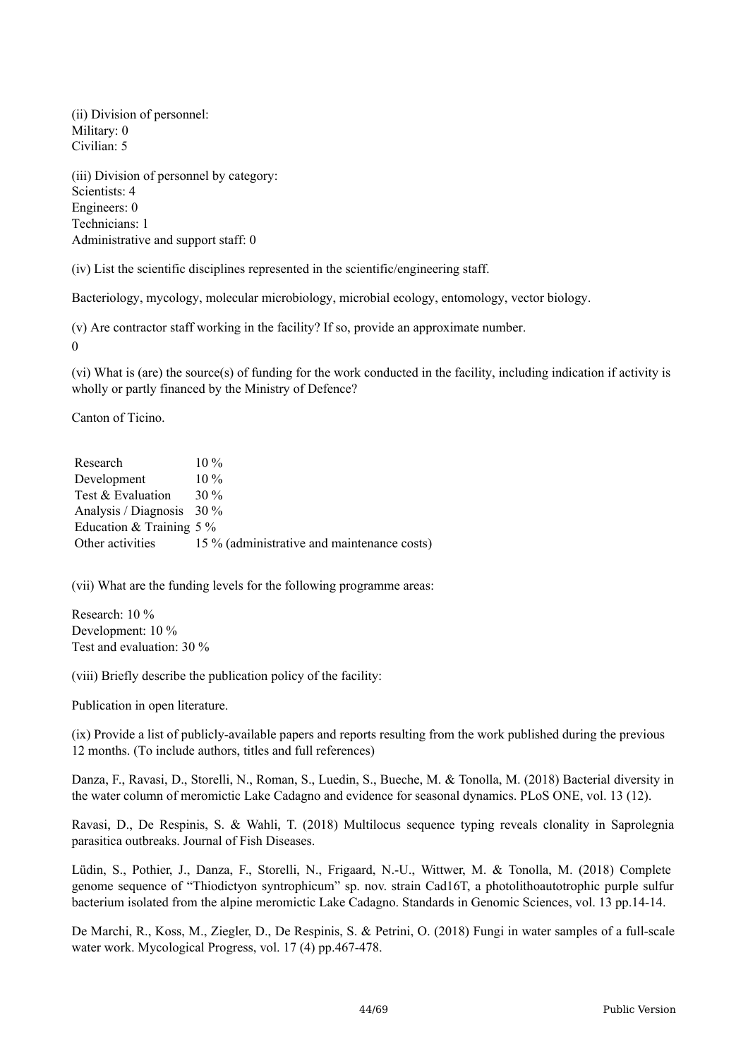(ii) Division of personnel:
Military: 0
Civilian: 5

(iii) Division of personnel by category:
Scientists: 4
Engineers: 0
Technicians: 1
Administrative and support staff: 0

(iv) List the scientific disciplines represented in the scientific/engineering staff.

Bacteriology, mycology, molecular microbiology, microbial ecology, entomology, vector biology.

(v) Are contractor staff working in the facility? If so, provide an approximate number.

0

(vi) What is (are) the source(s) of funding for the work conducted in the facility, including indication if activity is wholly or partly financed by the Ministry of Defence?

Canton of Ticino.

| | |
|---|---|
| Research | 10 % |
| Development | 10 % |
| Test & Evaluation | 30 % |
| Analysis / Diagnosis | 30 % |
| Education & Training | 5 % |
| Other activities | 15 % (administrative and maintenance costs) |

(vii) What are the funding levels for the following programme areas:

Research: 10 %
Development: 10 %
Test and evaluation: 30 %

(viii) Briefly describe the publication policy of the facility:

Publication in open literature.

(ix) Provide a list of publicly-available papers and reports resulting from the work published during the previous 12 months. (To include authors, titles and full references)

Danza, F., Ravasi, D., Storelli, N., Roman, S., Luedin, S., Bueche, M. & Tonolla, M. (2018) Bacterial diversity in the water column of meromictic Lake Cadagno and evidence for seasonal dynamics. PLoS ONE, vol. 13 (12).

Ravasi, D., De Respinis, S. & Wahli, T. (2018) Multilocus sequence typing reveals clonality in Saprolegnia parasitica outbreaks. Journal of Fish Diseases.

Lüdin, S., Pothier, J., Danza, F., Storelli, N., Frigaard, N.-U., Wittwer, M. & Tonolla, M. (2018) Complete genome sequence of "Thiodictyon syntrophicum" sp. nov. strain Cad16T, a photolithoautotrophic purple sulfur bacterium isolated from the alpine meromictic Lake Cadagno. Standards in Genomic Sciences, vol. 13 pp.14-14.

De Marchi, R., Koss, M., Ziegler, D., De Respinis, S. & Petrini, O. (2018) Fungi in water samples of a full-scale water work. Mycological Progress, vol. 17 (4) pp.467-478.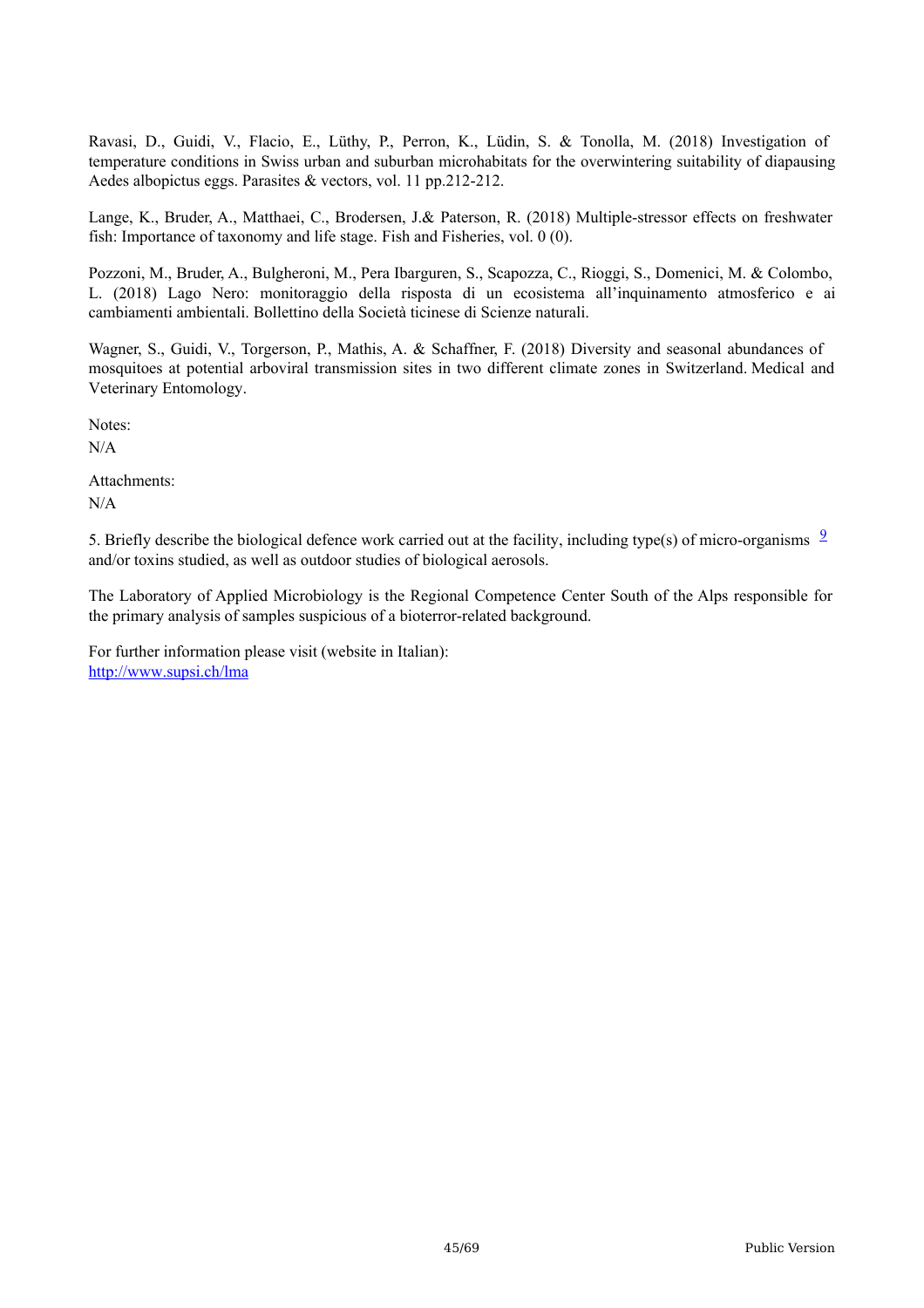Ravasi, D., Guidi, V., Flacio, E., Lüthy, P., Perron, K., Lüdin, S. & Tonolla, M. (2018) Investigation of temperature conditions in Swiss urban and suburban microhabitats for the overwintering suitability of diapausing Aedes albopictus eggs. Parasites & vectors, vol. 11 pp.212-212.

Lange, K., Bruder, A., Matthaei, C., Brodersen, J.& Paterson, R. (2018) Multiple-stressor effects on freshwater fish: Importance of taxonomy and life stage. Fish and Fisheries, vol. 0 (0).

Pozzoni, M., Bruder, A., Bulgheroni, M., Pera Ibarguren, S., Scapozza, C., Rioggi, S., Domenici, M. & Colombo, L. (2018) Lago Nero: monitoraggio della risposta di un ecosistema all'inquinamento atmosferico e ai cambiamenti ambientali. Bollettino della Società ticinese di Scienze naturali.

Wagner, S., Guidi, V., Torgerson, P., Mathis, A. & Schaffner, F. (2018) Diversity and seasonal abundances of mosquitoes at potential arboviral transmission sites in two different climate zones in Switzerland. Medical and Veterinary Entomology.

Notes:

N/A

Attachments:

N/A

5. Briefly describe the biological defence work carried out at the facility, including type(s) of micro-organisms [9] and/or toxins studied, as well as outdoor studies of biological aerosols.

The Laboratory of Applied Microbiology is the Regional Competence Center South of the Alps responsible for the primary analysis of samples suspicious of a bioterror-related background.

For further information please visit (website in Italian):
http://www.supsi.ch/lma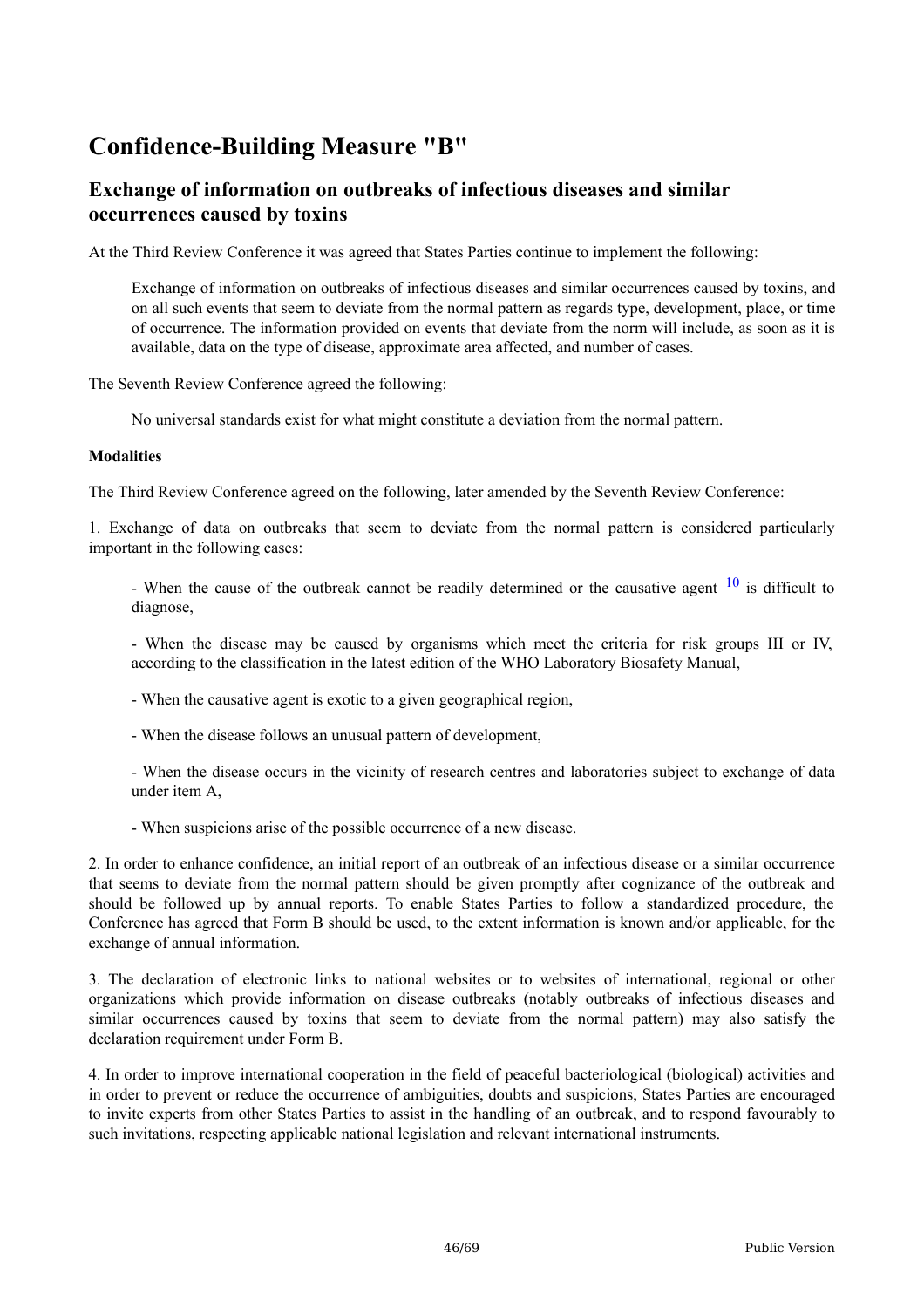# Confidence-Building Measure "B"

## Exchange of information on outbreaks of infectious diseases and similar occurrences caused by toxins

At the Third Review Conference it was agreed that States Parties continue to implement the following:

> Exchange of information on outbreaks of infectious diseases and similar occurrences caused by toxins, and on all such events that seem to deviate from the normal pattern as regards type, development, place, or time of occurrence. The information provided on events that deviate from the norm will include, as soon as it is available, data on the type of disease, approximate area affected, and number of cases.

The Seventh Review Conference agreed the following:

> No universal standards exist for what might constitute a deviation from the normal pattern.

**Modalities**

The Third Review Conference agreed on the following, later amended by the Seventh Review Conference:

1. Exchange of data on outbreaks that seem to deviate from the normal pattern is considered particularly important in the following cases:

   - When the cause of the outbreak cannot be readily determined or the causative agent [10] is difficult to diagnose,

   - When the disease may be caused by organisms which meet the criteria for risk groups III or IV, according to the classification in the latest edition of the WHO Laboratory Biosafety Manual,

   - When the causative agent is exotic to a given geographical region,

   - When the disease follows an unusual pattern of development,

   - When the disease occurs in the vicinity of research centres and laboratories subject to exchange of data under item A,

   - When suspicions arise of the possible occurrence of a new disease.

2. In order to enhance confidence, an initial report of an outbreak of an infectious disease or a similar occurrence that seems to deviate from the normal pattern should be given promptly after cognizance of the outbreak and should be followed up by annual reports. To enable States Parties to follow a standardized procedure, the Conference has agreed that Form B should be used, to the extent information is known and/or applicable, for the exchange of annual information.

3. The declaration of electronic links to national websites or to websites of international, regional or other organizations which provide information on disease outbreaks (notably outbreaks of infectious diseases and similar occurrences caused by toxins that seem to deviate from the normal pattern) may also satisfy the declaration requirement under Form B.

4. In order to improve international cooperation in the field of peaceful bacteriological (biological) activities and in order to prevent or reduce the occurrence of ambiguities, doubts and suspicions, States Parties are encouraged to invite experts from other States Parties to assist in the handling of an outbreak, and to respond favourably to such invitations, respecting applicable national legislation and relevant international instruments.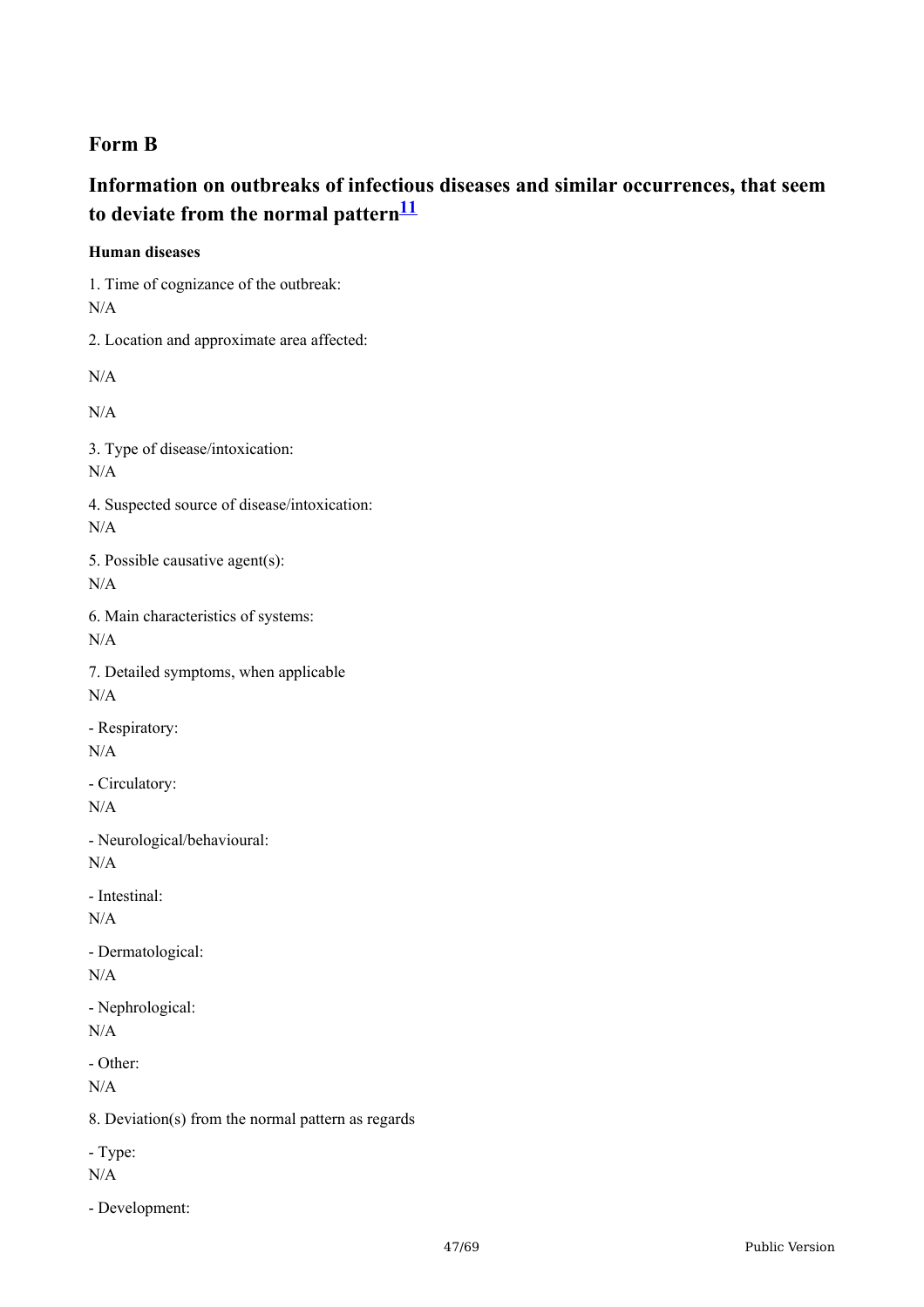## Form B

## Information on outbreaks of infectious diseases and similar occurrences, that seem to deviate from the normal pattern[11]

**Human diseases**

1. Time of cognizance of the outbreak:
N/A

2. Location and approximate area affected:

N/A

N/A

3. Type of disease/intoxication:
N/A

4. Suspected source of disease/intoxication:
N/A

5. Possible causative agent(s):
N/A

6. Main characteristics of systems:
N/A

7. Detailed symptoms, when applicable
N/A

- Respiratory:
N/A

- Circulatory:
N/A

- Neurological/behavioural:
N/A

- Intestinal:
N/A

- Dermatological:
N/A

- Nephrological:
N/A

- Other:
N/A

8. Deviation(s) from the normal pattern as regards

- Type:
N/A

- Development: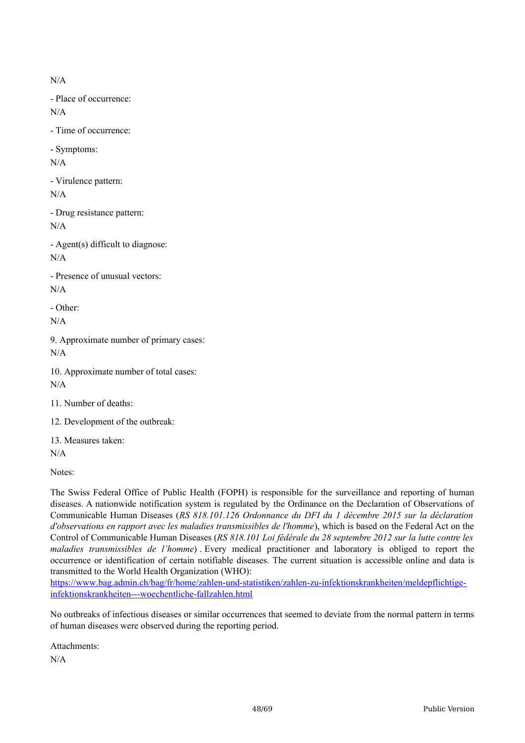N/A

- Place of occurrence:

N/A

- Time of occurrence:

- Symptoms:

N/A

- Virulence pattern:

N/A

- Drug resistance pattern:

N/A

- Agent(s) difficult to diagnose:

N/A

- Presence of unusual vectors:

N/A

- Other:

N/A

9. Approximate number of primary cases:

N/A

10. Approximate number of total cases:

N/A

11. Number of deaths:

12. Development of the outbreak:

13. Measures taken:

N/A

Notes:

The Swiss Federal Office of Public Health (FOPH) is responsible for the surveillance and reporting of human diseases. A nationwide notification system is regulated by the Ordinance on the Declaration of Observations of Communicable Human Diseases (*RS 818.101.126 Ordonnance du DFI du 1 décembre 2015 sur la déclaration d'observations en rapport avec les maladies transmissibles de l'homme*), which is based on the Federal Act on the Control of Communicable Human Diseases (*RS 818.101 Loi fédérale du 28 septembre 2012 sur la lutte contre les maladies transmissibles de l'homme*) . Every medical practitioner and laboratory is obliged to report the occurrence or identification of certain notifiable diseases. The current situation is accessible online and data is transmitted to the World Health Organization (WHO):
[https://www.bag.admin.ch/bag/fr/home/zahlen-und-statistiken/zahlen-zu-infektionskrankheiten/meldepflichtige-infektionskrankheiten---woechentliche-fallzahlen.html](https://www.bag.admin.ch/bag/fr/home/zahlen-und-statistiken/zahlen-zu-infektionskrankheiten/meldepflichtige-infektionskrankheiten---woechentliche-fallzahlen.html)

No outbreaks of infectious diseases or similar occurrences that seemed to deviate from the normal pattern in terms of human diseases were observed during the reporting period.

Attachments:

N/A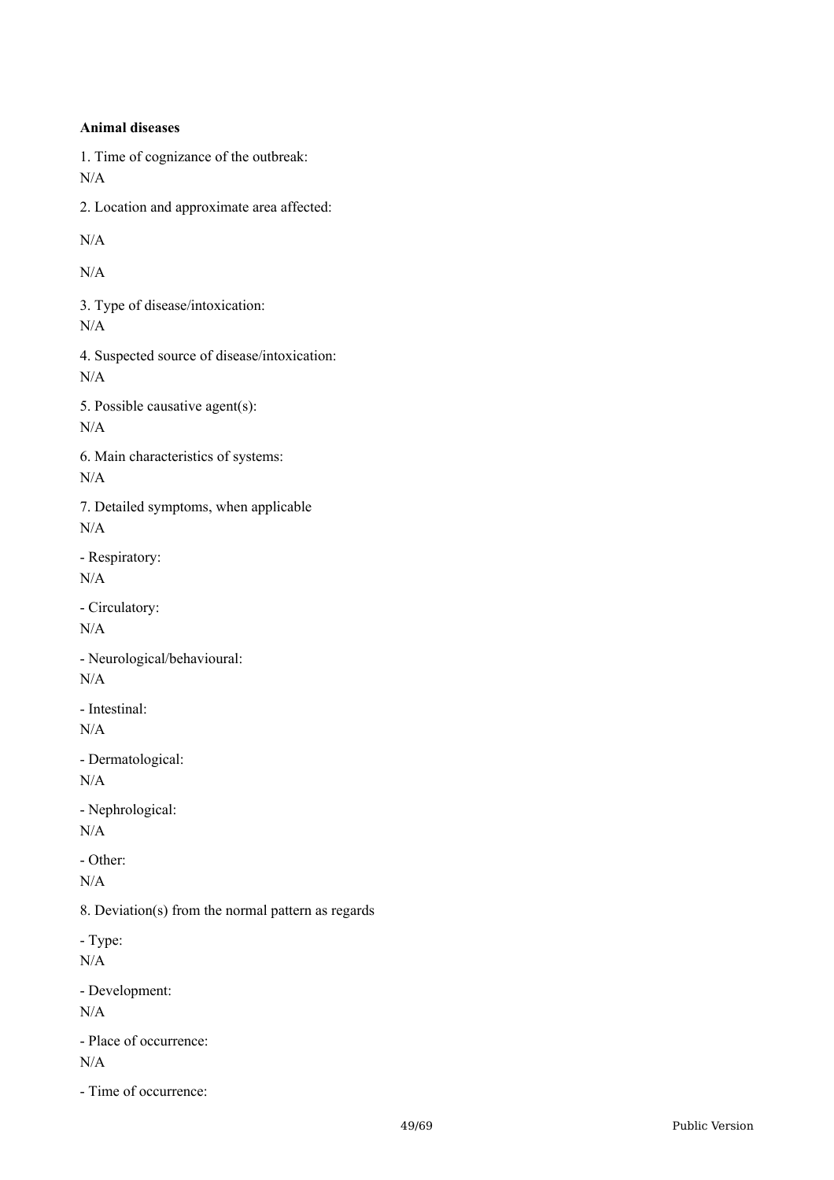**Animal diseases**

1. Time of cognizance of the outbreak:
N/A

2. Location and approximate area affected:

N/A

N/A

3. Type of disease/intoxication:
N/A

4. Suspected source of disease/intoxication:
N/A

5. Possible causative agent(s):
N/A

6. Main characteristics of systems:
N/A

7. Detailed symptoms, when applicable
N/A

- Respiratory:
N/A

- Circulatory:
N/A

- Neurological/behavioural:
N/A

- Intestinal:
N/A

- Dermatological:
N/A

- Nephrological:
N/A

- Other:
N/A

8. Deviation(s) from the normal pattern as regards

- Type:
N/A

- Development:
N/A

- Place of occurrence:
N/A

- Time of occurrence: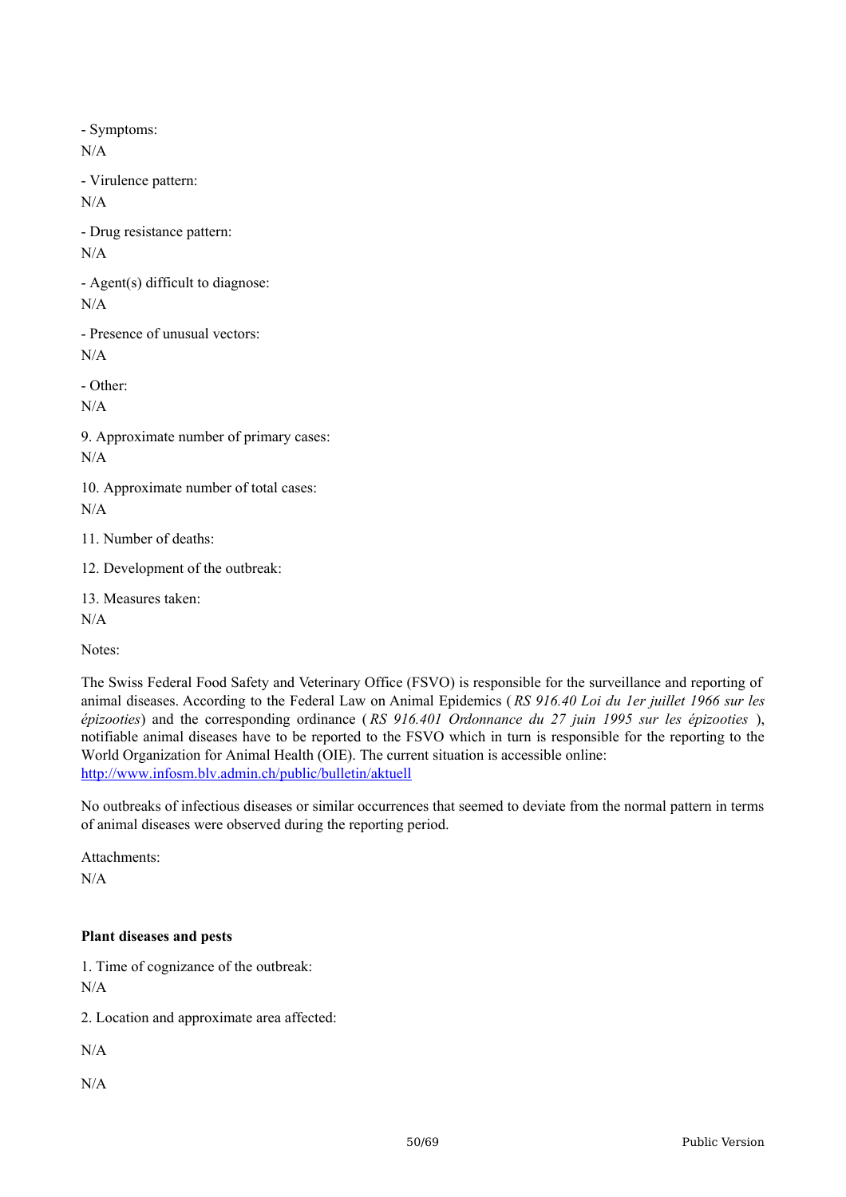- Symptoms:

N/A

- Virulence pattern:

N/A

- Drug resistance pattern:

N/A

- Agent(s) difficult to diagnose:

N/A

- Presence of unusual vectors:

N/A

- Other:

N/A

9. Approximate number of primary cases:

N/A

10. Approximate number of total cases:

N/A

11. Number of deaths:

12. Development of the outbreak:

13. Measures taken:

N/A

Notes:

The Swiss Federal Food Safety and Veterinary Office (FSVO) is responsible for the surveillance and reporting of animal diseases. According to the Federal Law on Animal Epidemics ( *RS 916.40 Loi du 1er juillet 1966 sur les épizooties*) and the corresponding ordinance ( *RS 916.401 Ordonnance du 27 juin 1995 sur les épizooties* ), notifiable animal diseases have to be reported to the FSVO which in turn is responsible for the reporting to the World Organization for Animal Health (OIE). The current situation is accessible online: [http://www.infosm.blv.admin.ch/public/bulletin/aktuell](http://www.infosm.blv.admin.ch/public/bulletin/aktuell)

No outbreaks of infectious diseases or similar occurrences that seemed to deviate from the normal pattern in terms of animal diseases were observed during the reporting period.

Attachments:

N/A

**Plant diseases and pests**

1. Time of cognizance of the outbreak:

N/A

2. Location and approximate area affected:

N/A

N/A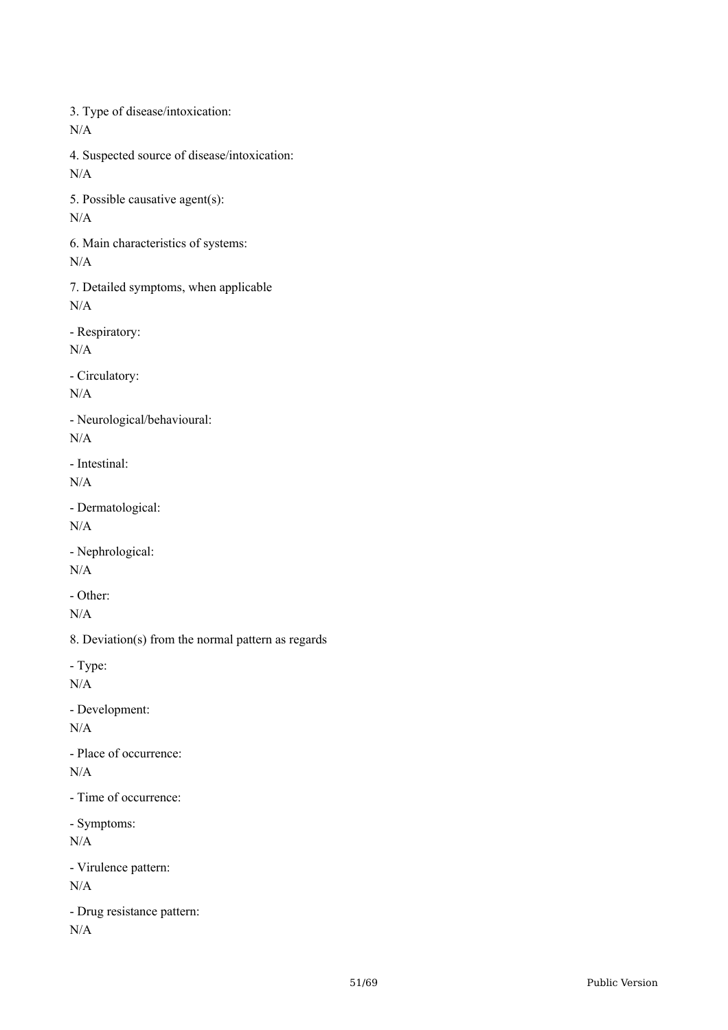3. Type of disease/intoxication:

N/A

4. Suspected source of disease/intoxication:

N/A

5. Possible causative agent(s):

N/A

6. Main characteristics of systems:

N/A

7. Detailed symptoms, when applicable

N/A

- Respiratory:

N/A

- Circulatory:

N/A

- Neurological/behavioural:

N/A

- Intestinal:

N/A

- Dermatological:

N/A

- Nephrological:

N/A

- Other:

N/A

8. Deviation(s) from the normal pattern as regards

- Type:

N/A

- Development:

N/A

- Place of occurrence:

N/A

- Time of occurrence:

- Symptoms:

N/A

- Virulence pattern:

N/A

- Drug resistance pattern:

N/A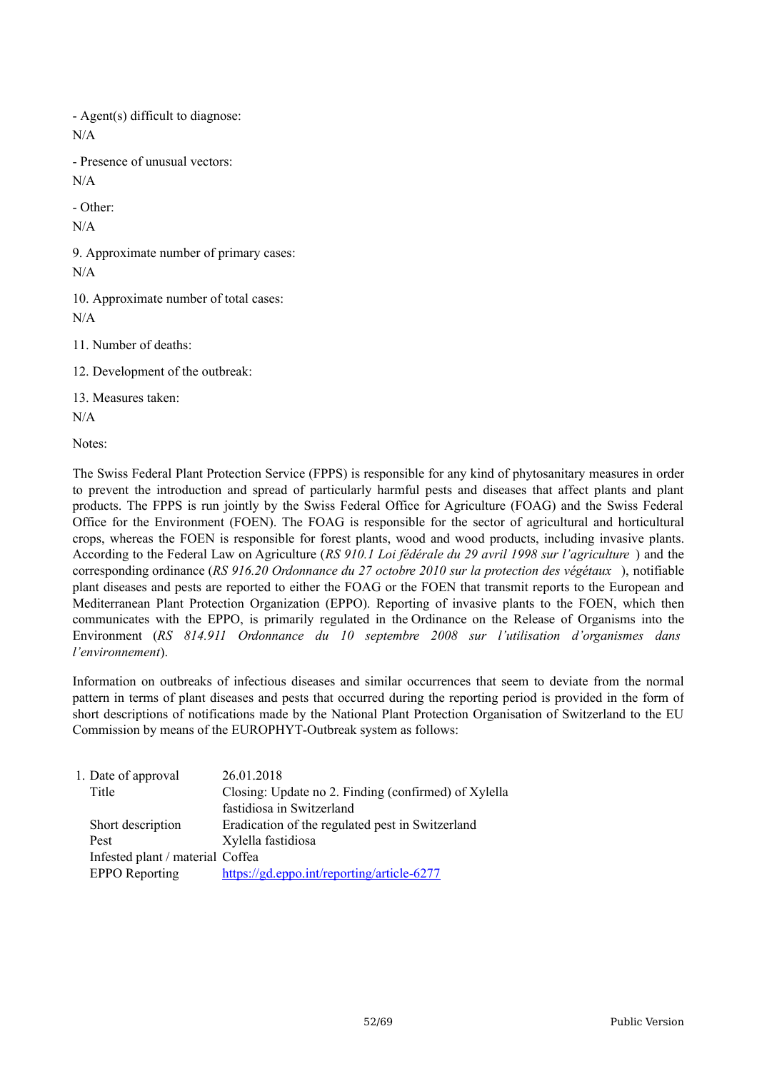- Agent(s) difficult to diagnose:

N/A

- Presence of unusual vectors:

N/A

- Other:

N/A

9. Approximate number of primary cases:

N/A

10. Approximate number of total cases:

N/A

11. Number of deaths:

12. Development of the outbreak:

13. Measures taken:

N/A

Notes:

The Swiss Federal Plant Protection Service (FPPS) is responsible for any kind of phytosanitary measures in order to prevent the introduction and spread of particularly harmful pests and diseases that affect plants and plant products. The FPPS is run jointly by the Swiss Federal Office for Agriculture (FOAG) and the Swiss Federal Office for the Environment (FOEN). The FOAG is responsible for the sector of agricultural and horticultural crops, whereas the FOEN is responsible for forest plants, wood and wood products, including invasive plants. According to the Federal Law on Agriculture (*RS 910.1 Loi fédérale du 29 avril 1998 sur l'agriculture* ) and the corresponding ordinance (*RS 916.20 Ordonnance du 27 octobre 2010 sur la protection des végétaux* ), notifiable plant diseases and pests are reported to either the FOAG or the FOEN that transmit reports to the European and Mediterranean Plant Protection Organization (EPPO). Reporting of invasive plants to the FOEN, which then communicates with the EPPO, is primarily regulated in the Ordinance on the Release of Organisms into the Environment (*RS 814.911 Ordonnance du 10 septembre 2008 sur l'utilisation d'organismes dans l'environnement*).

Information on outbreaks of infectious diseases and similar occurrences that seem to deviate from the normal pattern in terms of plant diseases and pests that occurred during the reporting period is provided in the form of short descriptions of notifications made by the National Plant Protection Organisation of Switzerland to the EU Commission by means of the EUROPHYT-Outbreak system as follows:

| 1. Date of approval | 26.01.2018 |
|---|---|
| Title | Closing: Update no 2. Finding (confirmed) of Xylella fastidiosa in Switzerland |
| Short description | Eradication of the regulated pest in Switzerland |
| Pest | Xylella fastidiosa |
| Infested plant / material | Coffea |
| EPPO Reporting | https://gd.eppo.int/reporting/article-6277 |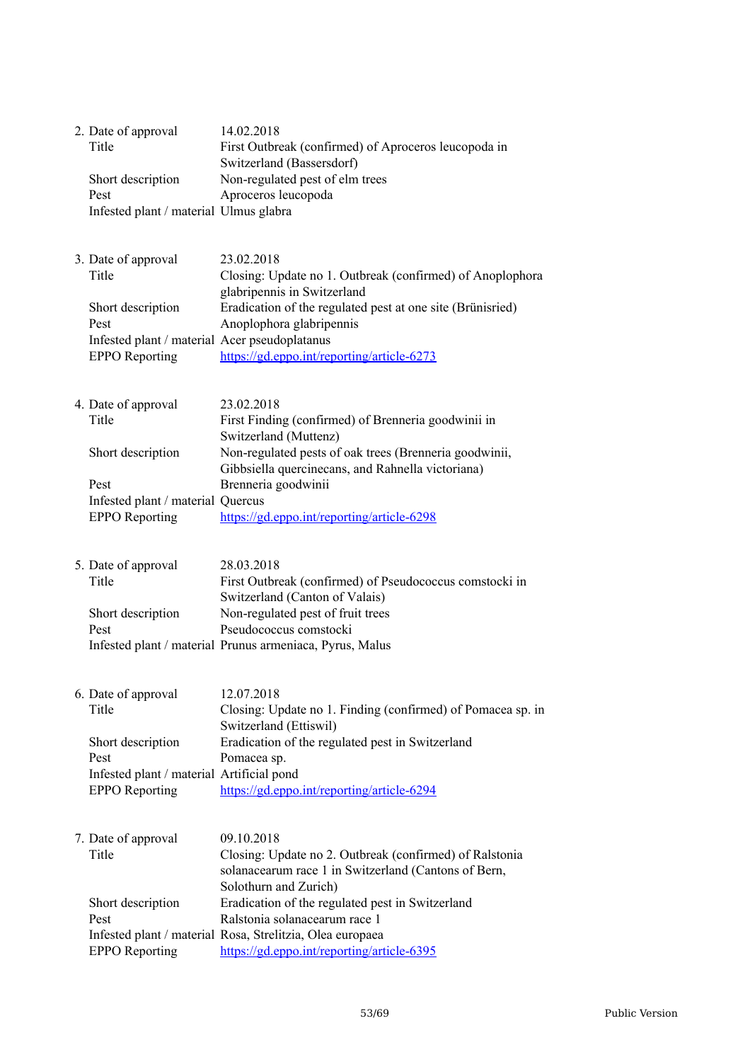2. Date of approval 14.02.2018
   Title First Outbreak (confirmed) of Aproceros leucopoda in Switzerland (Bassersdorf)
   Short description Non-regulated pest of elm trees
   Pest Aproceros leucopoda
   Infested plant / material Ulmus glabra

3. Date of approval 23.02.2018
   Title Closing: Update no 1. Outbreak (confirmed) of Anoplophora glabripennis in Switzerland
   Short description Eradication of the regulated pest at one site (Brünisried)
   Pest Anoplophora glabripennis
   Infested plant / material Acer pseudoplatanus
   EPPO Reporting https://gd.eppo.int/reporting/article-6273

4. Date of approval 23.02.2018
   Title First Finding (confirmed) of Brenneria goodwinii in Switzerland (Muttenz)
   Short description Non-regulated pests of oak trees (Brenneria goodwinii, Gibbsiella quercinecans, and Rahnella victoriana)
   Pest Brenneria goodwinii
   Infested plant / material Quercus
   EPPO Reporting https://gd.eppo.int/reporting/article-6298

5. Date of approval 28.03.2018
   Title First Outbreak (confirmed) of Pseudococcus comstocki in Switzerland (Canton of Valais)
   Short description Non-regulated pest of fruit trees
   Pest Pseudococcus comstocki
   Infested plant / material Prunus armeniaca, Pyrus, Malus

6. Date of approval 12.07.2018
   Title Closing: Update no 1. Finding (confirmed) of Pomacea sp. in Switzerland (Ettiswil)
   Short description Eradication of the regulated pest in Switzerland
   Pest Pomacea sp.
   Infested plant / material Artificial pond
   EPPO Reporting https://gd.eppo.int/reporting/article-6294

7. Date of approval 09.10.2018
   Title Closing: Update no 2. Outbreak (confirmed) of Ralstonia solanacearum race 1 in Switzerland (Cantons of Bern, Solothurn and Zurich)
   Short description Eradication of the regulated pest in Switzerland
   Pest Ralstonia solanacearum race 1
   Infested plant / material Rosa, Strelitzia, Olea europaea
   EPPO Reporting https://gd.eppo.int/reporting/article-6395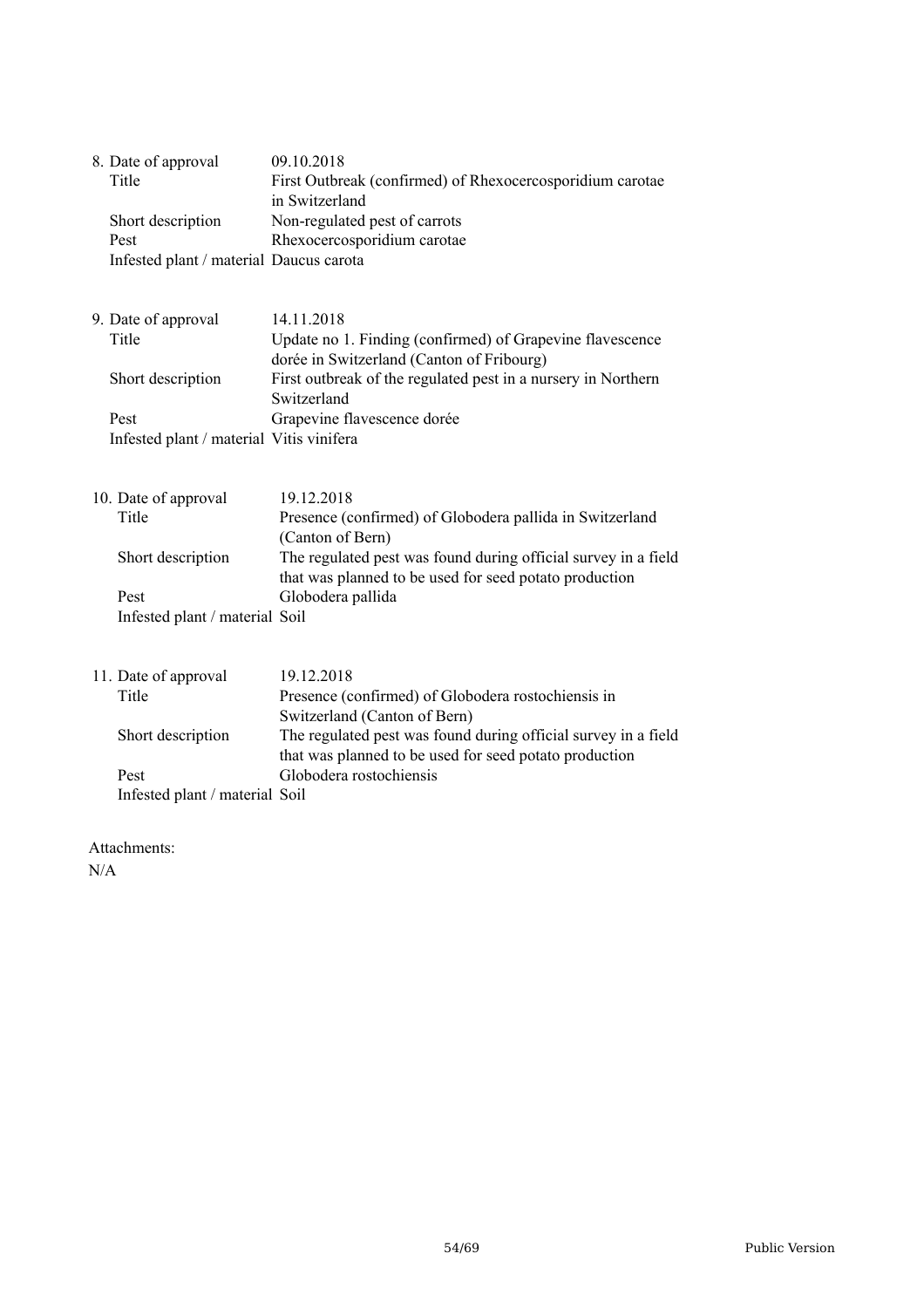8. Date of approval 09.10.2018
   Title First Outbreak (confirmed) of Rhexocercosporidium carotae in Switzerland
   Short description Non-regulated pest of carrots
   Pest Rhexocercosporidium carotae
   Infested plant / material Daucus carota

9. Date of approval 14.11.2018
   Title Update no 1. Finding (confirmed) of Grapevine flavescence dorée in Switzerland (Canton of Fribourg)
   Short description First outbreak of the regulated pest in a nursery in Northern Switzerland
   Pest Grapevine flavescence dorée
   Infested plant / material Vitis vinifera

10. Date of approval 19.12.2018
    Title Presence (confirmed) of Globodera pallida in Switzerland (Canton of Bern)
    Short description The regulated pest was found during official survey in a field that was planned to be used for seed potato production
    Pest Globodera pallida
    Infested plant / material Soil

11. Date of approval 19.12.2018
    Title Presence (confirmed) of Globodera rostochiensis in Switzerland (Canton of Bern)
    Short description The regulated pest was found during official survey in a field that was planned to be used for seed potato production
    Pest Globodera rostochiensis
    Infested plant / material Soil

Attachments:
N/A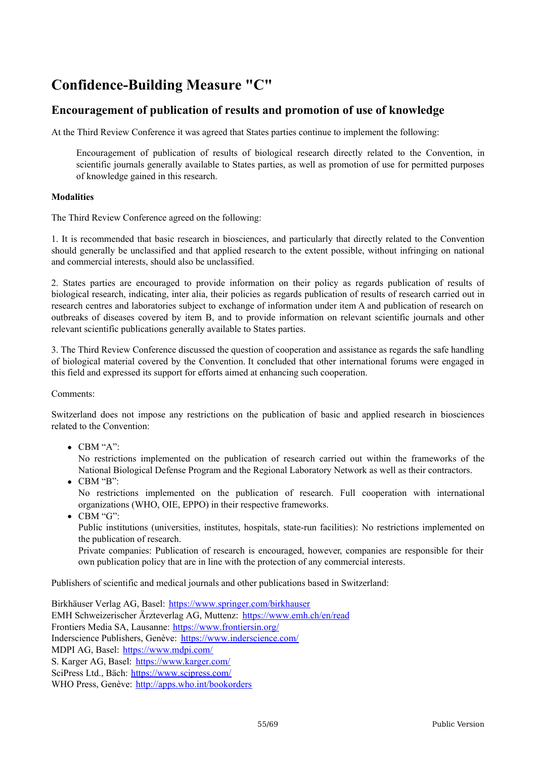# Confidence-Building Measure "C"

## Encouragement of publication of results and promotion of use of knowledge

At the Third Review Conference it was agreed that States parties continue to implement the following:

> Encouragement of publication of results of biological research directly related to the Convention, in scientific journals generally available to States parties, as well as promotion of use for permitted purposes of knowledge gained in this research.

**Modalities**

The Third Review Conference agreed on the following:

1. It is recommended that basic research in biosciences, and particularly that directly related to the Convention should generally be unclassified and that applied research to the extent possible, without infringing on national and commercial interests, should also be unclassified.

2. States parties are encouraged to provide information on their policy as regards publication of results of biological research, indicating, inter alia, their policies as regards publication of results of research carried out in research centres and laboratories subject to exchange of information under item A and publication of research on outbreaks of diseases covered by item B, and to provide information on relevant scientific journals and other relevant scientific publications generally available to States parties.

3. The Third Review Conference discussed the question of cooperation and assistance as regards the safe handling of biological material covered by the Convention. It concluded that other international forums were engaged in this field and expressed its support for efforts aimed at enhancing such cooperation.

Comments:

Switzerland does not impose any restrictions on the publication of basic and applied research in biosciences related to the Convention:

- CBM "A":
  No restrictions implemented on the publication of research carried out within the frameworks of the National Biological Defense Program and the Regional Laboratory Network as well as their contractors.
- CBM "B":
  No restrictions implemented on the publication of research. Full cooperation with international organizations (WHO, OIE, EPPO) in their respective frameworks.
- CBM "G":
  Public institutions (universities, institutes, hospitals, state-run facilities): No restrictions implemented on the publication of research.
  Private companies: Publication of research is encouraged, however, companies are responsible for their own publication policy that are in line with the protection of any commercial interests.

Publishers of scientific and medical journals and other publications based in Switzerland:

Birkhäuser Verlag AG, Basel: https://www.springer.com/birkhauser
EMH Schweizerischer Ärzteverlag AG, Muttenz: https://www.emh.ch/en/read
Frontiers Media SA, Lausanne: https://www.frontiersin.org/
Inderscience Publishers, Genève: https://www.inderscience.com/
MDPI AG, Basel: https://www.mdpi.com/
S. Karger AG, Basel: https://www.karger.com/
SciPress Ltd., Bäch: https://www.scipress.com/
WHO Press, Genève: http://apps.who.int/bookorders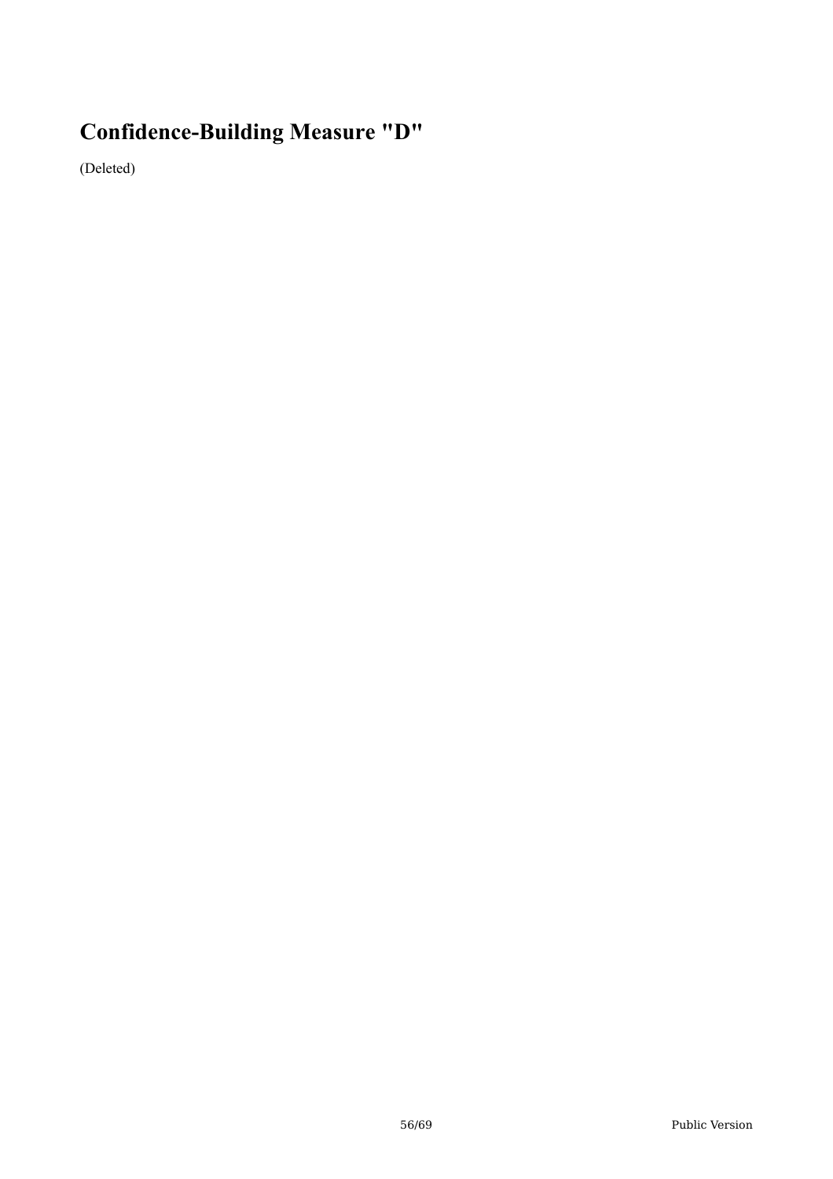## Confidence-Building Measure "D"

(Deleted)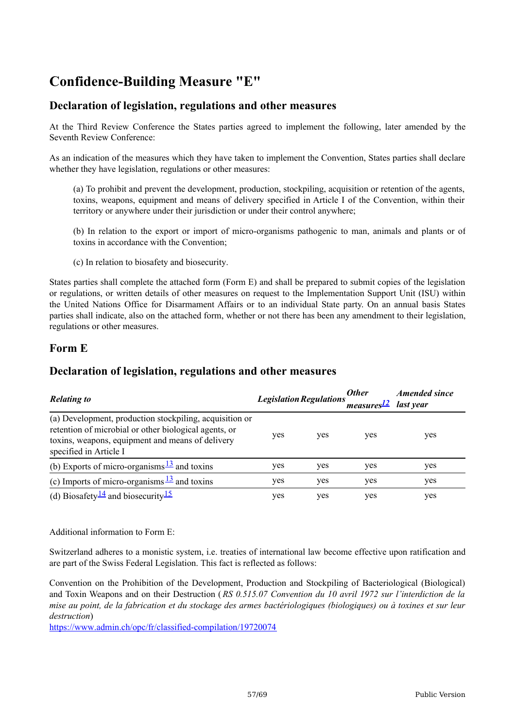# Confidence-Building Measure "E"

## Declaration of legislation, regulations and other measures

At the Third Review Conference the States parties agreed to implement the following, later amended by the Seventh Review Conference:

As an indication of the measures which they have taken to implement the Convention, States parties shall declare whether they have legislation, regulations or other measures:

> (a) To prohibit and prevent the development, production, stockpiling, acquisition or retention of the agents, toxins, weapons, equipment and means of delivery specified in Article I of the Convention, within their territory or anywhere under their jurisdiction or under their control anywhere;
>
> (b) In relation to the export or import of micro-organisms pathogenic to man, animals and plants or of toxins in accordance with the Convention;
>
> (c) In relation to biosafety and biosecurity.

States parties shall complete the attached form (Form E) and shall be prepared to submit copies of the legislation or regulations, or written details of other measures on request to the Implementation Support Unit (ISU) within the United Nations Office for Disarmament Affairs or to an individual State party. On an annual basis States parties shall indicate, also on the attached form, whether or not there has been any amendment to their legislation, regulations or other measures.

## Form E

## Declaration of legislation, regulations and other measures

| *Relating to* | *Legislation* | *Regulations* | *Other measures*[12] | *Amended since last year* |
|---|---|---|---|---|
| (a) Development, production stockpiling, acquisition or retention of microbial or other biological agents, or toxins, weapons, equipment and means of delivery specified in Article I | yes | yes | yes | yes |
| (b) Exports of micro-organisms[13] and toxins | yes | yes | yes | yes |
| (c) Imports of micro-organisms[13] and toxins | yes | yes | yes | yes |
| (d) Biosafety[14] and biosecurity[15] | yes | yes | yes | yes |

Additional information to Form E:

Switzerland adheres to a monistic system, i.e. treaties of international law become effective upon ratification and are part of the Swiss Federal Legislation. This fact is reflected as follows:

Convention on the Prohibition of the Development, Production and Stockpiling of Bacteriological (Biological) and Toxin Weapons and on their Destruction ( *RS 0.515.07 Convention du 10 avril 1972 sur l'interdiction de la mise au point, de la fabrication et du stockage des armes bactériologiques (biologiques) ou à toxines et sur leur destruction*)
https://www.admin.ch/opc/fr/classified-compilation/19720074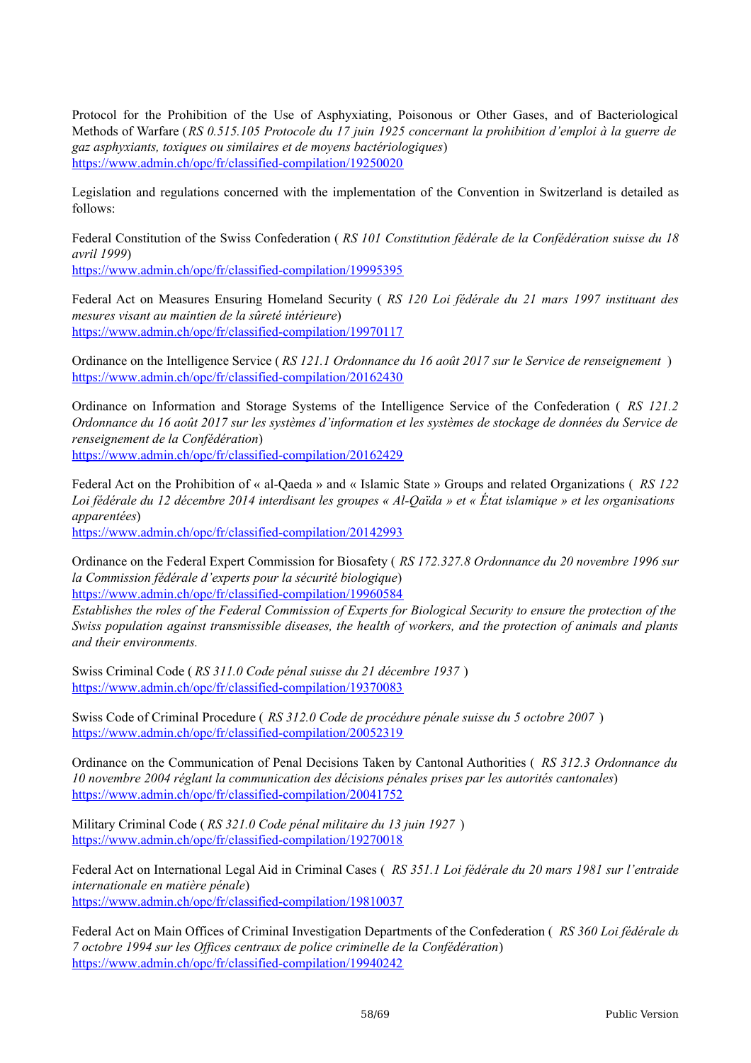Protocol for the Prohibition of the Use of Asphyxiating, Poisonous or Other Gases, and of Bacteriological Methods of Warfare (*RS 0.515.105 Protocole du 17 juin 1925 concernant la prohibition d'emploi à la guerre de gaz asphyxiants, toxiques ou similaires et de moyens bactériologiques*)
https://www.admin.ch/opc/fr/classified-compilation/19250020

Legislation and regulations concerned with the implementation of the Convention in Switzerland is detailed as follows:

Federal Constitution of the Swiss Confederation ( *RS 101 Constitution fédérale de la Confédération suisse du 18 avril 1999*)
https://www.admin.ch/opc/fr/classified-compilation/19995395

Federal Act on Measures Ensuring Homeland Security ( *RS 120 Loi fédérale du 21 mars 1997 instituant des mesures visant au maintien de la sûreté intérieure*)
https://www.admin.ch/opc/fr/classified-compilation/19970117

Ordinance on the Intelligence Service ( *RS 121.1 Ordonnance du 16 août 2017 sur le Service de renseignement* )
https://www.admin.ch/opc/fr/classified-compilation/20162430

Ordinance on Information and Storage Systems of the Intelligence Service of the Confederation ( *RS 121.2 Ordonnance du 16 août 2017 sur les systèmes d'information et les systèmes de stockage de données du Service de renseignement de la Confédération*)
https://www.admin.ch/opc/fr/classified-compilation/20162429

Federal Act on the Prohibition of « al-Qaeda » and « Islamic State » Groups and related Organizations ( *RS 122 Loi fédérale du 12 décembre 2014 interdisant les groupes « Al-Qaïda » et « État islamique » et les organisations apparentées*)
https://www.admin.ch/opc/fr/classified-compilation/20142993

Ordinance on the Federal Expert Commission for Biosafety ( *RS 172.327.8 Ordonnance du 20 novembre 1996 sur la Commission fédérale d'experts pour la sécurité biologique*)
https://www.admin.ch/opc/fr/classified-compilation/19960584
*Establishes the roles of the Federal Commission of Experts for Biological Security to ensure the protection of the Swiss population against transmissible diseases, the health of workers, and the protection of animals and plants and their environments.*

Swiss Criminal Code ( *RS 311.0 Code pénal suisse du 21 décembre 1937* )
https://www.admin.ch/opc/fr/classified-compilation/19370083

Swiss Code of Criminal Procedure ( *RS 312.0 Code de procédure pénale suisse du 5 octobre 2007* )
https://www.admin.ch/opc/fr/classified-compilation/20052319

Ordinance on the Communication of Penal Decisions Taken by Cantonal Authorities ( *RS 312.3 Ordonnance du 10 novembre 2004 réglant la communication des décisions pénales prises par les autorités cantonales*)
https://www.admin.ch/opc/fr/classified-compilation/20041752

Military Criminal Code ( *RS 321.0 Code pénal militaire du 13 juin 1927* )
https://www.admin.ch/opc/fr/classified-compilation/19270018

Federal Act on International Legal Aid in Criminal Cases ( *RS 351.1 Loi fédérale du 20 mars 1981 sur l'entraide internationale en matière pénale*)
https://www.admin.ch/opc/fr/classified-compilation/19810037

Federal Act on Main Offices of Criminal Investigation Departments of the Confederation ( *RS 360 Loi fédérale du 7 octobre 1994 sur les Offices centraux de police criminelle de la Confédération*)
https://www.admin.ch/opc/fr/classified-compilation/19940242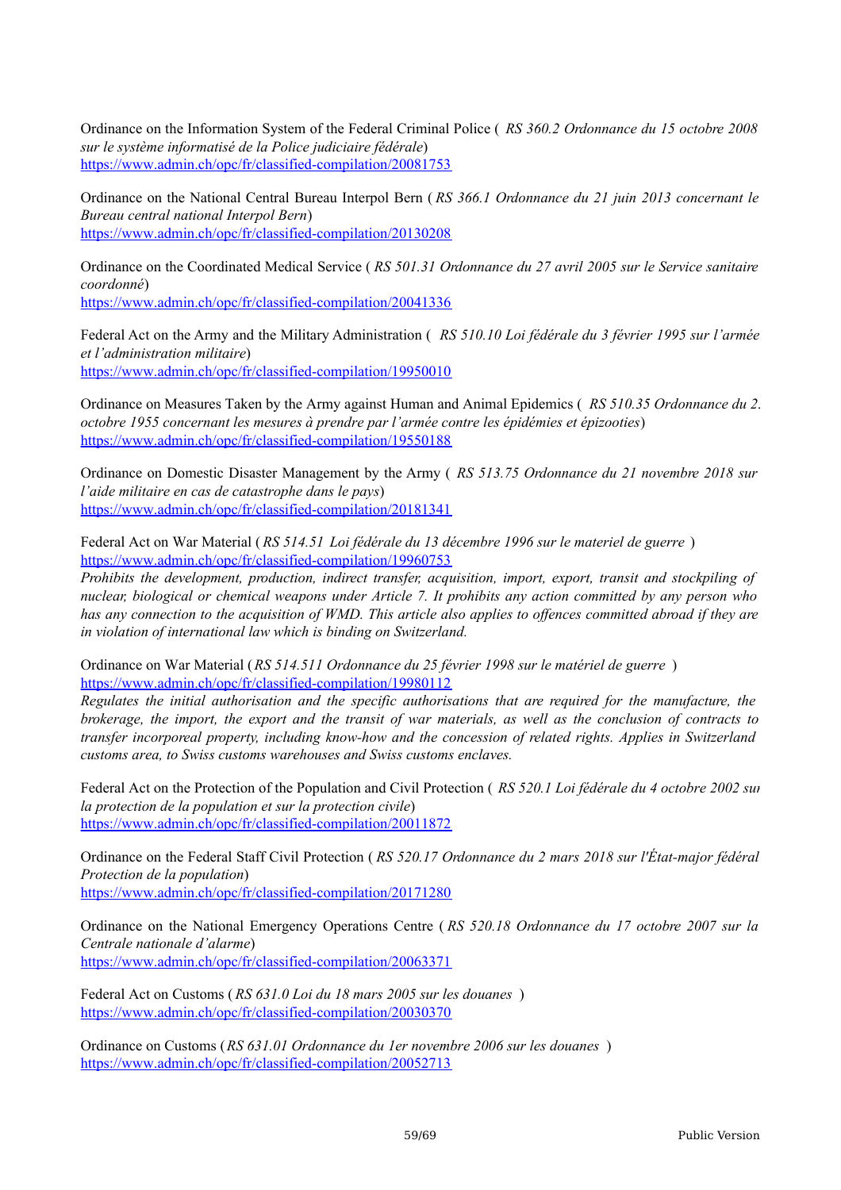Ordinance on the Information System of the Federal Criminal Police ( *RS 360.2 Ordonnance du 15 octobre 2008 sur le système informatisé de la Police judiciaire fédérale*)
https://www.admin.ch/opc/fr/classified-compilation/20081753

Ordinance on the National Central Bureau Interpol Bern (*RS 366.1 Ordonnance du 21 juin 2013 concernant le Bureau central national Interpol Bern*)
https://www.admin.ch/opc/fr/classified-compilation/20130208

Ordinance on the Coordinated Medical Service ( *RS 501.31 Ordonnance du 27 avril 2005 sur le Service sanitaire coordonné*)
https://www.admin.ch/opc/fr/classified-compilation/20041336

Federal Act on the Army and the Military Administration ( *RS 510.10 Loi fédérale du 3 février 1995 sur l'armée et l'administration militaire*)
https://www.admin.ch/opc/fr/classified-compilation/19950010

Ordinance on Measures Taken by the Army against Human and Animal Epidemics ( *RS 510.35 Ordonnance du 2. octobre 1955 concernant les mesures à prendre par l'armée contre les épidémies et épizooties*)
https://www.admin.ch/opc/fr/classified-compilation/19550188

Ordinance on Domestic Disaster Management by the Army ( *RS 513.75 Ordonnance du 21 novembre 2018 sur l'aide militaire en cas de catastrophe dans le pays*)
https://www.admin.ch/opc/fr/classified-compilation/20181341

Federal Act on War Material (*RS 514.51 Loi fédérale du 13 décembre 1996 sur le materiel de guerre* )
https://www.admin.ch/opc/fr/classified-compilation/19960753
*Prohibits the development, production, indirect transfer, acquisition, import, export, transit and stockpiling of nuclear, biological or chemical weapons under Article 7. It prohibits any action committed by any person who has any connection to the acquisition of WMD. This article also applies to offences committed abroad if they are in violation of international law which is binding on Switzerland.*

Ordinance on War Material (*RS 514.511 Ordonnance du 25 février 1998 sur le matériel de guerre* )
https://www.admin.ch/opc/fr/classified-compilation/19980112
*Regulates the initial authorisation and the specific authorisations that are required for the manufacture, the brokerage, the import, the export and the transit of war materials, as well as the conclusion of contracts to transfer incorporeal property, including know-how and the concession of related rights. Applies in Switzerland customs area, to Swiss customs warehouses and Swiss customs enclaves.*

Federal Act on the Protection of the Population and Civil Protection ( *RS 520.1 Loi fédérale du 4 octobre 2002 sur la protection de la population et sur la protection civile*)
https://www.admin.ch/opc/fr/classified-compilation/20011872

Ordinance on the Federal Staff Civil Protection (*RS 520.17 Ordonnance du 2 mars 2018 sur l'État-major fédéral Protection de la population*)
https://www.admin.ch/opc/fr/classified-compilation/20171280

Ordinance on the National Emergency Operations Centre (*RS 520.18 Ordonnance du 17 octobre 2007 sur la Centrale nationale d'alarme*)
https://www.admin.ch/opc/fr/classified-compilation/20063371

Federal Act on Customs (*RS 631.0 Loi du 18 mars 2005 sur les douanes* )
https://www.admin.ch/opc/fr/classified-compilation/20030370

Ordinance on Customs (*RS 631.01 Ordonnance du 1er novembre 2006 sur les douanes* )
https://www.admin.ch/opc/fr/classified-compilation/20052713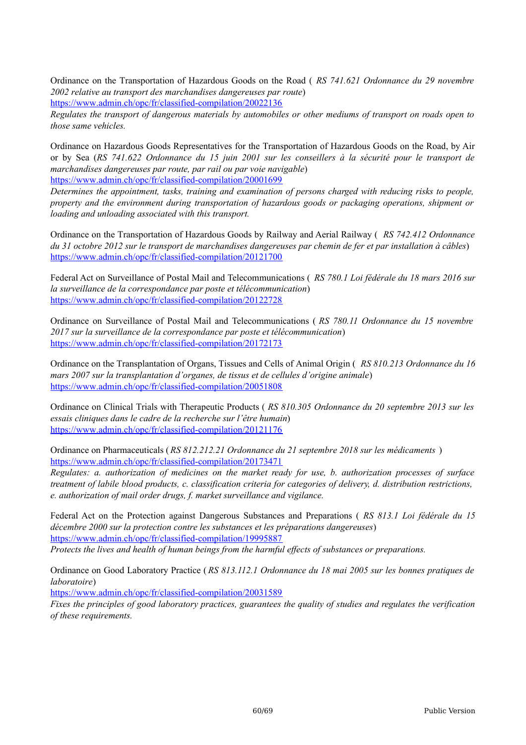Ordinance on the Transportation of Hazardous Goods on the Road ( *RS 741.621 Ordonnance du 29 novembre 2002 relative au transport des marchandises dangereuses par route*)
https://www.admin.ch/opc/fr/classified-compilation/20022136
*Regulates the transport of dangerous materials by automobiles or other mediums of transport on roads open to those same vehicles.*

Ordinance on Hazardous Goods Representatives for the Transportation of Hazardous Goods on the Road, by Air or by Sea (*RS 741.622 Ordonnance du 15 juin 2001 sur les conseillers à la sécurité pour le transport de marchandises dangereuses par route, par rail ou par voie navigable*)
https://www.admin.ch/opc/fr/classified-compilation/20001699
*Determines the appointment, tasks, training and examination of persons charged with reducing risks to people, property and the environment during transportation of hazardous goods or packaging operations, shipment or loading and unloading associated with this transport.*

Ordinance on the Transportation of Hazardous Goods by Railway and Aerial Railway ( *RS 742.412 Ordonnance du 31 octobre 2012 sur le transport de marchandises dangereuses par chemin de fer et par installation à câbles*)
https://www.admin.ch/opc/fr/classified-compilation/20121700

Federal Act on Surveillance of Postal Mail and Telecommunications ( *RS 780.1 Loi fédérale du 18 mars 2016 sur la surveillance de la correspondance par poste et télécommunication*)
https://www.admin.ch/opc/fr/classified-compilation/20122728

Ordinance on Surveillance of Postal Mail and Telecommunications ( *RS 780.11 Ordonnance du 15 novembre 2017 sur la surveillance de la correspondance par poste et télécommunication*)
https://www.admin.ch/opc/fr/classified-compilation/20172173

Ordinance on the Transplantation of Organs, Tissues and Cells of Animal Origin ( *RS 810.213 Ordonnance du 16 mars 2007 sur la transplantation d'organes, de tissus et de cellules d'origine animale*)
https://www.admin.ch/opc/fr/classified-compilation/20051808

Ordinance on Clinical Trials with Therapeutic Products ( *RS 810.305 Ordonnance du 20 septembre 2013 sur les essais cliniques dans le cadre de la recherche sur l'être humain*)
https://www.admin.ch/opc/fr/classified-compilation/20121176

Ordinance on Pharmaceuticals ( *RS 812.212.21 Ordonnance du 21 septembre 2018 sur les médicaments* )
https://www.admin.ch/opc/fr/classified-compilation/20173471
*Regulates: a. authorization of medicines on the market ready for use, b. authorization processes of surface treatment of labile blood products, c. classification criteria for categories of delivery, d. distribution restrictions, e. authorization of mail order drugs, f. market surveillance and vigilance.*

Federal Act on the Protection against Dangerous Substances and Preparations ( *RS 813.1 Loi fédérale du 15 décembre 2000 sur la protection contre les substances et les préparations dangereuses*)
https://www.admin.ch/opc/fr/classified-compilation/19995887
*Protects the lives and health of human beings from the harmful effects of substances or preparations.*

Ordinance on Good Laboratory Practice ( *RS 813.112.1 Ordonnance du 18 mai 2005 sur les bonnes pratiques de laboratoire*)
https://www.admin.ch/opc/fr/classified-compilation/20031589
*Fixes the principles of good laboratory practices, guarantees the quality of studies and regulates the verification of these requirements.*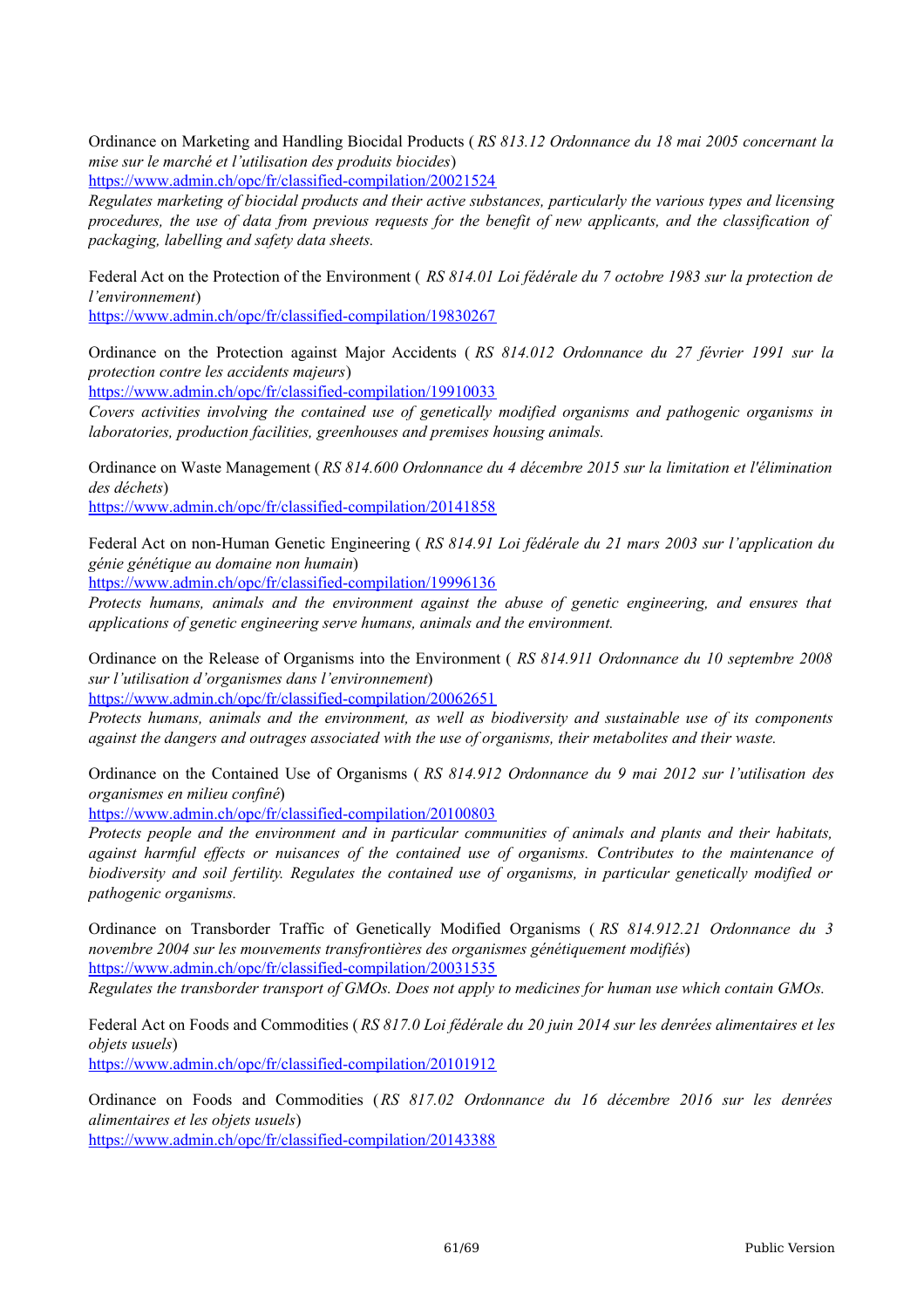Ordinance on Marketing and Handling Biocidal Products ( *RS 813.12 Ordonnance du 18 mai 2005 concernant la mise sur le marché et l'utilisation des produits biocides*)
https://www.admin.ch/opc/fr/classified-compilation/20021524
*Regulates marketing of biocidal products and their active substances, particularly the various types and licensing procedures, the use of data from previous requests for the benefit of new applicants, and the classification of packaging, labelling and safety data sheets.*

Federal Act on the Protection of the Environment ( *RS 814.01 Loi fédérale du 7 octobre 1983 sur la protection de l'environnement*)
https://www.admin.ch/opc/fr/classified-compilation/19830267

Ordinance on the Protection against Major Accidents ( *RS 814.012 Ordonnance du 27 février 1991 sur la protection contre les accidents majeurs*)
https://www.admin.ch/opc/fr/classified-compilation/19910033
*Covers activities involving the contained use of genetically modified organisms and pathogenic organisms in laboratories, production facilities, greenhouses and premises housing animals.*

Ordinance on Waste Management ( *RS 814.600 Ordonnance du 4 décembre 2015 sur la limitation et l'élimination des déchets*)
https://www.admin.ch/opc/fr/classified-compilation/20141858

Federal Act on non-Human Genetic Engineering ( *RS 814.91 Loi fédérale du 21 mars 2003 sur l'application du génie génétique au domaine non humain*)
https://www.admin.ch/opc/fr/classified-compilation/19996136
*Protects humans, animals and the environment against the abuse of genetic engineering, and ensures that applications of genetic engineering serve humans, animals and the environment.*

Ordinance on the Release of Organisms into the Environment ( *RS 814.911 Ordonnance du 10 septembre 2008 sur l'utilisation d'organismes dans l'environnement*)
https://www.admin.ch/opc/fr/classified-compilation/20062651
*Protects humans, animals and the environment, as well as biodiversity and sustainable use of its components against the dangers and outrages associated with the use of organisms, their metabolites and their waste.*

Ordinance on the Contained Use of Organisms ( *RS 814.912 Ordonnance du 9 mai 2012 sur l'utilisation des organismes en milieu confiné*)
https://www.admin.ch/opc/fr/classified-compilation/20100803
*Protects people and the environment and in particular communities of animals and plants and their habitats, against harmful effects or nuisances of the contained use of organisms. Contributes to the maintenance of biodiversity and soil fertility. Regulates the contained use of organisms, in particular genetically modified or pathogenic organisms.*

Ordinance on Transborder Traffic of Genetically Modified Organisms ( *RS 814.912.21 Ordonnance du 3 novembre 2004 sur les mouvements transfrontières des organismes génétiquement modifiés*)
https://www.admin.ch/opc/fr/classified-compilation/20031535
*Regulates the transborder transport of GMOs. Does not apply to medicines for human use which contain GMOs.*

Federal Act on Foods and Commodities ( *RS 817.0 Loi fédérale du 20 juin 2014 sur les denrées alimentaires et les objets usuels*)
https://www.admin.ch/opc/fr/classified-compilation/20101912

Ordinance on Foods and Commodities (*RS 817.02 Ordonnance du 16 décembre 2016 sur les denrées alimentaires et les objets usuels*)
https://www.admin.ch/opc/fr/classified-compilation/20143388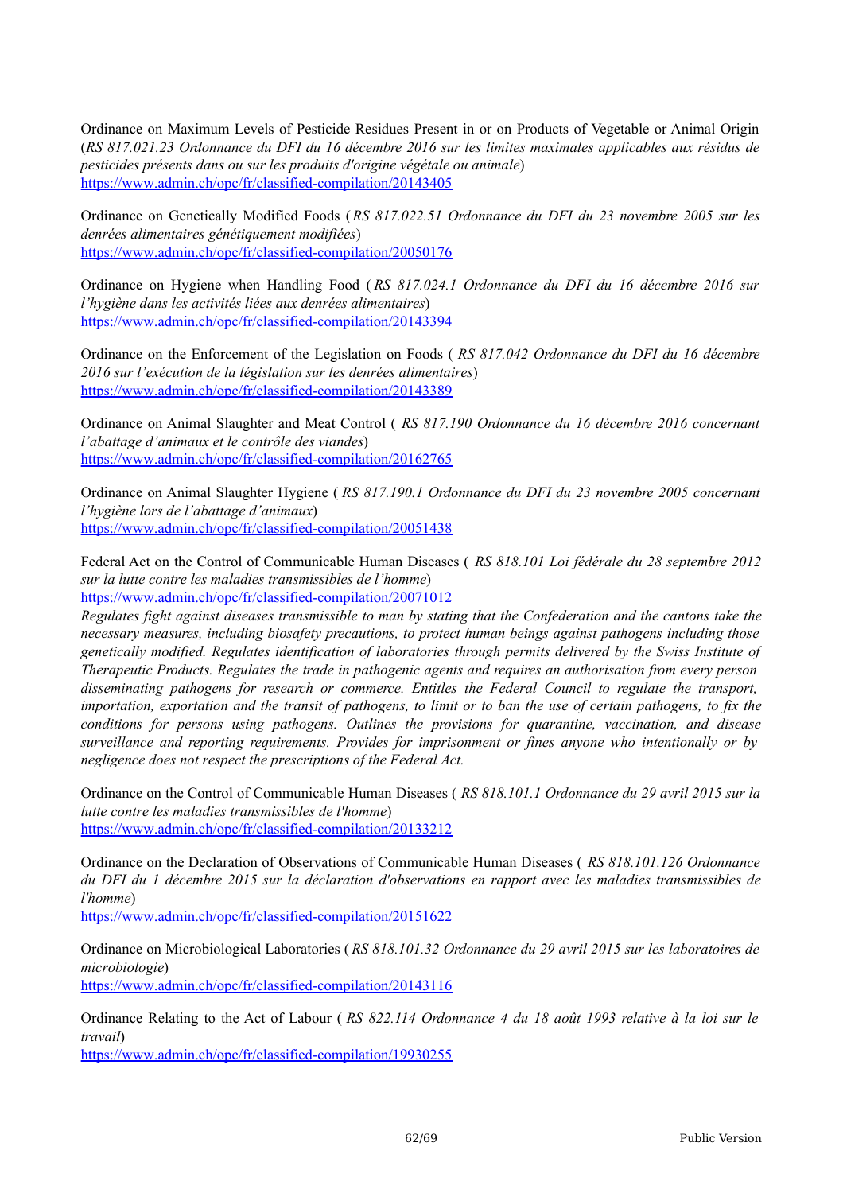Ordinance on Maximum Levels of Pesticide Residues Present in or on Products of Vegetable or Animal Origin (*RS 817.021.23 Ordonnance du DFI du 16 décembre 2016 sur les limites maximales applicables aux résidus de pesticides présents dans ou sur les produits d'origine végétale ou animale*)
https://www.admin.ch/opc/fr/classified-compilation/20143405

Ordinance on Genetically Modified Foods (*RS 817.022.51 Ordonnance du DFI du 23 novembre 2005 sur les denrées alimentaires génétiquement modifiées*)
https://www.admin.ch/opc/fr/classified-compilation/20050176

Ordinance on Hygiene when Handling Food (*RS 817.024.1 Ordonnance du DFI du 16 décembre 2016 sur l'hygiène dans les activités liées aux denrées alimentaires*)
https://www.admin.ch/opc/fr/classified-compilation/20143394

Ordinance on the Enforcement of the Legislation on Foods (*RS 817.042 Ordonnance du DFI du 16 décembre 2016 sur l'exécution de la législation sur les denrées alimentaires*)
https://www.admin.ch/opc/fr/classified-compilation/20143389

Ordinance on Animal Slaughter and Meat Control (*RS 817.190 Ordonnance du 16 décembre 2016 concernant l'abattage d'animaux et le contrôle des viandes*)
https://www.admin.ch/opc/fr/classified-compilation/20162765

Ordinance on Animal Slaughter Hygiene (*RS 817.190.1 Ordonnance du DFI du 23 novembre 2005 concernant l'hygiène lors de l'abattage d'animaux*)
https://www.admin.ch/opc/fr/classified-compilation/20051438

Federal Act on the Control of Communicable Human Diseases (*RS 818.101 Loi fédérale du 28 septembre 2012 sur la lutte contre les maladies transmissibles de l'homme*)
https://www.admin.ch/opc/fr/classified-compilation/20071012
*Regulates fight against diseases transmissible to man by stating that the Confederation and the cantons take the necessary measures, including biosafety precautions, to protect human beings against pathogens including those genetically modified. Regulates identification of laboratories through permits delivered by the Swiss Institute of Therapeutic Products. Regulates the trade in pathogenic agents and requires an authorisation from every person disseminating pathogens for research or commerce. Entitles the Federal Council to regulate the transport, importation, exportation and the transit of pathogens, to limit or to ban the use of certain pathogens, to fix the conditions for persons using pathogens. Outlines the provisions for quarantine, vaccination, and disease surveillance and reporting requirements. Provides for imprisonment or fines anyone who intentionally or by negligence does not respect the prescriptions of the Federal Act.*

Ordinance on the Control of Communicable Human Diseases (*RS 818.101.1 Ordonnance du 29 avril 2015 sur la lutte contre les maladies transmissibles de l'homme*)
https://www.admin.ch/opc/fr/classified-compilation/20133212

Ordinance on the Declaration of Observations of Communicable Human Diseases (*RS 818.101.126 Ordonnance du DFI du 1 décembre 2015 sur la déclaration d'observations en rapport avec les maladies transmissibles de l'homme*)
https://www.admin.ch/opc/fr/classified-compilation/20151622

Ordinance on Microbiological Laboratories (*RS 818.101.32 Ordonnance du 29 avril 2015 sur les laboratoires de microbiologie*)
https://www.admin.ch/opc/fr/classified-compilation/20143116

Ordinance Relating to the Act of Labour (*RS 822.114 Ordonnance 4 du 18 août 1993 relative à la loi sur le travail*)
https://www.admin.ch/opc/fr/classified-compilation/19930255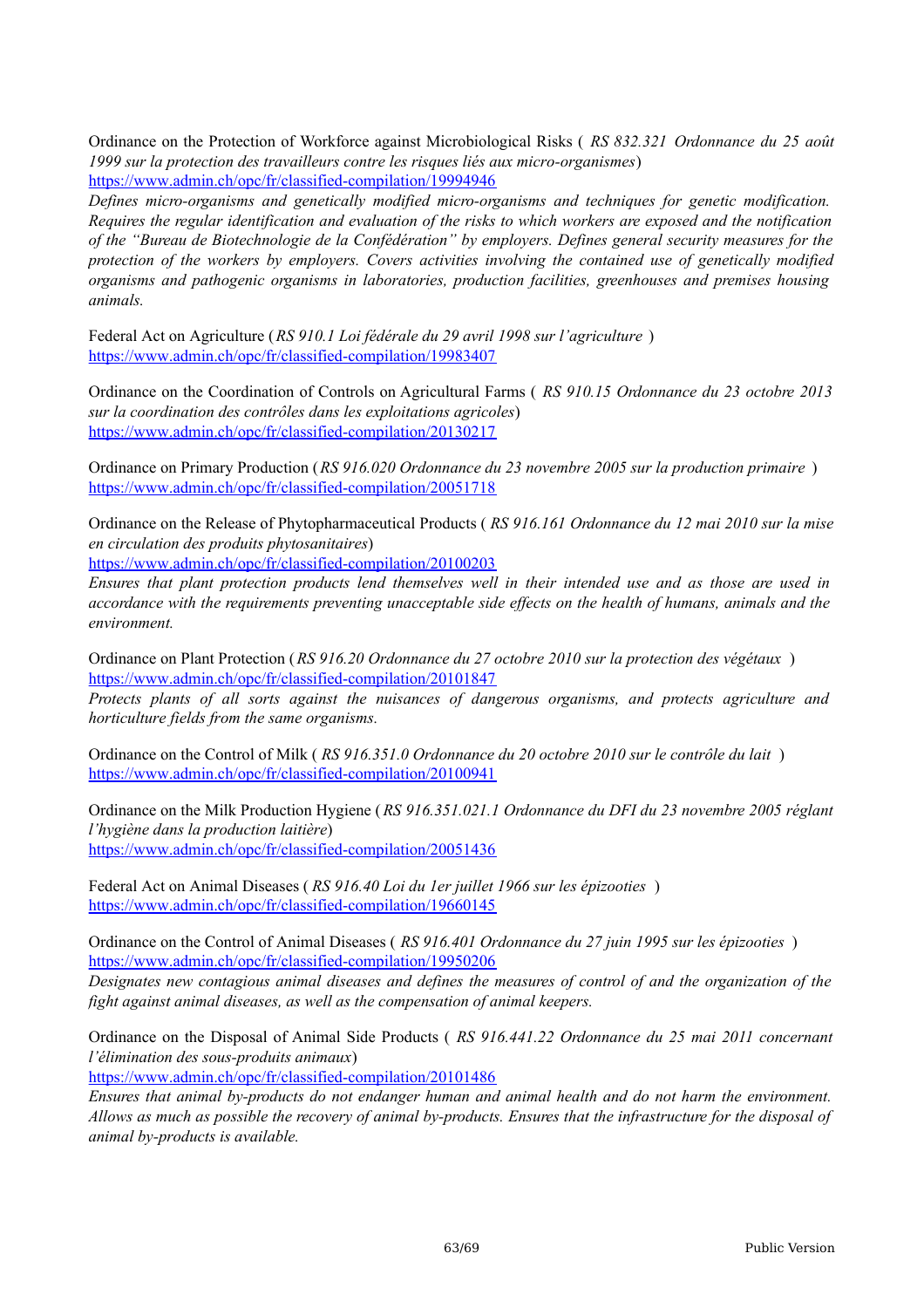Ordinance on the Protection of Workforce against Microbiological Risks ( *RS 832.321 Ordonnance du 25 août 1999 sur la protection des travailleurs contre les risques liés aux micro-organismes*)
https://www.admin.ch/opc/fr/classified-compilation/19994946
*Defines micro-organisms and genetically modified micro-organisms and techniques for genetic modification. Requires the regular identification and evaluation of the risks to which workers are exposed and the notification of the "Bureau de Biotechnologie de la Confédération" by employers. Defines general security measures for the protection of the workers by employers. Covers activities involving the contained use of genetically modified organisms and pathogenic organisms in laboratories, production facilities, greenhouses and premises housing animals.*

Federal Act on Agriculture (*RS 910.1 Loi fédérale du 29 avril 1998 sur l'agriculture* )
https://www.admin.ch/opc/fr/classified-compilation/19983407

Ordinance on the Coordination of Controls on Agricultural Farms ( *RS 910.15 Ordonnance du 23 octobre 2013 sur la coordination des contrôles dans les exploitations agricoles*)
https://www.admin.ch/opc/fr/classified-compilation/20130217

Ordinance on Primary Production (*RS 916.020 Ordonnance du 23 novembre 2005 sur la production primaire* )
https://www.admin.ch/opc/fr/classified-compilation/20051718

Ordinance on the Release of Phytopharmaceutical Products ( *RS 916.161 Ordonnance du 12 mai 2010 sur la mise en circulation des produits phytosanitaires*)
https://www.admin.ch/opc/fr/classified-compilation/20100203
*Ensures that plant protection products lend themselves well in their intended use and as those are used in accordance with the requirements preventing unacceptable side effects on the health of humans, animals and the environment.*

Ordinance on Plant Protection (*RS 916.20 Ordonnance du 27 octobre 2010 sur la protection des végétaux* )
https://www.admin.ch/opc/fr/classified-compilation/20101847
*Protects plants of all sorts against the nuisances of dangerous organisms, and protects agriculture and horticulture fields from the same organisms.*

Ordinance on the Control of Milk ( *RS 916.351.0 Ordonnance du 20 octobre 2010 sur le contrôle du lait* )
https://www.admin.ch/opc/fr/classified-compilation/20100941

Ordinance on the Milk Production Hygiene (*RS 916.351.021.1 Ordonnance du DFI du 23 novembre 2005 réglant l'hygiène dans la production laitière*)
https://www.admin.ch/opc/fr/classified-compilation/20051436

Federal Act on Animal Diseases ( *RS 916.40 Loi du 1er juillet 1966 sur les épizooties* )
https://www.admin.ch/opc/fr/classified-compilation/19660145

Ordinance on the Control of Animal Diseases ( *RS 916.401 Ordonnance du 27 juin 1995 sur les épizooties* )
https://www.admin.ch/opc/fr/classified-compilation/19950206
*Designates new contagious animal diseases and defines the measures of control of and the organization of the fight against animal diseases, as well as the compensation of animal keepers.*

Ordinance on the Disposal of Animal Side Products ( *RS 916.441.22 Ordonnance du 25 mai 2011 concernant l'élimination des sous-produits animaux*)
https://www.admin.ch/opc/fr/classified-compilation/20101486
*Ensures that animal by-products do not endanger human and animal health and do not harm the environment. Allows as much as possible the recovery of animal by-products. Ensures that the infrastructure for the disposal of animal by-products is available.*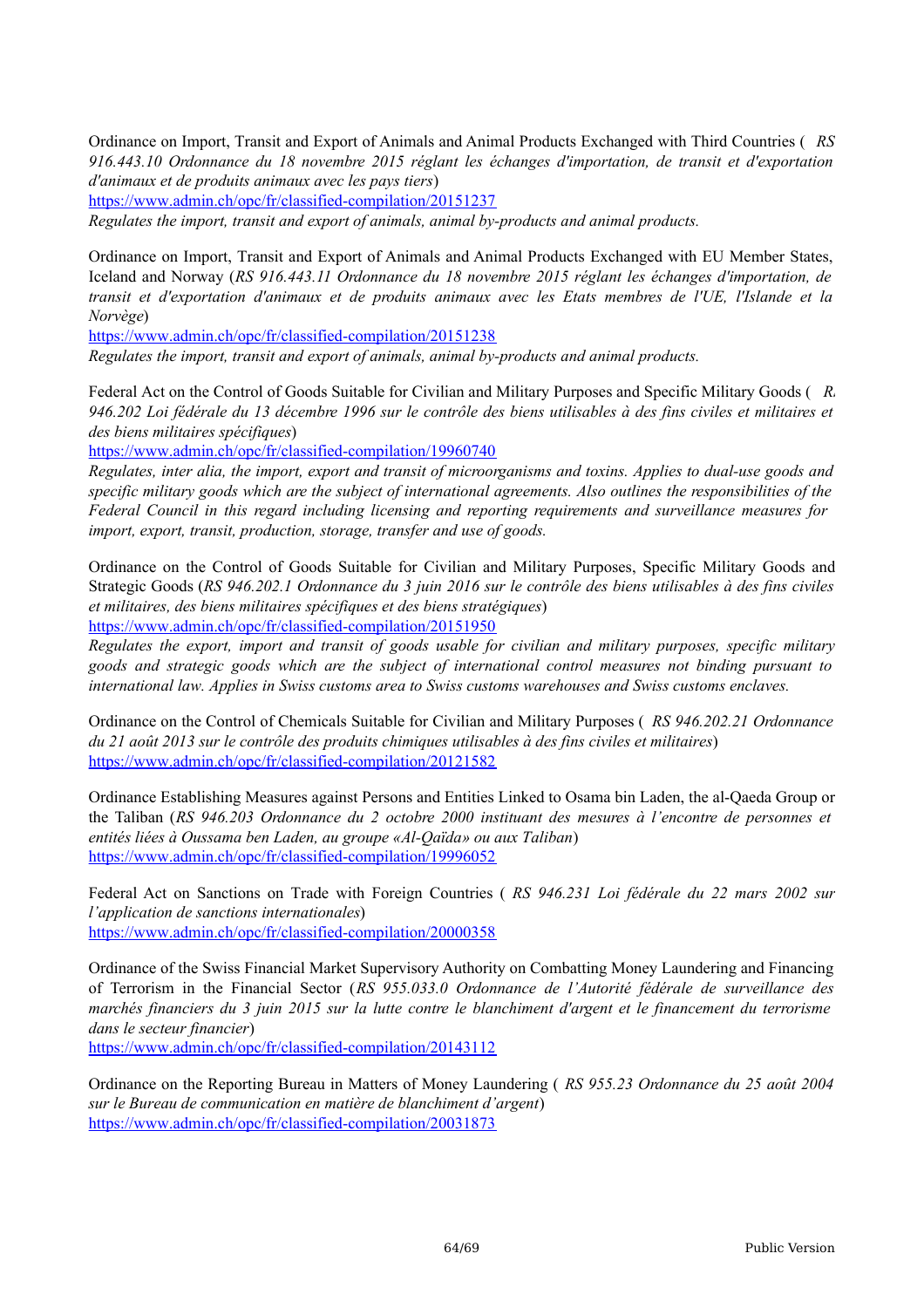Ordinance on Import, Transit and Export of Animals and Animal Products Exchanged with Third Countries ( *RS 916.443.10 Ordonnance du 18 novembre 2015 réglant les échanges d'importation, de transit et d'exportation d'animaux et de produits animaux avec les pays tiers*)
https://www.admin.ch/opc/fr/classified-compilation/20151237
*Regulates the import, transit and export of animals, animal by-products and animal products.*

Ordinance on Import, Transit and Export of Animals and Animal Products Exchanged with EU Member States, Iceland and Norway (*RS 916.443.11 Ordonnance du 18 novembre 2015 réglant les échanges d'importation, de transit et d'exportation d'animaux et de produits animaux avec les Etats membres de l'UE, l'Islande et la Norvège*)
https://www.admin.ch/opc/fr/classified-compilation/20151238
*Regulates the import, transit and export of animals, animal by-products and animal products.*

Federal Act on the Control of Goods Suitable for Civilian and Military Purposes and Specific Military Goods ( *RS 946.202 Loi fédérale du 13 décembre 1996 sur le contrôle des biens utilisables à des fins civiles et militaires et des biens militaires spécifiques*)
https://www.admin.ch/opc/fr/classified-compilation/19960740
*Regulates, inter alia, the import, export and transit of microorganisms and toxins. Applies to dual-use goods and specific military goods which are the subject of international agreements. Also outlines the responsibilities of the Federal Council in this regard including licensing and reporting requirements and surveillance measures for import, export, transit, production, storage, transfer and use of goods.*

Ordinance on the Control of Goods Suitable for Civilian and Military Purposes, Specific Military Goods and Strategic Goods (*RS 946.202.1 Ordonnance du 3 juin 2016 sur le contrôle des biens utilisables à des fins civiles et militaires, des biens militaires spécifiques et des biens stratégiques*)
https://www.admin.ch/opc/fr/classified-compilation/20151950
*Regulates the export, import and transit of goods usable for civilian and military purposes, specific military goods and strategic goods which are the subject of international control measures not binding pursuant to international law. Applies in Swiss customs area to Swiss customs warehouses and Swiss customs enclaves.*

Ordinance on the Control of Chemicals Suitable for Civilian and Military Purposes ( *RS 946.202.21 Ordonnance du 21 août 2013 sur le contrôle des produits chimiques utilisables à des fins civiles et militaires*)
https://www.admin.ch/opc/fr/classified-compilation/20121582

Ordinance Establishing Measures against Persons and Entities Linked to Osama bin Laden, the al-Qaeda Group or the Taliban (*RS 946.203 Ordonnance du 2 octobre 2000 instituant des mesures à l'encontre de personnes et entités liées à Oussama ben Laden, au groupe «Al-Qaïda» ou aux Taliban*)
https://www.admin.ch/opc/fr/classified-compilation/19996052

Federal Act on Sanctions on Trade with Foreign Countries ( *RS 946.231 Loi fédérale du 22 mars 2002 sur l'application de sanctions internationales*)
https://www.admin.ch/opc/fr/classified-compilation/20000358

Ordinance of the Swiss Financial Market Supervisory Authority on Combatting Money Laundering and Financing of Terrorism in the Financial Sector (*RS 955.033.0 Ordonnance de l'Autorité fédérale de surveillance des marchés financiers du 3 juin 2015 sur la lutte contre le blanchiment d'argent et le financement du terrorisme dans le secteur financier*)
https://www.admin.ch/opc/fr/classified-compilation/20143112

Ordinance on the Reporting Bureau in Matters of Money Laundering ( *RS 955.23 Ordonnance du 25 août 2004 sur le Bureau de communication en matière de blanchiment d'argent*)
https://www.admin.ch/opc/fr/classified-compilation/20031873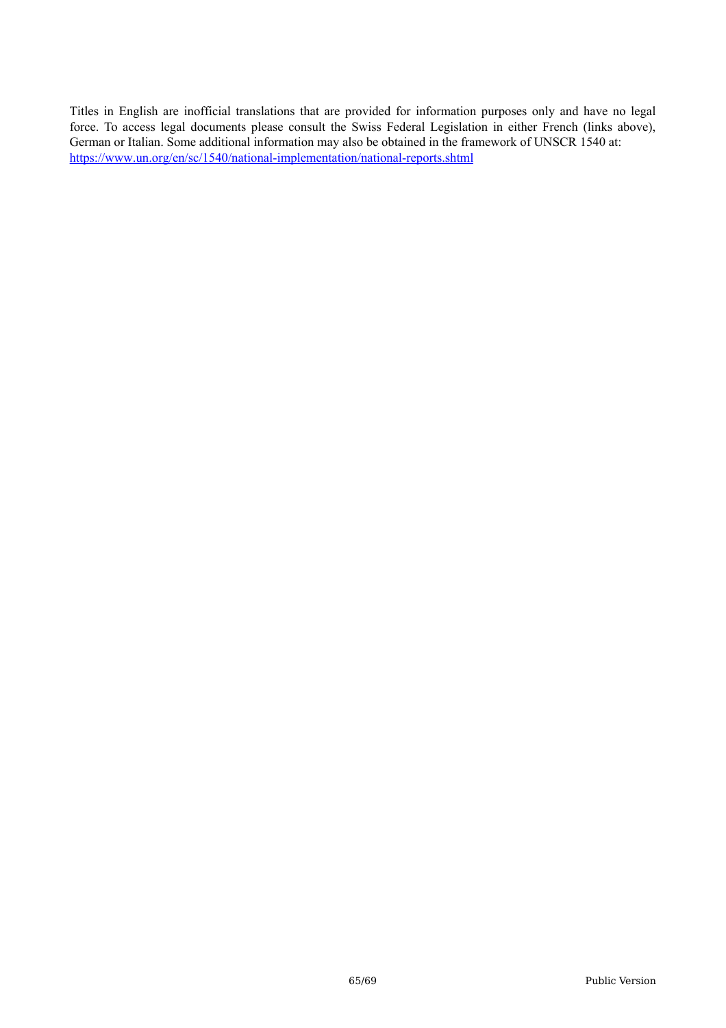Titles in English are inofficial translations that are provided for information purposes only and have no legal force. To access legal documents please consult the Swiss Federal Legislation in either French (links above), German or Italian. Some additional information may also be obtained in the framework of UNSCR 1540 at: https://www.un.org/en/sc/1540/national-implementation/national-reports.shtml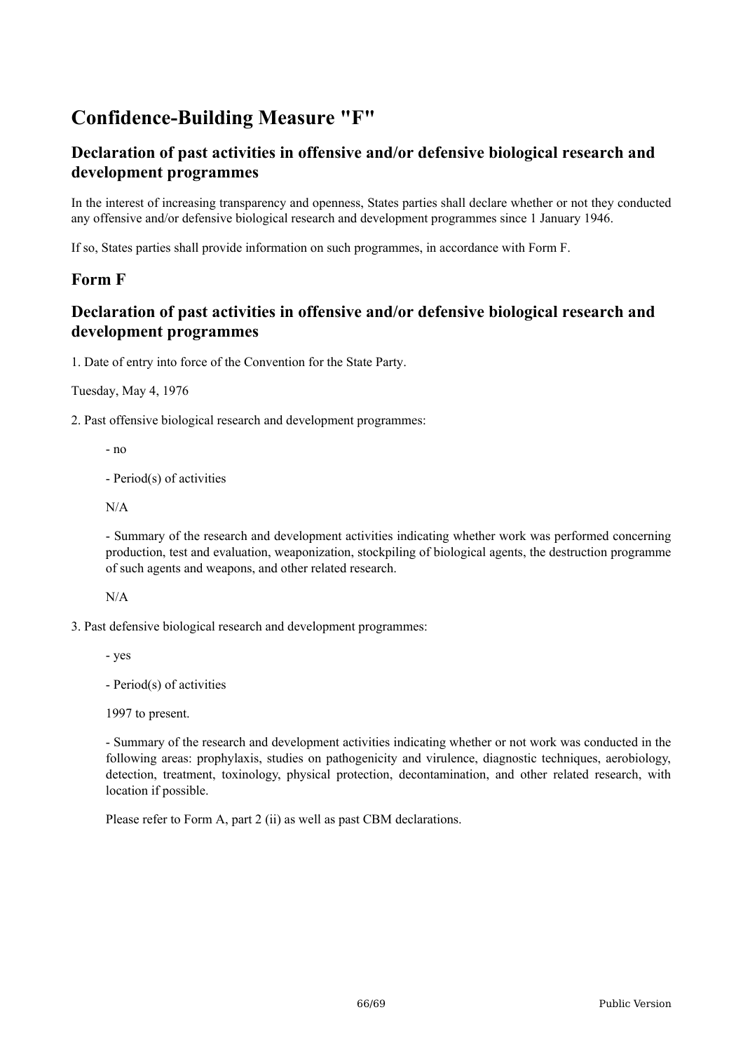# Confidence-Building Measure "F"

## Declaration of past activities in offensive and/or defensive biological research and development programmes

In the interest of increasing transparency and openness, States parties shall declare whether or not they conducted any offensive and/or defensive biological research and development programmes since 1 January 1946.

If so, States parties shall provide information on such programmes, in accordance with Form F.

## Form F

## Declaration of past activities in offensive and/or defensive biological research and development programmes

1. Date of entry into force of the Convention for the State Party.

Tuesday, May 4, 1976

2. Past offensive biological research and development programmes:

   - no

   - Period(s) of activities

   N/A

   - Summary of the research and development activities indicating whether work was performed concerning production, test and evaluation, weaponization, stockpiling of biological agents, the destruction programme of such agents and weapons, and other related research.

   N/A

3. Past defensive biological research and development programmes:

   - yes

   - Period(s) of activities

   1997 to present.

   - Summary of the research and development activities indicating whether or not work was conducted in the following areas: prophylaxis, studies on pathogenicity and virulence, diagnostic techniques, aerobiology, detection, treatment, toxinology, physical protection, decontamination, and other related research, with location if possible.

   Please refer to Form A, part 2 (ii) as well as past CBM declarations.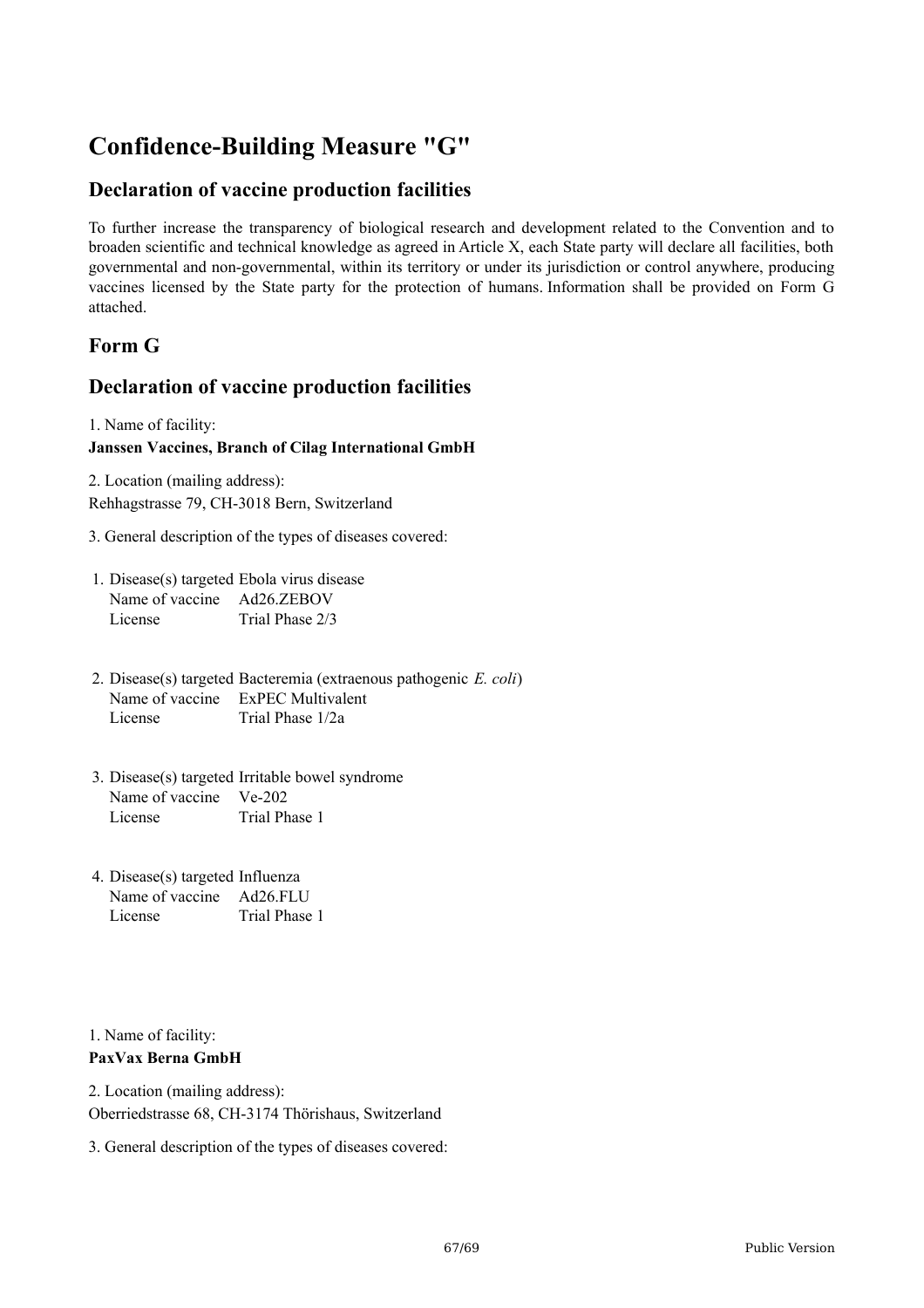# Confidence-Building Measure "G"

## Declaration of vaccine production facilities

To further increase the transparency of biological research and development related to the Convention and to broaden scientific and technical knowledge as agreed in Article X, each State party will declare all facilities, both governmental and non-governmental, within its territory or under its jurisdiction or control anywhere, producing vaccines licensed by the State party for the protection of humans. Information shall be provided on Form G attached.

## Form G

## Declaration of vaccine production facilities

1. Name of facility:

**Janssen Vaccines, Branch of Cilag International GmbH**

2. Location (mailing address):

Rehhagstrasse 79, CH-3018 Bern, Switzerland

3. General description of the types of diseases covered:

1. Disease(s) targeted Ebola virus disease
   Name of vaccine Ad26.ZEBOV
   License Trial Phase 2/3

2. Disease(s) targeted Bacteremia (extraenous pathogenic *E. coli*)
   Name of vaccine ExPEC Multivalent
   License Trial Phase 1/2a

3. Disease(s) targeted Irritable bowel syndrome
   Name of vaccine Ve-202
   License Trial Phase 1

4. Disease(s) targeted Influenza
   Name of vaccine Ad26.FLU
   License Trial Phase 1

1. Name of facility:

**PaxVax Berna GmbH**

2. Location (mailing address):

Oberriedstrasse 68, CH-3174 Thörishaus, Switzerland

3. General description of the types of diseases covered: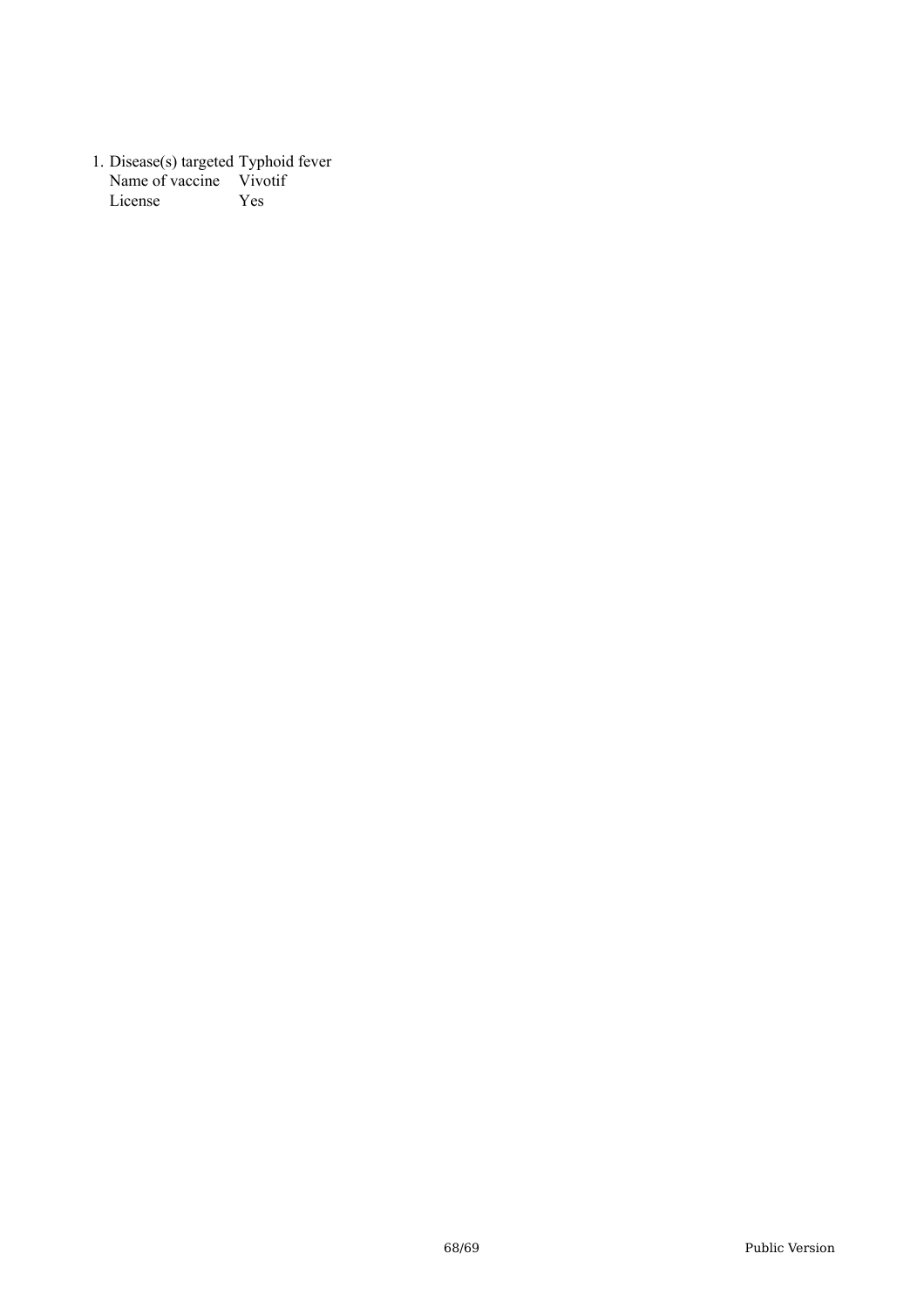1. Disease(s) targeted Typhoid fever
   Name of vaccine Vivotif
   License Yes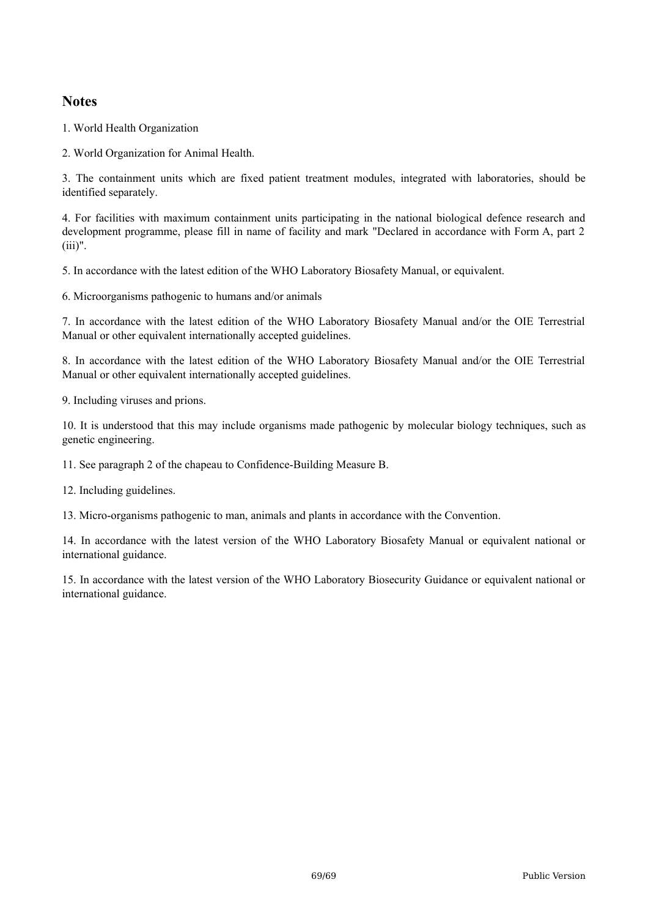## Notes

1. World Health Organization

2. World Organization for Animal Health.

3. The containment units which are fixed patient treatment modules, integrated with laboratories, should be identified separately.

4. For facilities with maximum containment units participating in the national biological defence research and development programme, please fill in name of facility and mark "Declared in accordance with Form A, part 2 (iii)".

5. In accordance with the latest edition of the WHO Laboratory Biosafety Manual, or equivalent.

6. Microorganisms pathogenic to humans and/or animals

7. In accordance with the latest edition of the WHO Laboratory Biosafety Manual and/or the OIE Terrestrial Manual or other equivalent internationally accepted guidelines.

8. In accordance with the latest edition of the WHO Laboratory Biosafety Manual and/or the OIE Terrestrial Manual or other equivalent internationally accepted guidelines.

9. Including viruses and prions.

10. It is understood that this may include organisms made pathogenic by molecular biology techniques, such as genetic engineering.

11. See paragraph 2 of the chapeau to Confidence-Building Measure B.

12. Including guidelines.

13. Micro-organisms pathogenic to man, animals and plants in accordance with the Convention.

14. In accordance with the latest version of the WHO Laboratory Biosafety Manual or equivalent national or international guidance.

15. In accordance with the latest version of the WHO Laboratory Biosecurity Guidance or equivalent national or international guidance.